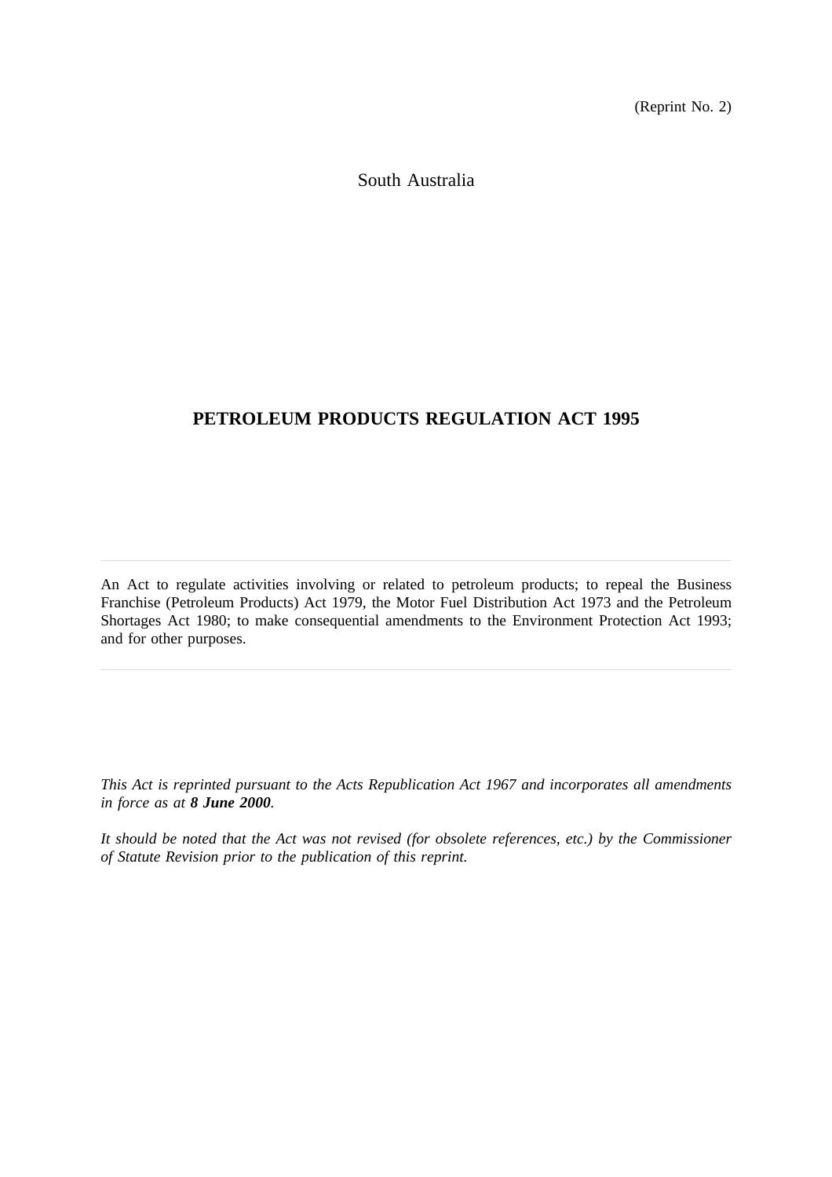(Reprint No. 2)

South Australia

# PETROLEUM PRODUCTS REGULATION ACT 1995

---

An Act to regulate activities involving or related to petroleum products; to repeal the Business Franchise (Petroleum Products) Act 1979, the Motor Fuel Distribution Act 1973 and the Petroleum Shortages Act 1980; to make consequential amendments to the Environment Protection Act 1993; and for other purposes.

---

*This Act is reprinted pursuant to the Acts Republication Act 1967 and incorporates all amendments in force as at **8 June 2000**.*

*It should be noted that the Act was not revised (for obsolete references, etc.) by the Commissioner of Statute Revision prior to the publication of this reprint.*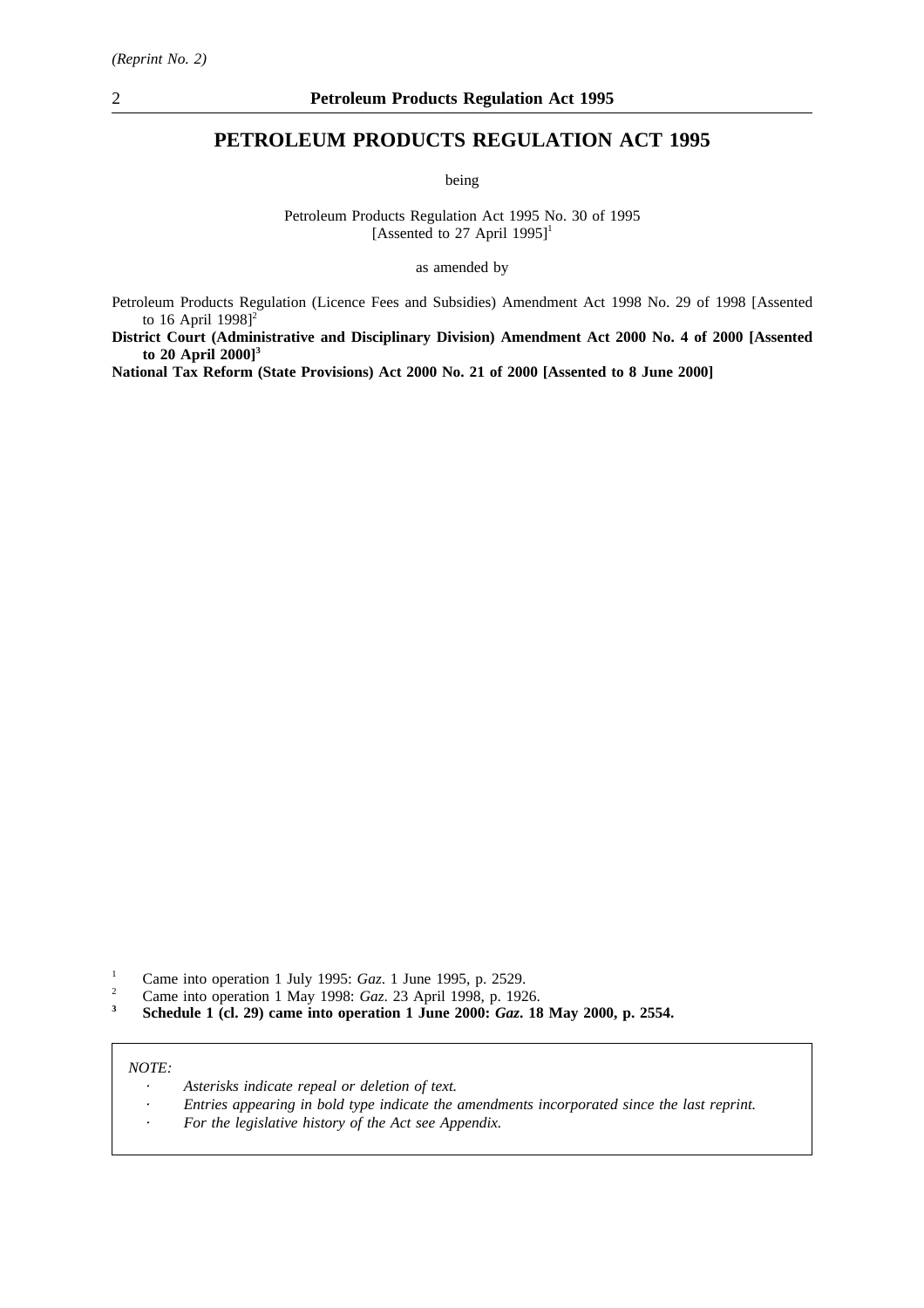*(Reprint No. 2)*

# PETROLEUM PRODUCTS REGULATION ACT 1995

being

Petroleum Products Regulation Act 1995 No. 30 of 1995
[Assented to 27 April 1995][1]

as amended by

Petroleum Products Regulation (Licence Fees and Subsidies) Amendment Act 1998 No. 29 of 1998 [Assented to 16 April 1998][2]

**District Court (Administrative and Disciplinary Division) Amendment Act 2000 No. 4 of 2000 [Assented to 20 April 2000][3]**

**National Tax Reform (State Provisions) Act 2000 No. 21 of 2000 [Assented to 8 June 2000]**

[1] Came into operation 1 July 1995: *Gaz*. 1 June 1995, p. 2529.

[2] Came into operation 1 May 1998: *Gaz*. 23 April 1998, p. 1926.

**[3] Schedule 1 (cl. 29) came into operation 1 June 2000: *Gaz*. 18 May 2000, p. 2554.**

*NOTE:*

- *Asterisks indicate repeal or deletion of text.*
- *Entries appearing in bold type indicate the amendments incorporated since the last reprint.*
- *For the legislative history of the Act see Appendix.*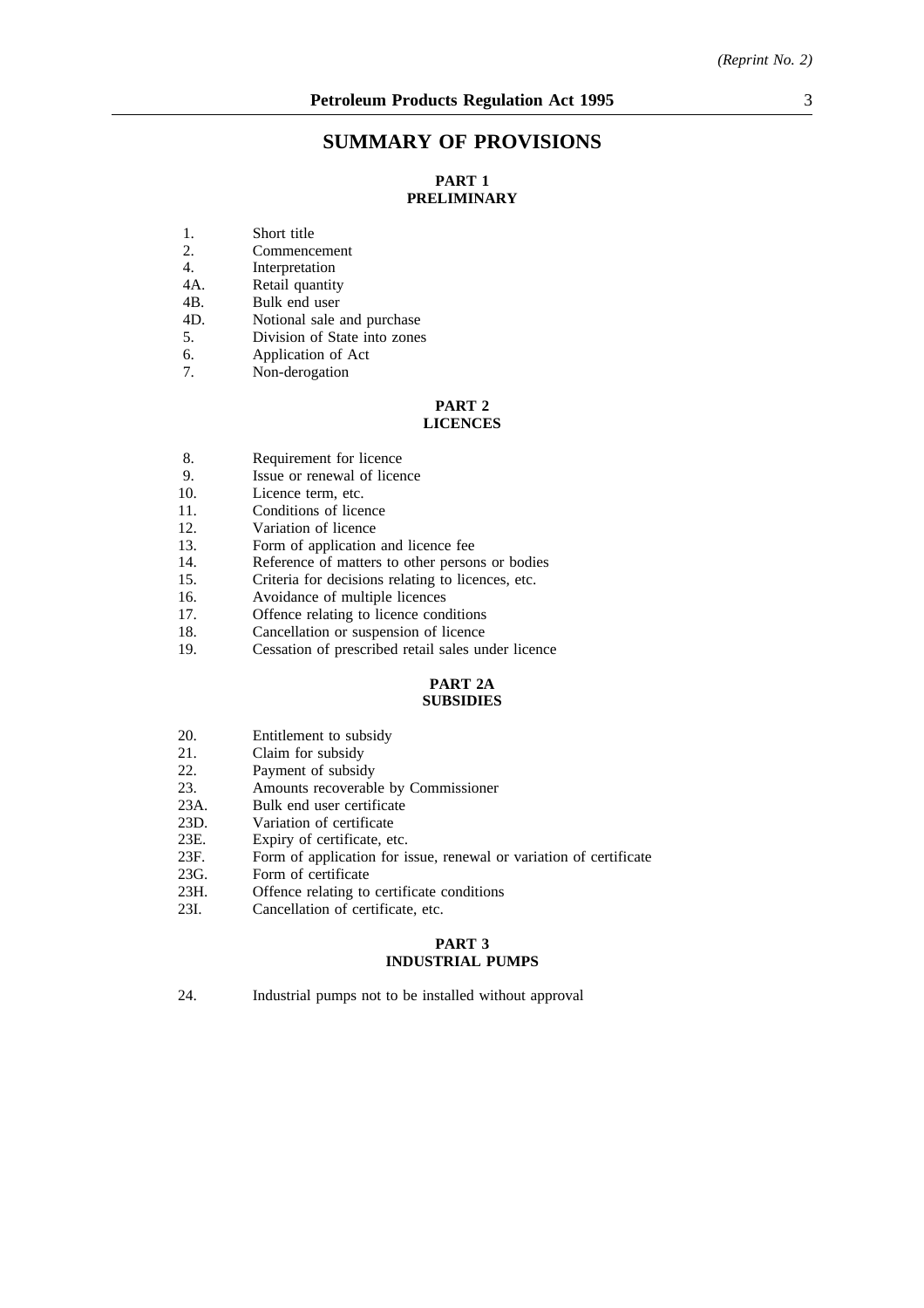# SUMMARY OF PROVISIONS

## PART 1
## PRELIMINARY

1. Short title
2. Commencement
4. Interpretation
4A. Retail quantity
4B. Bulk end user
4D. Notional sale and purchase
5. Division of State into zones
6. Application of Act
7. Non-derogation

## PART 2
## LICENCES

8. Requirement for licence
9. Issue or renewal of licence
10. Licence term, etc.
11. Conditions of licence
12. Variation of licence
13. Form of application and licence fee
14. Reference of matters to other persons or bodies
15. Criteria for decisions relating to licences, etc.
16. Avoidance of multiple licences
17. Offence relating to licence conditions
18. Cancellation or suspension of licence
19. Cessation of prescribed retail sales under licence

## PART 2A
## SUBSIDIES

20. Entitlement to subsidy
21. Claim for subsidy
22. Payment of subsidy
23. Amounts recoverable by Commissioner
23A. Bulk end user certificate
23D. Variation of certificate
23E. Expiry of certificate, etc.
23F. Form of application for issue, renewal or variation of certificate
23G. Form of certificate
23H. Offence relating to certificate conditions
23I. Cancellation of certificate, etc.

## PART 3
## INDUSTRIAL PUMPS

24. Industrial pumps not to be installed without approval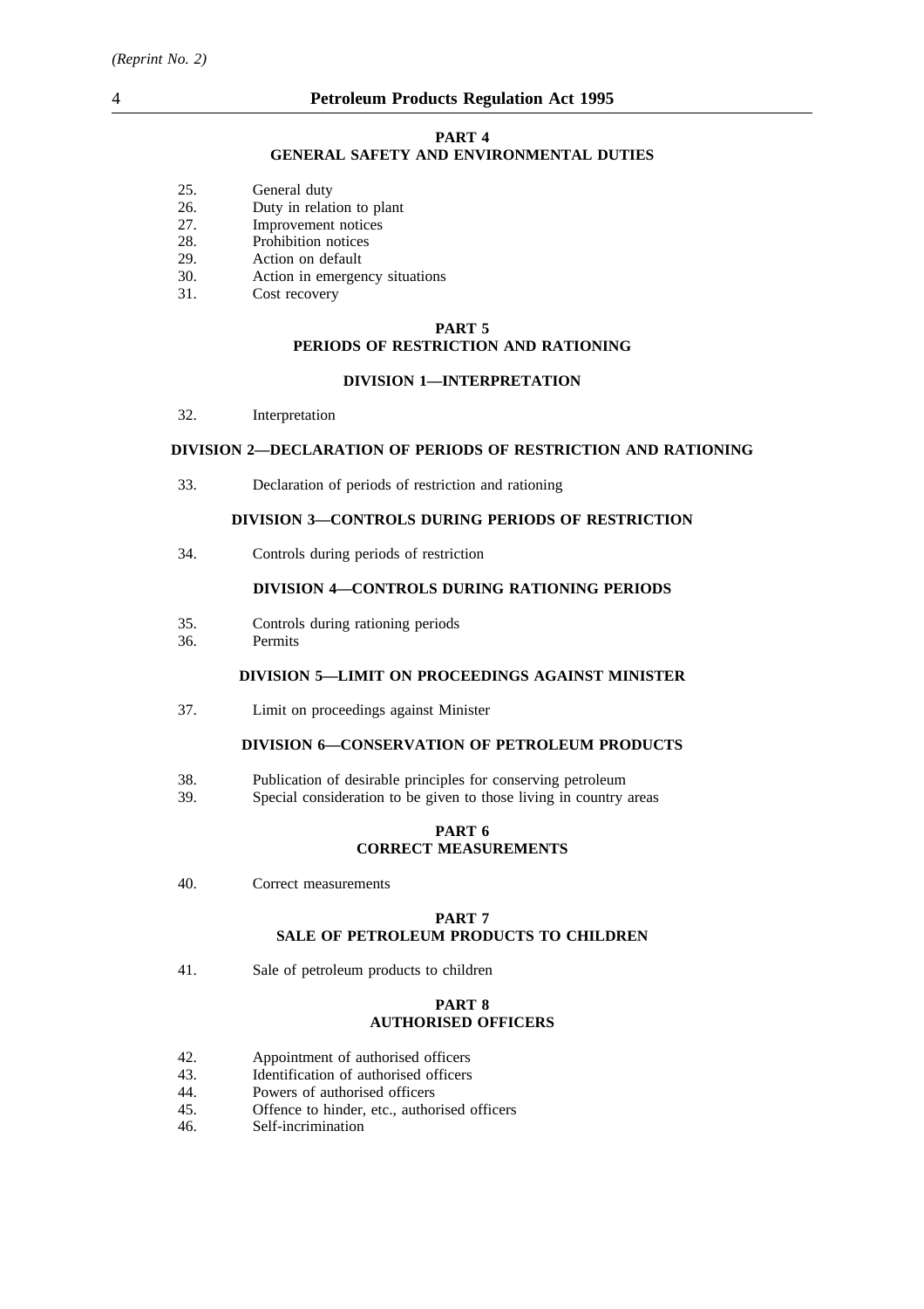## PART 4
## GENERAL SAFETY AND ENVIRONMENTAL DUTIES

25. General duty
26. Duty in relation to plant
27. Improvement notices
28. Prohibition notices
29. Action on default
30. Action in emergency situations
31. Cost recovery

## PART 5
## PERIODS OF RESTRICTION AND RATIONING

### DIVISION 1—INTERPRETATION

32. Interpretation

### DIVISION 2—DECLARATION OF PERIODS OF RESTRICTION AND RATIONING

33. Declaration of periods of restriction and rationing

### DIVISION 3—CONTROLS DURING PERIODS OF RESTRICTION

34. Controls during periods of restriction

### DIVISION 4—CONTROLS DURING RATIONING PERIODS

35. Controls during rationing periods
36. Permits

### DIVISION 5—LIMIT ON PROCEEDINGS AGAINST MINISTER

37. Limit on proceedings against Minister

### DIVISION 6—CONSERVATION OF PETROLEUM PRODUCTS

38. Publication of desirable principles for conserving petroleum
39. Special consideration to be given to those living in country areas

## PART 6
## CORRECT MEASUREMENTS

40. Correct measurements

## PART 7
## SALE OF PETROLEUM PRODUCTS TO CHILDREN

41. Sale of petroleum products to children

## PART 8
## AUTHORISED OFFICERS

42. Appointment of authorised officers
43. Identification of authorised officers
44. Powers of authorised officers
45. Offence to hinder, etc., authorised officers
46. Self-incrimination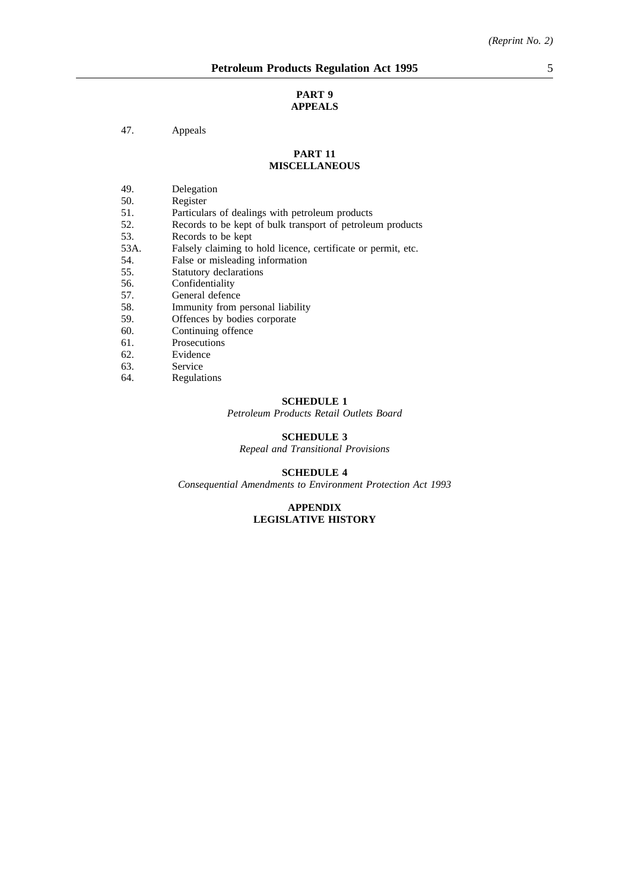## PART 9
## APPEALS

47. Appeals

## PART 11
## MISCELLANEOUS

49. Delegation
50. Register
51. Particulars of dealings with petroleum products
52. Records to be kept of bulk transport of petroleum products
53. Records to be kept
53A. Falsely claiming to hold licence, certificate or permit, etc.
54. False or misleading information
55. Statutory declarations
56. Confidentiality
57. General defence
58. Immunity from personal liability
59. Offences by bodies corporate
60. Continuing offence
61. Prosecutions
62. Evidence
63. Service
64. Regulations

## SCHEDULE 1
*Petroleum Products Retail Outlets Board*

## SCHEDULE 3
*Repeal and Transitional Provisions*

## SCHEDULE 4
*Consequential Amendments to Environment Protection Act 1993*

## APPENDIX
## LEGISLATIVE HISTORY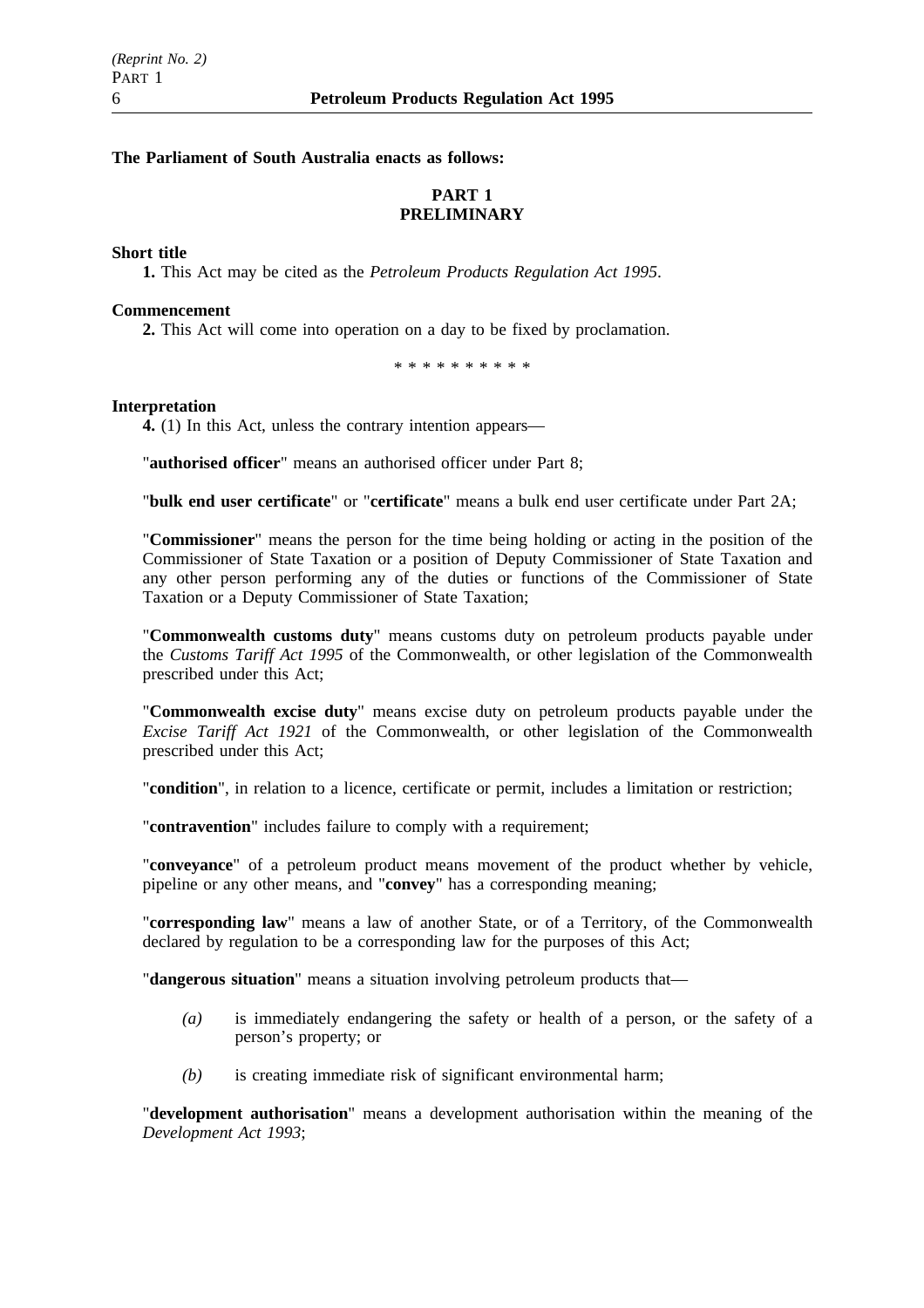**The Parliament of South Australia enacts as follows:**

## PART 1
## PRELIMINARY

**Short title**

**1.** This Act may be cited as the *Petroleum Products Regulation Act 1995*.

**Commencement**

**2.** This Act will come into operation on a day to be fixed by proclamation.

\* \* \* \* \* \* \* \* \* \*

**Interpretation**

**4.** (1) In this Act, unless the contrary intention appears—

"**authorised officer**" means an authorised officer under Part 8;

"**bulk end user certificate**" or "**certificate**" means a bulk end user certificate under Part 2A;

"**Commissioner**" means the person for the time being holding or acting in the position of the Commissioner of State Taxation or a position of Deputy Commissioner of State Taxation and any other person performing any of the duties or functions of the Commissioner of State Taxation or a Deputy Commissioner of State Taxation;

"**Commonwealth customs duty**" means customs duty on petroleum products payable under the *Customs Tariff Act 1995* of the Commonwealth, or other legislation of the Commonwealth prescribed under this Act;

"**Commonwealth excise duty**" means excise duty on petroleum products payable under the *Excise Tariff Act 1921* of the Commonwealth, or other legislation of the Commonwealth prescribed under this Act;

"**condition**", in relation to a licence, certificate or permit, includes a limitation or restriction;

"**contravention**" includes failure to comply with a requirement;

"**conveyance**" of a petroleum product means movement of the product whether by vehicle, pipeline or any other means, and "**convey**" has a corresponding meaning;

"**corresponding law**" means a law of another State, or of a Territory, of the Commonwealth declared by regulation to be a corresponding law for the purposes of this Act;

"**dangerous situation**" means a situation involving petroleum products that—

*(a)* is immediately endangering the safety or health of a person, or the safety of a person's property; or

*(b)* is creating immediate risk of significant environmental harm;

"**development authorisation**" means a development authorisation within the meaning of the *Development Act 1993*;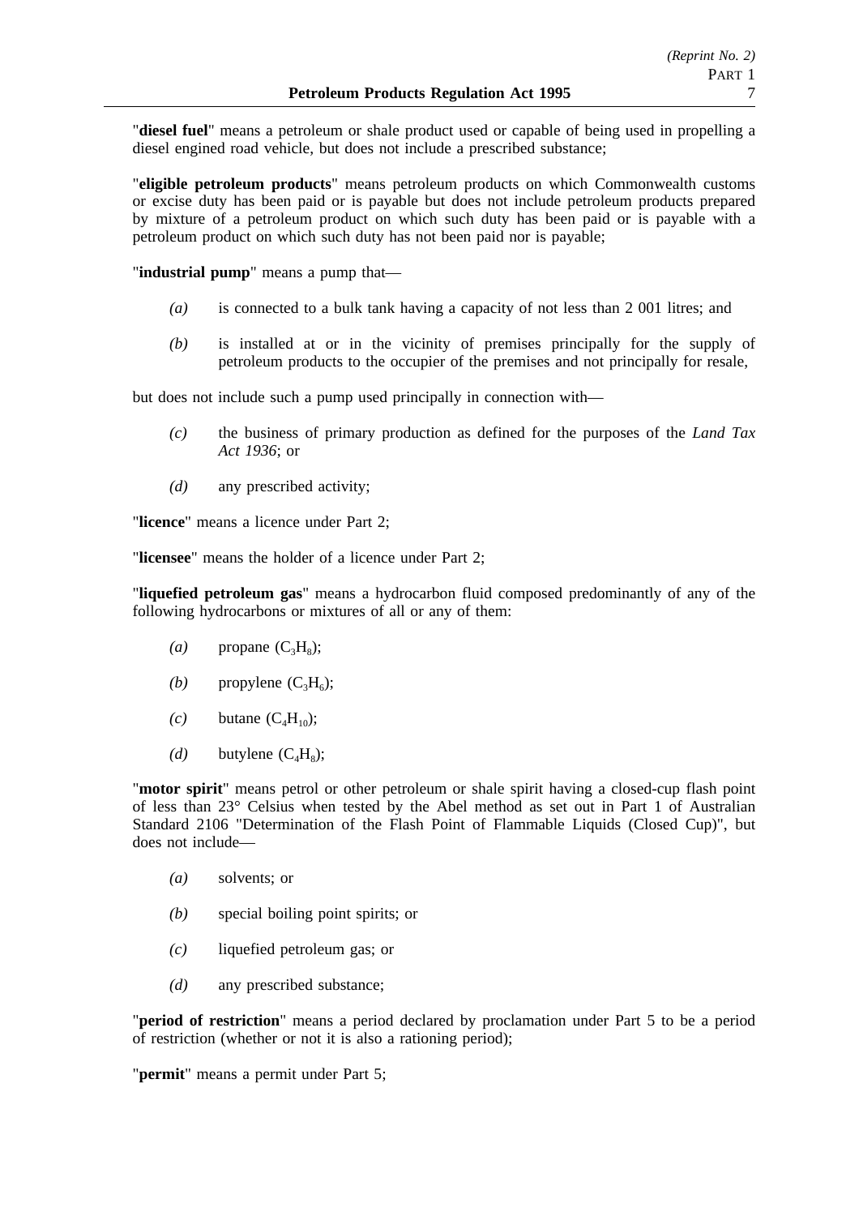"**diesel fuel**" means a petroleum or shale product used or capable of being used in propelling a diesel engined road vehicle, but does not include a prescribed substance;

"**eligible petroleum products**" means petroleum products on which Commonwealth customs or excise duty has been paid or is payable but does not include petroleum products prepared by mixture of a petroleum product on which such duty has been paid or is payable with a petroleum product on which such duty has not been paid nor is payable;

"**industrial pump**" means a pump that—

*(a)* is connected to a bulk tank having a capacity of not less than 2 001 litres; and

*(b)* is installed at or in the vicinity of premises principally for the supply of petroleum products to the occupier of the premises and not principally for resale,

but does not include such a pump used principally in connection with—

*(c)* the business of primary production as defined for the purposes of the *Land Tax Act 1936*; or

*(d)* any prescribed activity;

"**licence**" means a licence under Part 2;

"**licensee**" means the holder of a licence under Part 2;

"**liquefied petroleum gas**" means a hydrocarbon fluid composed predominantly of any of the following hydrocarbons or mixtures of all or any of them:

*(a)* propane ($C_3H_8$);

*(b)* propylene ($C_3H_6$);

*(c)* butane ($C_4H_{10}$);

*(d)* butylene ($C_4H_8$);

"**motor spirit**" means petrol or other petroleum or shale spirit having a closed-cup flash point of less than 23° Celsius when tested by the Abel method as set out in Part 1 of Australian Standard 2106 "Determination of the Flash Point of Flammable Liquids (Closed Cup)", but does not include—

*(a)* solvents; or

*(b)* special boiling point spirits; or

*(c)* liquefied petroleum gas; or

*(d)* any prescribed substance;

"**period of restriction**" means a period declared by proclamation under Part 5 to be a period of restriction (whether or not it is also a rationing period);

"**permit**" means a permit under Part 5;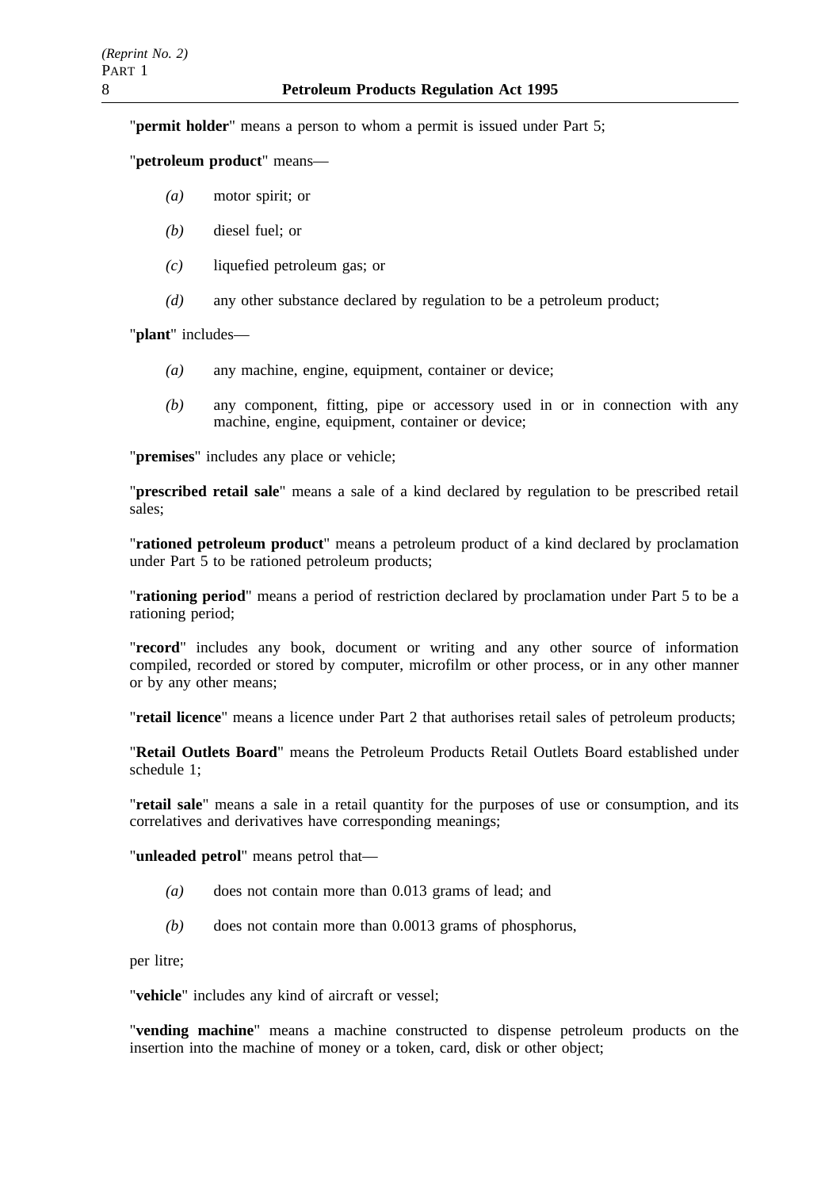"**permit holder**" means a person to whom a permit is issued under Part 5;

"**petroleum product**" means—

*(a)* motor spirit; or

*(b)* diesel fuel; or

*(c)* liquefied petroleum gas; or

*(d)* any other substance declared by regulation to be a petroleum product;

"**plant**" includes—

*(a)* any machine, engine, equipment, container or device;

*(b)* any component, fitting, pipe or accessory used in or in connection with any machine, engine, equipment, container or device;

"**premises**" includes any place or vehicle;

"**prescribed retail sale**" means a sale of a kind declared by regulation to be prescribed retail sales;

"**rationed petroleum product**" means a petroleum product of a kind declared by proclamation under Part 5 to be rationed petroleum products;

"**rationing period**" means a period of restriction declared by proclamation under Part 5 to be a rationing period;

"**record**" includes any book, document or writing and any other source of information compiled, recorded or stored by computer, microfilm or other process, or in any other manner or by any other means;

"**retail licence**" means a licence under Part 2 that authorises retail sales of petroleum products;

"**Retail Outlets Board**" means the Petroleum Products Retail Outlets Board established under schedule 1;

"**retail sale**" means a sale in a retail quantity for the purposes of use or consumption, and its correlatives and derivatives have corresponding meanings;

"**unleaded petrol**" means petrol that—

*(a)* does not contain more than 0.013 grams of lead; and

*(b)* does not contain more than 0.0013 grams of phosphorus,

per litre;

"**vehicle**" includes any kind of aircraft or vessel;

"**vending machine**" means a machine constructed to dispense petroleum products on the insertion into the machine of money or a token, card, disk or other object;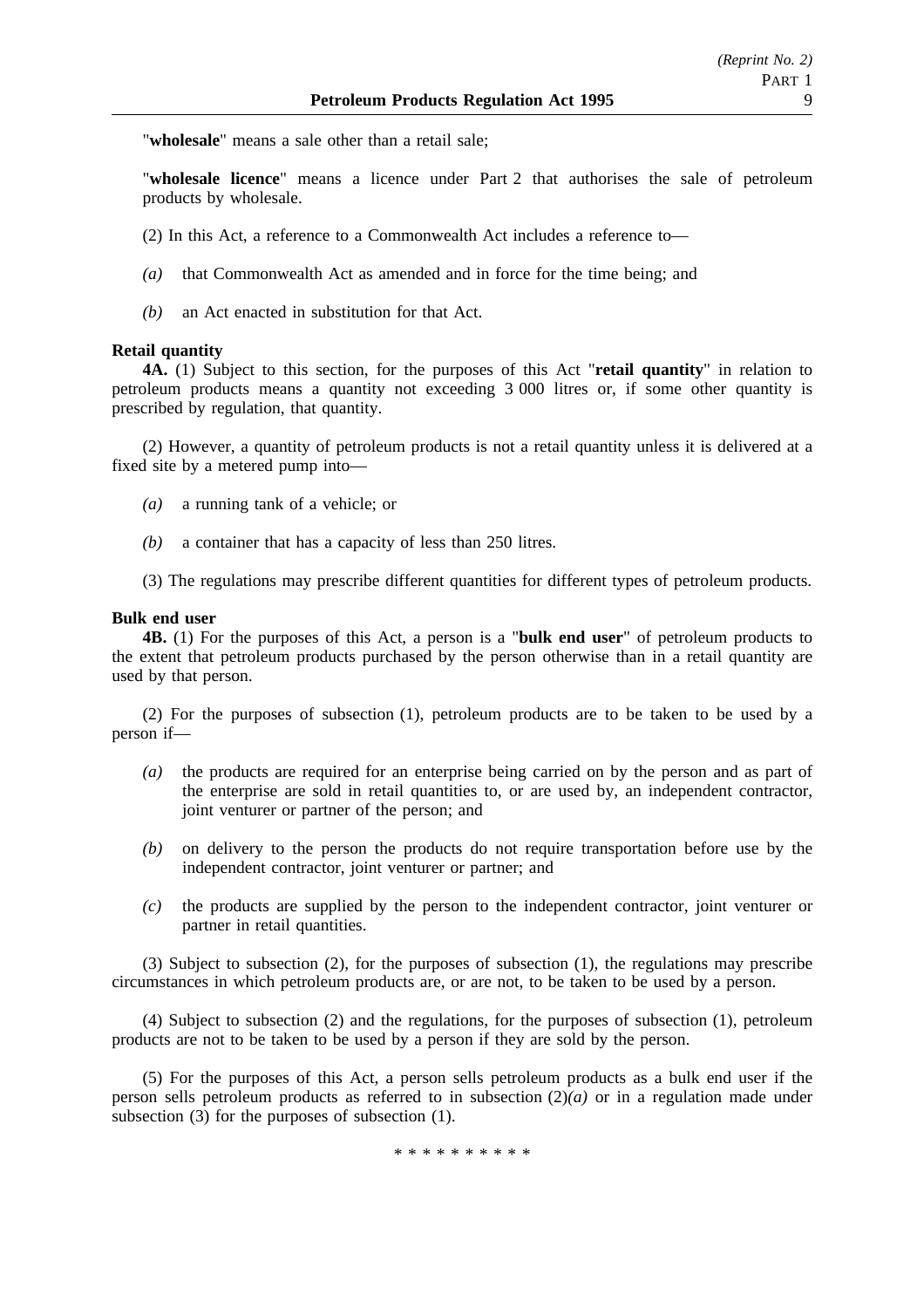"**wholesale**" means a sale other than a retail sale;

"**wholesale licence**" means a licence under Part 2 that authorises the sale of petroleum products by wholesale.

(2) In this Act, a reference to a Commonwealth Act includes a reference to—

*(a)* that Commonwealth Act as amended and in force for the time being; and

*(b)* an Act enacted in substitution for that Act.

**Retail quantity**

**4A.** (1) Subject to this section, for the purposes of this Act "**retail quantity**" in relation to petroleum products means a quantity not exceeding 3 000 litres or, if some other quantity is prescribed by regulation, that quantity.

(2) However, a quantity of petroleum products is not a retail quantity unless it is delivered at a fixed site by a metered pump into—

*(a)* a running tank of a vehicle; or

*(b)* a container that has a capacity of less than 250 litres.

(3) The regulations may prescribe different quantities for different types of petroleum products.

**Bulk end user**

**4B.** (1) For the purposes of this Act, a person is a "**bulk end user**" of petroleum products to the extent that petroleum products purchased by the person otherwise than in a retail quantity are used by that person.

(2) For the purposes of subsection (1), petroleum products are to be taken to be used by a person if—

*(a)* the products are required for an enterprise being carried on by the person and as part of the enterprise are sold in retail quantities to, or are used by, an independent contractor, joint venturer or partner of the person; and

*(b)* on delivery to the person the products do not require transportation before use by the independent contractor, joint venturer or partner; and

*(c)* the products are supplied by the person to the independent contractor, joint venturer or partner in retail quantities.

(3) Subject to subsection (2), for the purposes of subsection (1), the regulations may prescribe circumstances in which petroleum products are, or are not, to be taken to be used by a person.

(4) Subject to subsection (2) and the regulations, for the purposes of subsection (1), petroleum products are not to be taken to be used by a person if they are sold by the person.

(5) For the purposes of this Act, a person sells petroleum products as a bulk end user if the person sells petroleum products as referred to in subsection (2)*(a)* or in a regulation made under subsection (3) for the purposes of subsection (1).

\* \* \* \* \* \* \* \* \* \*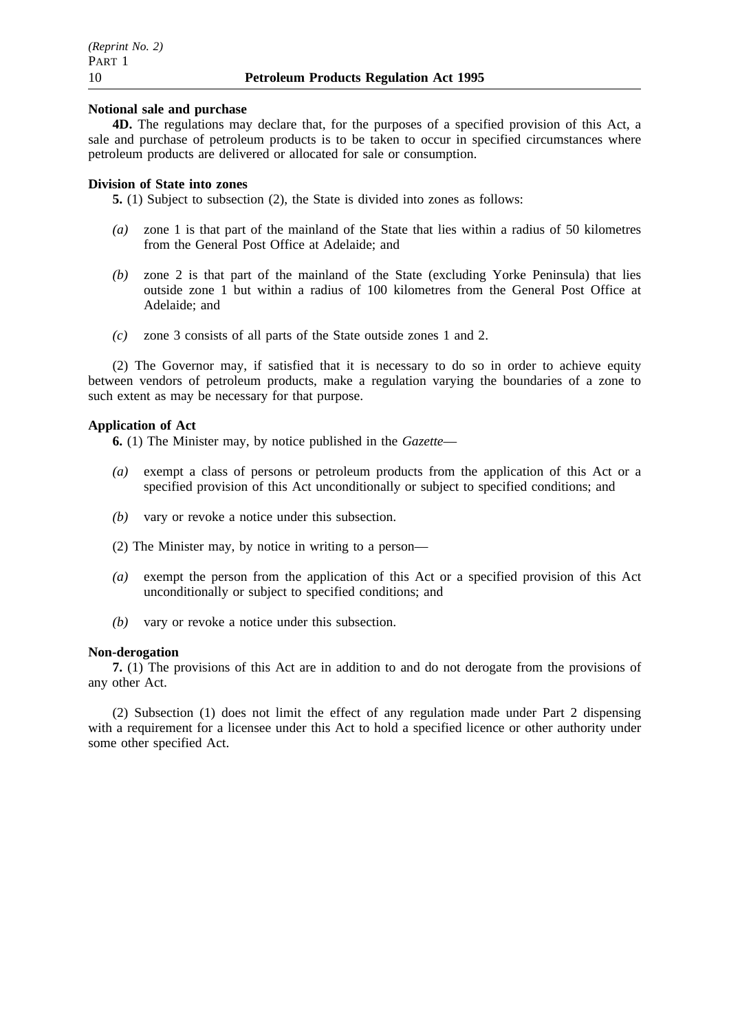**Notional sale and purchase**

**4D.** The regulations may declare that, for the purposes of a specified provision of this Act, a sale and purchase of petroleum products is to be taken to occur in specified circumstances where petroleum products are delivered or allocated for sale or consumption.

**Division of State into zones**

**5.** (1) Subject to subsection (2), the State is divided into zones as follows:

*(a)* zone 1 is that part of the mainland of the State that lies within a radius of 50 kilometres from the General Post Office at Adelaide; and

*(b)* zone 2 is that part of the mainland of the State (excluding Yorke Peninsula) that lies outside zone 1 but within a radius of 100 kilometres from the General Post Office at Adelaide; and

*(c)* zone 3 consists of all parts of the State outside zones 1 and 2.

(2) The Governor may, if satisfied that it is necessary to do so in order to achieve equity between vendors of petroleum products, make a regulation varying the boundaries of a zone to such extent as may be necessary for that purpose.

**Application of Act**

**6.** (1) The Minister may, by notice published in the *Gazette*—

*(a)* exempt a class of persons or petroleum products from the application of this Act or a specified provision of this Act unconditionally or subject to specified conditions; and

*(b)* vary or revoke a notice under this subsection.

(2) The Minister may, by notice in writing to a person—

*(a)* exempt the person from the application of this Act or a specified provision of this Act unconditionally or subject to specified conditions; and

*(b)* vary or revoke a notice under this subsection.

**Non-derogation**

**7.** (1) The provisions of this Act are in addition to and do not derogate from the provisions of any other Act.

(2) Subsection (1) does not limit the effect of any regulation made under Part 2 dispensing with a requirement for a licensee under this Act to hold a specified licence or other authority under some other specified Act.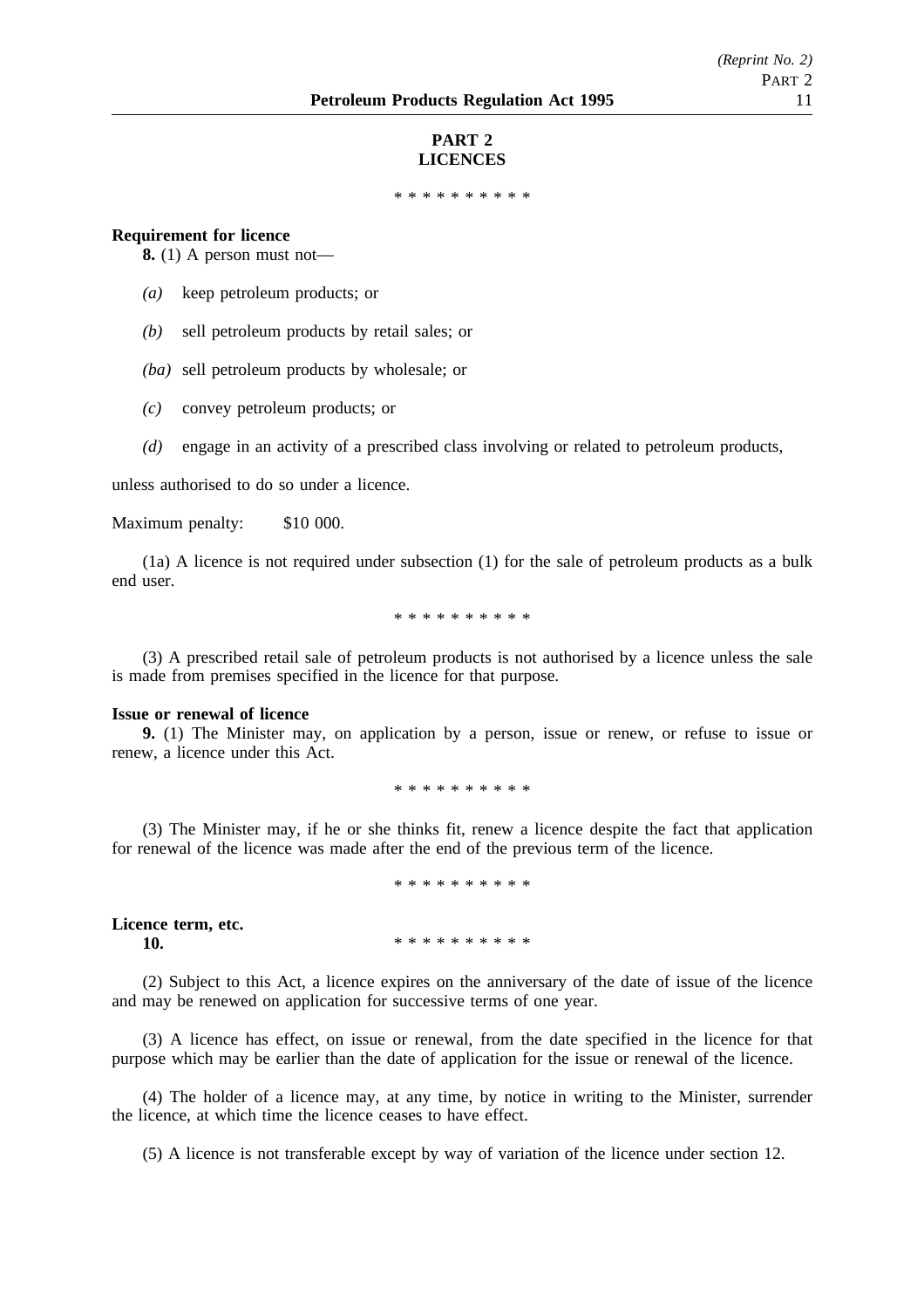## PART 2
## LICENCES

\* \* \* \* \* \* \* \* \* \*

**Requirement for licence**

**8.** (1) A person must not—

*(a)* keep petroleum products; or

*(b)* sell petroleum products by retail sales; or

*(ba)* sell petroleum products by wholesale; or

*(c)* convey petroleum products; or

*(d)* engage in an activity of a prescribed class involving or related to petroleum products,

unless authorised to do so under a licence.

Maximum penalty: $10 000.

(1a) A licence is not required under subsection (1) for the sale of petroleum products as a bulk end user.

\* \* \* \* \* \* \* \* \* \*

(3) A prescribed retail sale of petroleum products is not authorised by a licence unless the sale is made from premises specified in the licence for that purpose.

**Issue or renewal of licence**

**9.** (1) The Minister may, on application by a person, issue or renew, or refuse to issue or renew, a licence under this Act.

\* \* \* \* \* \* \* \* \* \*

(3) The Minister may, if he or she thinks fit, renew a licence despite the fact that application for renewal of the licence was made after the end of the previous term of the licence.

\* \* \* \* \* \* \* \* \* \*

**Licence term, etc.**

**10.** \* \* \* \* \* \* \* \* \* \*

(2) Subject to this Act, a licence expires on the anniversary of the date of issue of the licence and may be renewed on application for successive terms of one year.

(3) A licence has effect, on issue or renewal, from the date specified in the licence for that purpose which may be earlier than the date of application for the issue or renewal of the licence.

(4) The holder of a licence may, at any time, by notice in writing to the Minister, surrender the licence, at which time the licence ceases to have effect.

(5) A licence is not transferable except by way of variation of the licence under section 12.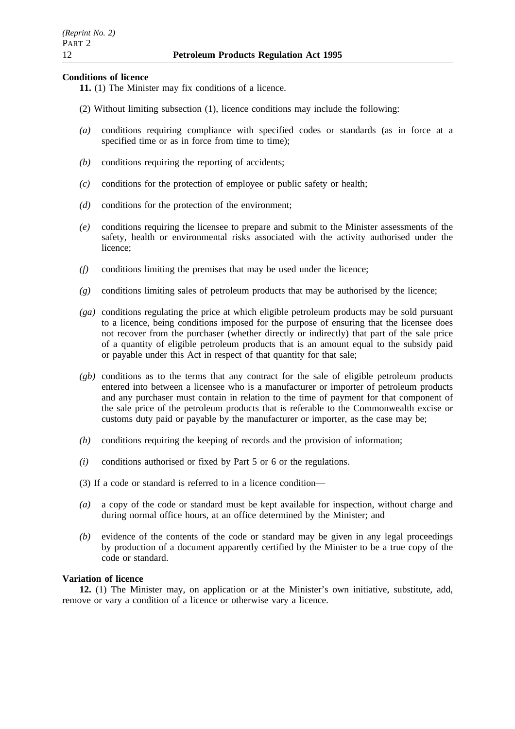**Conditions of licence**

**11.** (1) The Minister may fix conditions of a licence.

(2) Without limiting subsection (1), licence conditions may include the following:

*(a)* conditions requiring compliance with specified codes or standards (as in force at a specified time or as in force from time to time);

*(b)* conditions requiring the reporting of accidents;

*(c)* conditions for the protection of employee or public safety or health;

*(d)* conditions for the protection of the environment;

*(e)* conditions requiring the licensee to prepare and submit to the Minister assessments of the safety, health or environmental risks associated with the activity authorised under the licence;

*(f)* conditions limiting the premises that may be used under the licence;

*(g)* conditions limiting sales of petroleum products that may be authorised by the licence;

*(ga)* conditions regulating the price at which eligible petroleum products may be sold pursuant to a licence, being conditions imposed for the purpose of ensuring that the licensee does not recover from the purchaser (whether directly or indirectly) that part of the sale price of a quantity of eligible petroleum products that is an amount equal to the subsidy paid or payable under this Act in respect of that quantity for that sale;

*(gb)* conditions as to the terms that any contract for the sale of eligible petroleum products entered into between a licensee who is a manufacturer or importer of petroleum products and any purchaser must contain in relation to the time of payment for that component of the sale price of the petroleum products that is referable to the Commonwealth excise or customs duty paid or payable by the manufacturer or importer, as the case may be;

*(h)* conditions requiring the keeping of records and the provision of information;

*(i)* conditions authorised or fixed by Part 5 or 6 or the regulations.

(3) If a code or standard is referred to in a licence condition—

*(a)* a copy of the code or standard must be kept available for inspection, without charge and during normal office hours, at an office determined by the Minister; and

*(b)* evidence of the contents of the code or standard may be given in any legal proceedings by production of a document apparently certified by the Minister to be a true copy of the code or standard.

**Variation of licence**

**12.** (1) The Minister may, on application or at the Minister's own initiative, substitute, add, remove or vary a condition of a licence or otherwise vary a licence.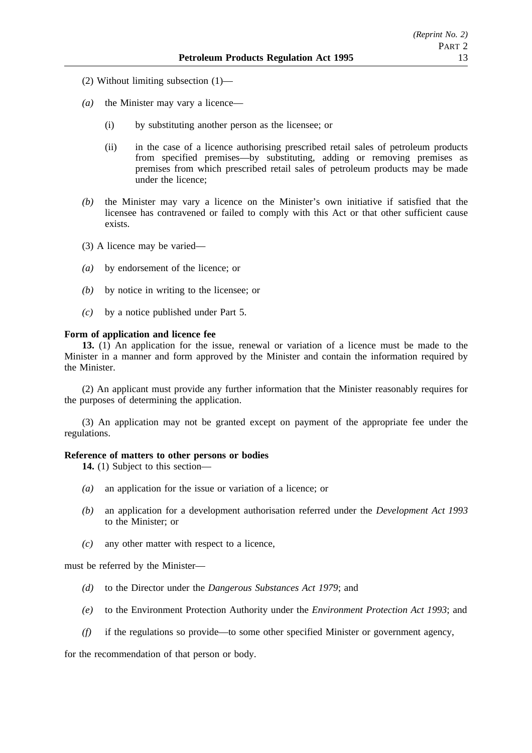(2) Without limiting subsection (1)—

*(a)* the Minister may vary a licence—

(i) by substituting another person as the licensee; or

(ii) in the case of a licence authorising prescribed retail sales of petroleum products from specified premises—by substituting, adding or removing premises as premises from which prescribed retail sales of petroleum products may be made under the licence;

*(b)* the Minister may vary a licence on the Minister's own initiative if satisfied that the licensee has contravened or failed to comply with this Act or that other sufficient cause exists.

(3) A licence may be varied—

*(a)* by endorsement of the licence; or

*(b)* by notice in writing to the licensee; or

*(c)* by a notice published under Part 5.

**Form of application and licence fee**

**13.** (1) An application for the issue, renewal or variation of a licence must be made to the Minister in a manner and form approved by the Minister and contain the information required by the Minister.

(2) An applicant must provide any further information that the Minister reasonably requires for the purposes of determining the application.

(3) An application may not be granted except on payment of the appropriate fee under the regulations.

**Reference of matters to other persons or bodies**

**14.** (1) Subject to this section—

*(a)* an application for the issue or variation of a licence; or

*(b)* an application for a development authorisation referred under the *Development Act 1993* to the Minister; or

*(c)* any other matter with respect to a licence,

must be referred by the Minister—

*(d)* to the Director under the *Dangerous Substances Act 1979*; and

*(e)* to the Environment Protection Authority under the *Environment Protection Act 1993*; and

*(f)* if the regulations so provide—to some other specified Minister or government agency,

for the recommendation of that person or body.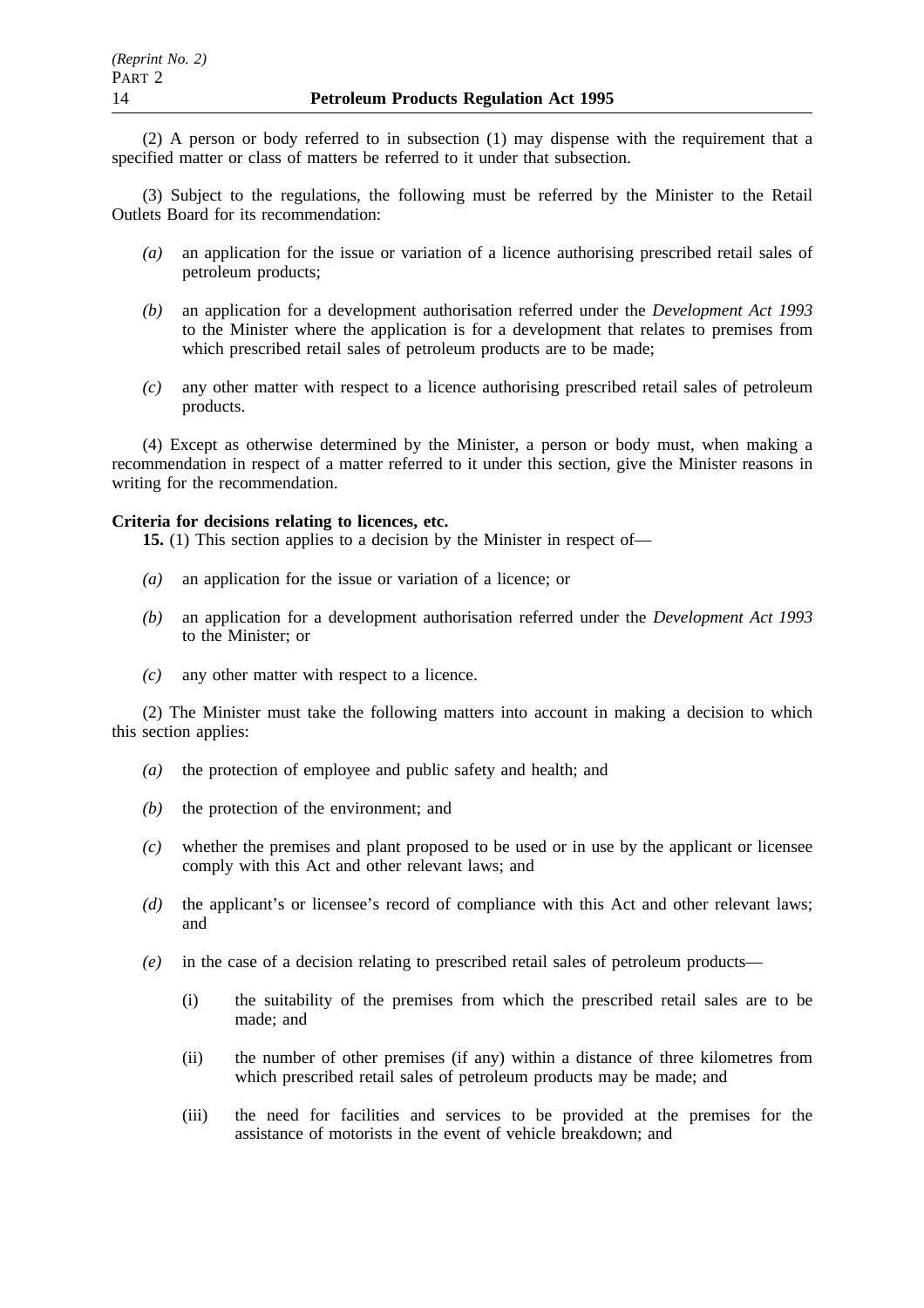(2) A person or body referred to in subsection (1) may dispense with the requirement that a specified matter or class of matters be referred to it under that subsection.

(3) Subject to the regulations, the following must be referred by the Minister to the Retail Outlets Board for its recommendation:

*(a)* an application for the issue or variation of a licence authorising prescribed retail sales of petroleum products;

*(b)* an application for a development authorisation referred under the *Development Act 1993* to the Minister where the application is for a development that relates to premises from which prescribed retail sales of petroleum products are to be made;

*(c)* any other matter with respect to a licence authorising prescribed retail sales of petroleum products.

(4) Except as otherwise determined by the Minister, a person or body must, when making a recommendation in respect of a matter referred to it under this section, give the Minister reasons in writing for the recommendation.

**Criteria for decisions relating to licences, etc.**

**15.** (1) This section applies to a decision by the Minister in respect of—

*(a)* an application for the issue or variation of a licence; or

*(b)* an application for a development authorisation referred under the *Development Act 1993* to the Minister; or

*(c)* any other matter with respect to a licence.

(2) The Minister must take the following matters into account in making a decision to which this section applies:

*(a)* the protection of employee and public safety and health; and

*(b)* the protection of the environment; and

*(c)* whether the premises and plant proposed to be used or in use by the applicant or licensee comply with this Act and other relevant laws; and

*(d)* the applicant's or licensee's record of compliance with this Act and other relevant laws; and

*(e)* in the case of a decision relating to prescribed retail sales of petroleum products—

(i) the suitability of the premises from which the prescribed retail sales are to be made; and

(ii) the number of other premises (if any) within a distance of three kilometres from which prescribed retail sales of petroleum products may be made; and

(iii) the need for facilities and services to be provided at the premises for the assistance of motorists in the event of vehicle breakdown; and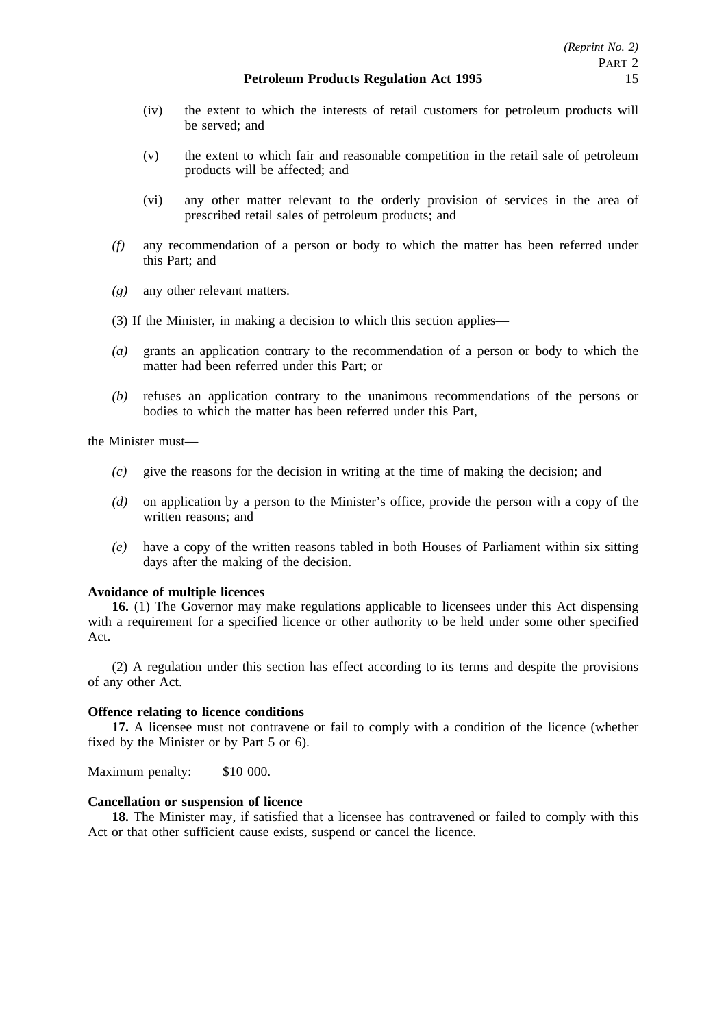(iv) the extent to which the interests of retail customers for petroleum products will be served; and

(v) the extent to which fair and reasonable competition in the retail sale of petroleum products will be affected; and

(vi) any other matter relevant to the orderly provision of services in the area of prescribed retail sales of petroleum products; and

*(f)* any recommendation of a person or body to which the matter has been referred under this Part; and

*(g)* any other relevant matters.

(3) If the Minister, in making a decision to which this section applies—

*(a)* grants an application contrary to the recommendation of a person or body to which the matter had been referred under this Part; or

*(b)* refuses an application contrary to the unanimous recommendations of the persons or bodies to which the matter has been referred under this Part,

the Minister must—

*(c)* give the reasons for the decision in writing at the time of making the decision; and

*(d)* on application by a person to the Minister's office, provide the person with a copy of the written reasons; and

*(e)* have a copy of the written reasons tabled in both Houses of Parliament within six sitting days after the making of the decision.

**Avoidance of multiple licences**

**16.** (1) The Governor may make regulations applicable to licensees under this Act dispensing with a requirement for a specified licence or other authority to be held under some other specified Act.

(2) A regulation under this section has effect according to its terms and despite the provisions of any other Act.

**Offence relating to licence conditions**

**17.** A licensee must not contravene or fail to comply with a condition of the licence (whether fixed by the Minister or by Part 5 or 6).

Maximum penalty: $10 000.

**Cancellation or suspension of licence**

**18.** The Minister may, if satisfied that a licensee has contravened or failed to comply with this Act or that other sufficient cause exists, suspend or cancel the licence.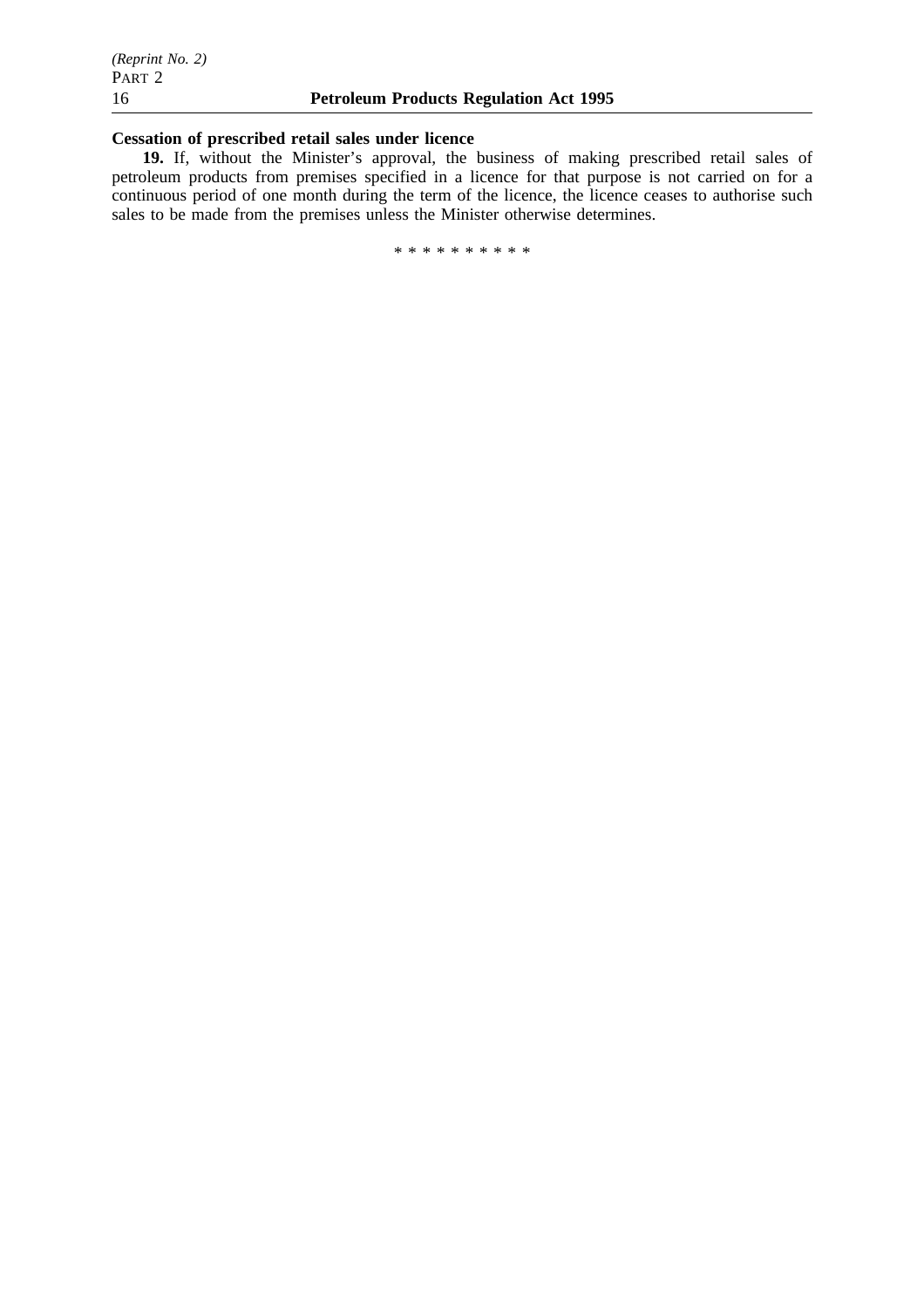**Cessation of prescribed retail sales under licence**

**19.** If, without the Minister's approval, the business of making prescribed retail sales of petroleum products from premises specified in a licence for that purpose is not carried on for a continuous period of one month during the term of the licence, the licence ceases to authorise such sales to be made from the premises unless the Minister otherwise determines.

\* \* \* \* \* \* \* \* \* \*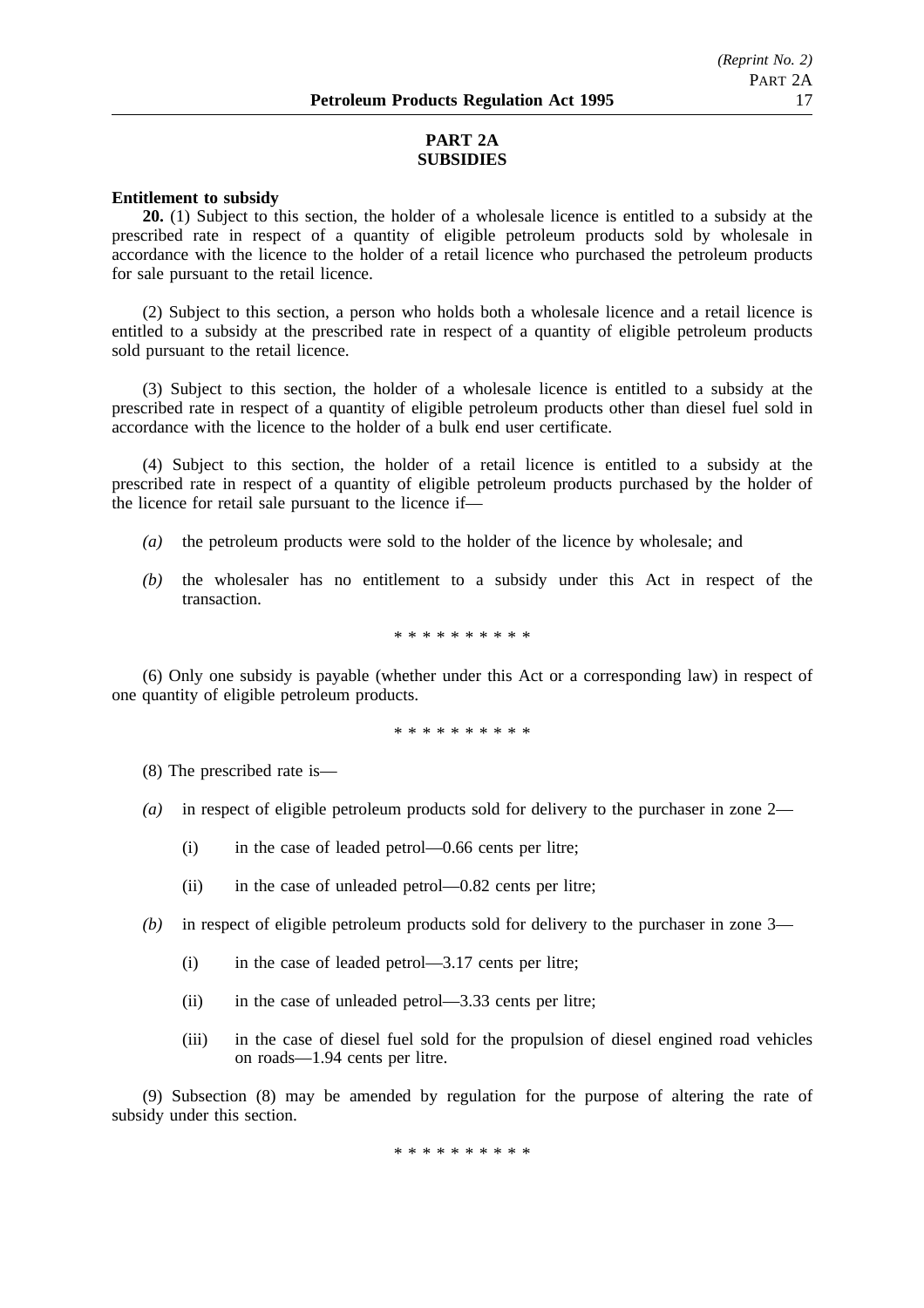## PART 2A
## SUBSIDIES

**Entitlement to subsidy**

**20.** (1) Subject to this section, the holder of a wholesale licence is entitled to a subsidy at the prescribed rate in respect of a quantity of eligible petroleum products sold by wholesale in accordance with the licence to the holder of a retail licence who purchased the petroleum products for sale pursuant to the retail licence.

(2) Subject to this section, a person who holds both a wholesale licence and a retail licence is entitled to a subsidy at the prescribed rate in respect of a quantity of eligible petroleum products sold pursuant to the retail licence.

(3) Subject to this section, the holder of a wholesale licence is entitled to a subsidy at the prescribed rate in respect of a quantity of eligible petroleum products other than diesel fuel sold in accordance with the licence to the holder of a bulk end user certificate.

(4) Subject to this section, the holder of a retail licence is entitled to a subsidy at the prescribed rate in respect of a quantity of eligible petroleum products purchased by the holder of the licence for retail sale pursuant to the licence if—

*(a)* the petroleum products were sold to the holder of the licence by wholesale; and

*(b)* the wholesaler has no entitlement to a subsidy under this Act in respect of the transaction.

\* \* \* \* \* \* \* \* \* \*

(6) Only one subsidy is payable (whether under this Act or a corresponding law) in respect of one quantity of eligible petroleum products.

\* \* \* \* \* \* \* \* \* \*

(8) The prescribed rate is—

*(a)* in respect of eligible petroleum products sold for delivery to the purchaser in zone 2—

(i) in the case of leaded petrol—0.66 cents per litre;

(ii) in the case of unleaded petrol—0.82 cents per litre;

*(b)* in respect of eligible petroleum products sold for delivery to the purchaser in zone 3—

(i) in the case of leaded petrol—3.17 cents per litre;

(ii) in the case of unleaded petrol—3.33 cents per litre;

(iii) in the case of diesel fuel sold for the propulsion of diesel engined road vehicles on roads—1.94 cents per litre.

(9) Subsection (8) may be amended by regulation for the purpose of altering the rate of subsidy under this section.

\* \* \* \* \* \* \* \* \* \*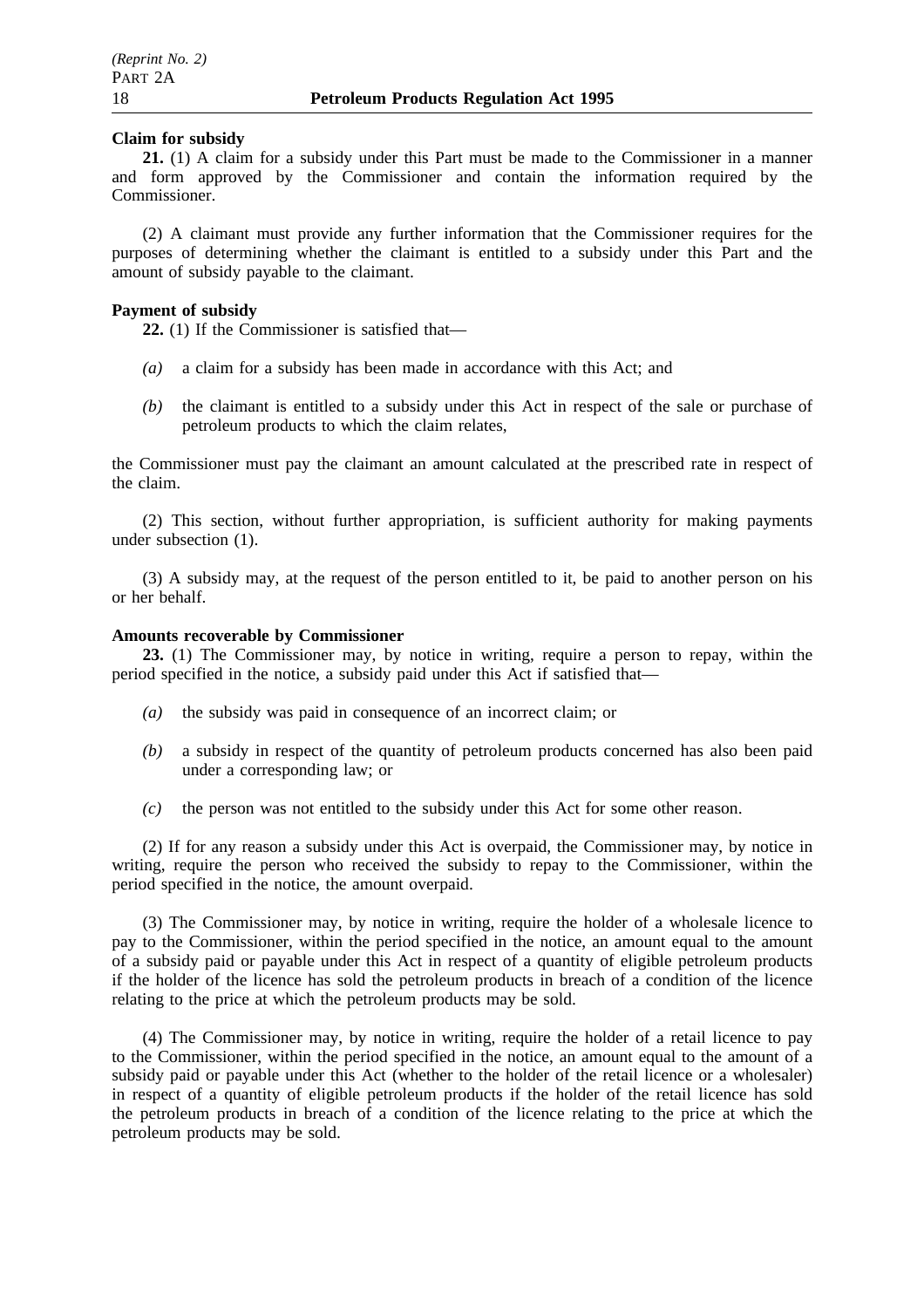**Claim for subsidy**

**21.** (1) A claim for a subsidy under this Part must be made to the Commissioner in a manner and form approved by the Commissioner and contain the information required by the Commissioner.

(2) A claimant must provide any further information that the Commissioner requires for the purposes of determining whether the claimant is entitled to a subsidy under this Part and the amount of subsidy payable to the claimant.

**Payment of subsidy**

**22.** (1) If the Commissioner is satisfied that—

*(a)* a claim for a subsidy has been made in accordance with this Act; and

*(b)* the claimant is entitled to a subsidy under this Act in respect of the sale or purchase of petroleum products to which the claim relates,

the Commissioner must pay the claimant an amount calculated at the prescribed rate in respect of the claim.

(2) This section, without further appropriation, is sufficient authority for making payments under subsection (1).

(3) A subsidy may, at the request of the person entitled to it, be paid to another person on his or her behalf.

**Amounts recoverable by Commissioner**

**23.** (1) The Commissioner may, by notice in writing, require a person to repay, within the period specified in the notice, a subsidy paid under this Act if satisfied that—

*(a)* the subsidy was paid in consequence of an incorrect claim; or

*(b)* a subsidy in respect of the quantity of petroleum products concerned has also been paid under a corresponding law; or

*(c)* the person was not entitled to the subsidy under this Act for some other reason.

(2) If for any reason a subsidy under this Act is overpaid, the Commissioner may, by notice in writing, require the person who received the subsidy to repay to the Commissioner, within the period specified in the notice, the amount overpaid.

(3) The Commissioner may, by notice in writing, require the holder of a wholesale licence to pay to the Commissioner, within the period specified in the notice, an amount equal to the amount of a subsidy paid or payable under this Act in respect of a quantity of eligible petroleum products if the holder of the licence has sold the petroleum products in breach of a condition of the licence relating to the price at which the petroleum products may be sold.

(4) The Commissioner may, by notice in writing, require the holder of a retail licence to pay to the Commissioner, within the period specified in the notice, an amount equal to the amount of a subsidy paid or payable under this Act (whether to the holder of the retail licence or a wholesaler) in respect of a quantity of eligible petroleum products if the holder of the retail licence has sold the petroleum products in breach of a condition of the licence relating to the price at which the petroleum products may be sold.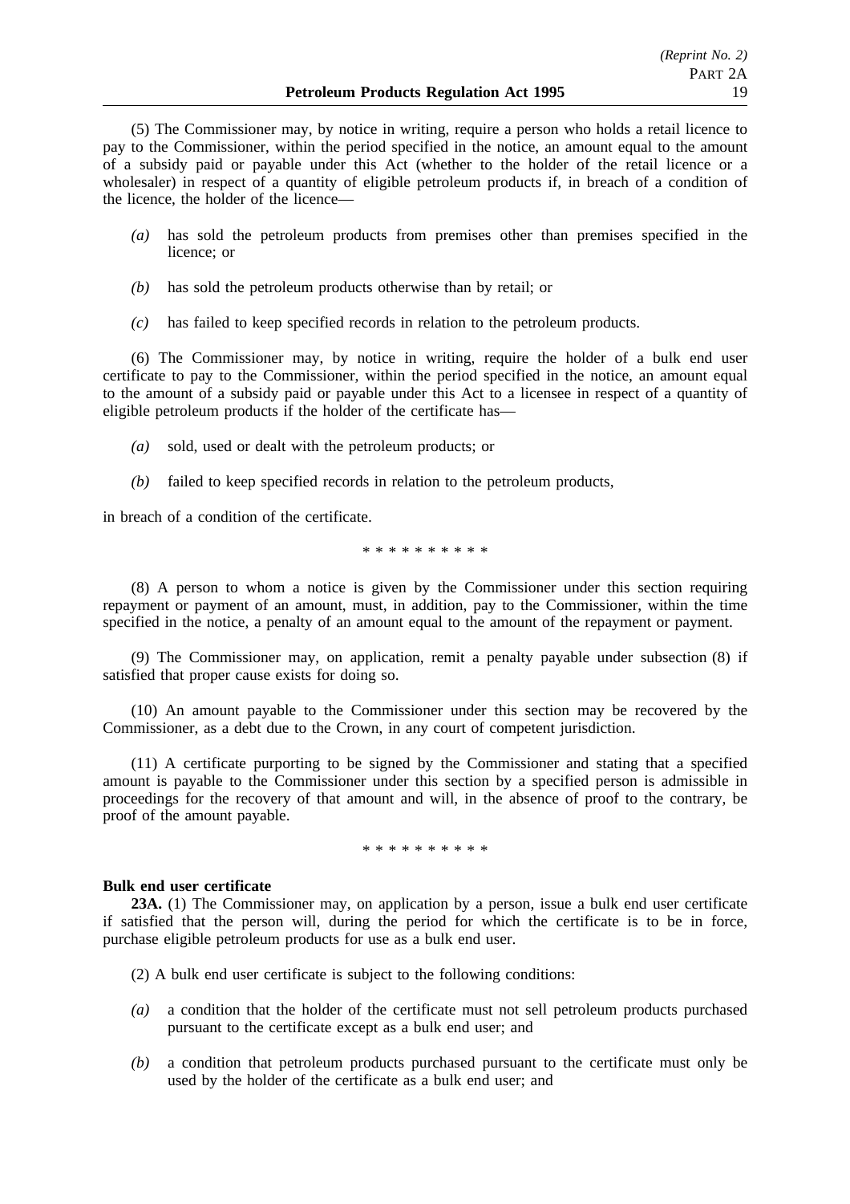(5) The Commissioner may, by notice in writing, require a person who holds a retail licence to pay to the Commissioner, within the period specified in the notice, an amount equal to the amount of a subsidy paid or payable under this Act (whether to the holder of the retail licence or a wholesaler) in respect of a quantity of eligible petroleum products if, in breach of a condition of the licence, the holder of the licence—

- *(a)* has sold the petroleum products from premises other than premises specified in the licence; or
- *(b)* has sold the petroleum products otherwise than by retail; or
- *(c)* has failed to keep specified records in relation to the petroleum products.

(6) The Commissioner may, by notice in writing, require the holder of a bulk end user certificate to pay to the Commissioner, within the period specified in the notice, an amount equal to the amount of a subsidy paid or payable under this Act to a licensee in respect of a quantity of eligible petroleum products if the holder of the certificate has—

- *(a)* sold, used or dealt with the petroleum products; or
- *(b)* failed to keep specified records in relation to the petroleum products,

in breach of a condition of the certificate.

\* \* \* \* \* \* \* \* \* \*

(8) A person to whom a notice is given by the Commissioner under this section requiring repayment or payment of an amount, must, in addition, pay to the Commissioner, within the time specified in the notice, a penalty of an amount equal to the amount of the repayment or payment.

(9) The Commissioner may, on application, remit a penalty payable under subsection (8) if satisfied that proper cause exists for doing so.

(10) An amount payable to the Commissioner under this section may be recovered by the Commissioner, as a debt due to the Crown, in any court of competent jurisdiction.

(11) A certificate purporting to be signed by the Commissioner and stating that a specified amount is payable to the Commissioner under this section by a specified person is admissible in proceedings for the recovery of that amount and will, in the absence of proof to the contrary, be proof of the amount payable.

\* \* \* \* \* \* \* \* \* \*

**Bulk end user certificate**

**23A.** (1) The Commissioner may, on application by a person, issue a bulk end user certificate if satisfied that the person will, during the period for which the certificate is to be in force, purchase eligible petroleum products for use as a bulk end user.

(2) A bulk end user certificate is subject to the following conditions:

- *(a)* a condition that the holder of the certificate must not sell petroleum products purchased pursuant to the certificate except as a bulk end user; and
- *(b)* a condition that petroleum products purchased pursuant to the certificate must only be used by the holder of the certificate as a bulk end user; and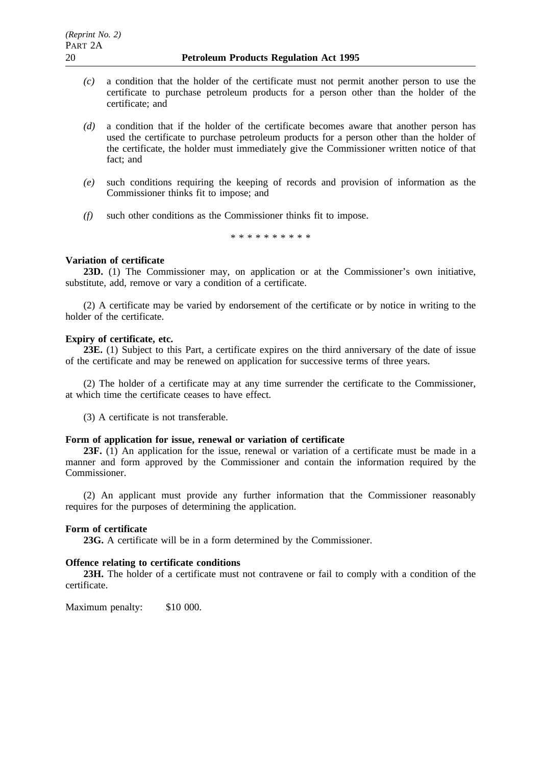*(c)* a condition that the holder of the certificate must not permit another person to use the certificate to purchase petroleum products for a person other than the holder of the certificate; and

*(d)* a condition that if the holder of the certificate becomes aware that another person has used the certificate to purchase petroleum products for a person other than the holder of the certificate, the holder must immediately give the Commissioner written notice of that fact; and

*(e)* such conditions requiring the keeping of records and provision of information as the Commissioner thinks fit to impose; and

*(f)* such other conditions as the Commissioner thinks fit to impose.

\* \* \* \* \* \* \* \* \* \*

**Variation of certificate**

**23D.** (1) The Commissioner may, on application or at the Commissioner's own initiative, substitute, add, remove or vary a condition of a certificate.

(2) A certificate may be varied by endorsement of the certificate or by notice in writing to the holder of the certificate.

**Expiry of certificate, etc.**

**23E.** (1) Subject to this Part, a certificate expires on the third anniversary of the date of issue of the certificate and may be renewed on application for successive terms of three years.

(2) The holder of a certificate may at any time surrender the certificate to the Commissioner, at which time the certificate ceases to have effect.

(3) A certificate is not transferable.

**Form of application for issue, renewal or variation of certificate**

**23F.** (1) An application for the issue, renewal or variation of a certificate must be made in a manner and form approved by the Commissioner and contain the information required by the Commissioner.

(2) An applicant must provide any further information that the Commissioner reasonably requires for the purposes of determining the application.

**Form of certificate**

**23G.** A certificate will be in a form determined by the Commissioner.

**Offence relating to certificate conditions**

**23H.** The holder of a certificate must not contravene or fail to comply with a condition of the certificate.

Maximum penalty: $10 000.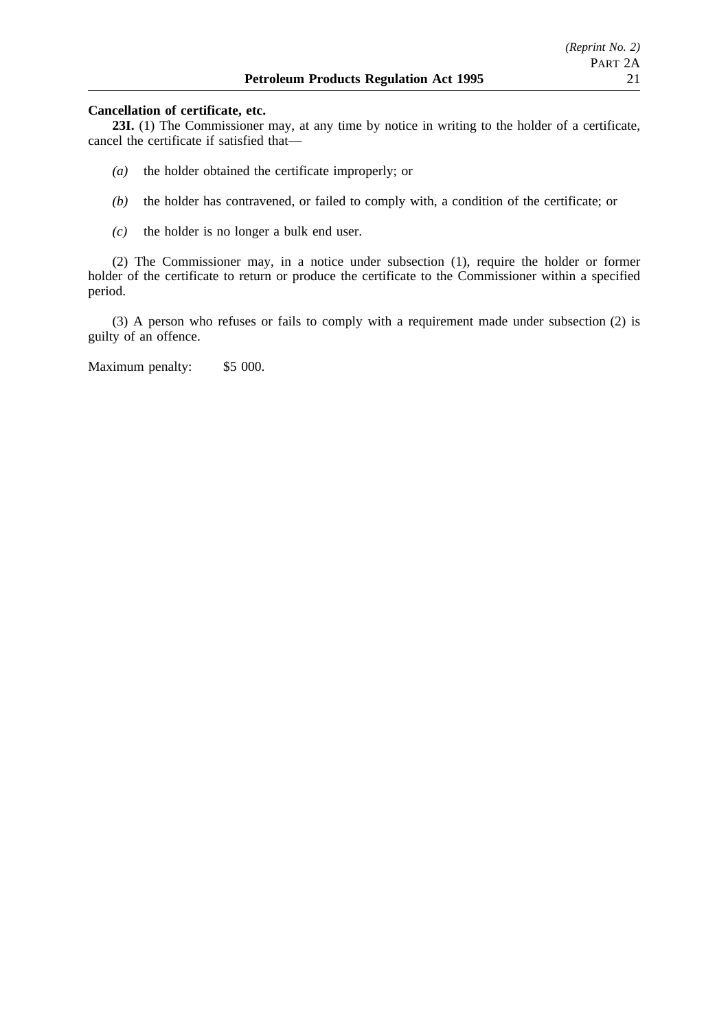**Cancellation of certificate, etc.**

**23I.** (1) The Commissioner may, at any time by notice in writing to the holder of a certificate, cancel the certificate if satisfied that—

*(a)* the holder obtained the certificate improperly; or

*(b)* the holder has contravened, or failed to comply with, a condition of the certificate; or

*(c)* the holder is no longer a bulk end user.

(2) The Commissioner may, in a notice under subsection (1), require the holder or former holder of the certificate to return or produce the certificate to the Commissioner within a specified period.

(3) A person who refuses or fails to comply with a requirement made under subsection (2) is guilty of an offence.

Maximum penalty: $5 000.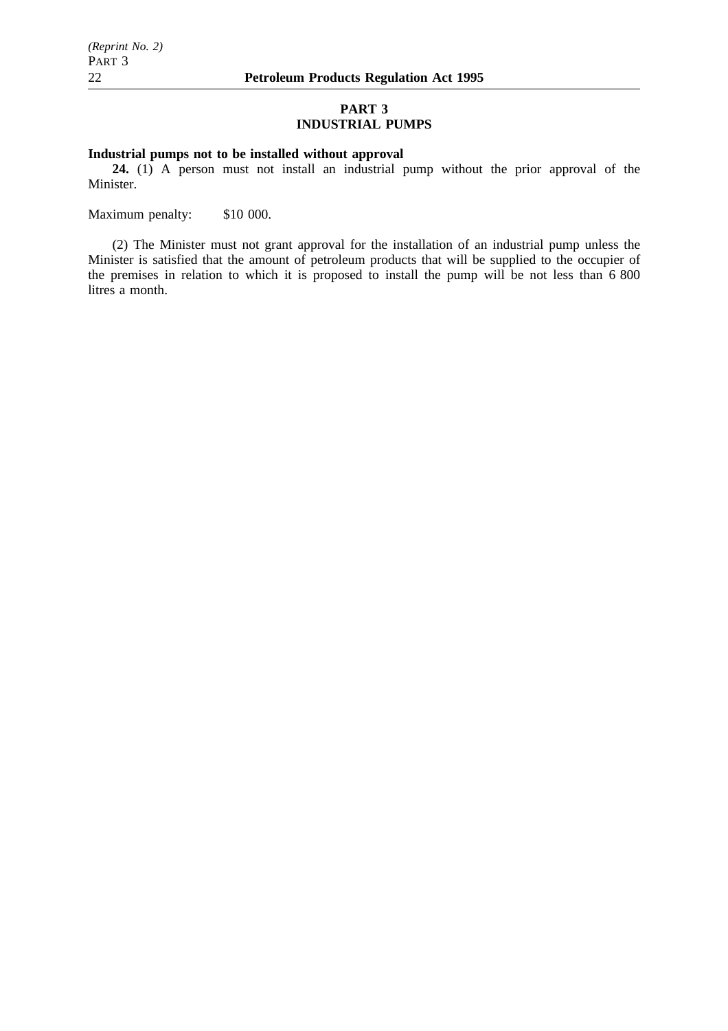## PART 3
## INDUSTRIAL PUMPS

**Industrial pumps not to be installed without approval**

**24.** (1) A person must not install an industrial pump without the prior approval of the Minister.

Maximum penalty: $10 000.

(2) The Minister must not grant approval for the installation of an industrial pump unless the Minister is satisfied that the amount of petroleum products that will be supplied to the occupier of the premises in relation to which it is proposed to install the pump will be not less than 6 800 litres a month.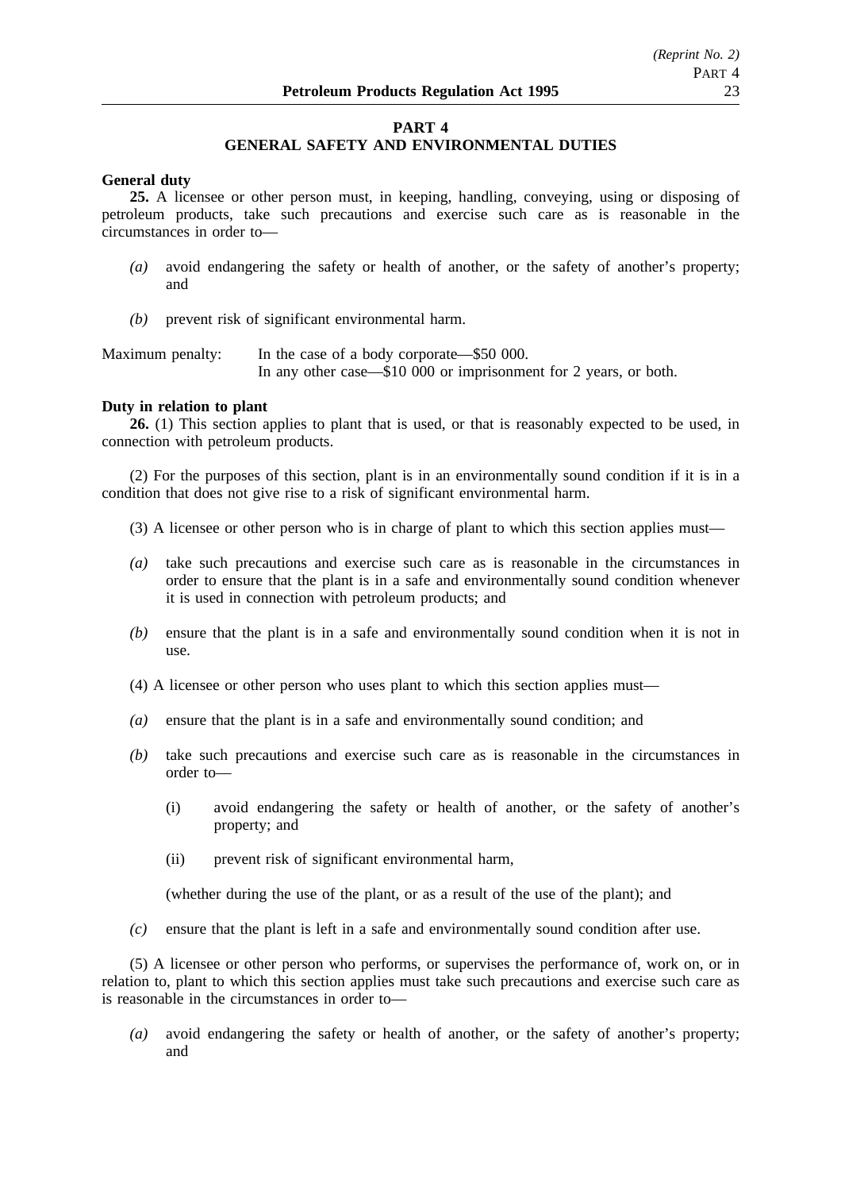## PART 4
## GENERAL SAFETY AND ENVIRONMENTAL DUTIES

**General duty**

**25.** A licensee or other person must, in keeping, handling, conveying, using or disposing of petroleum products, take such precautions and exercise such care as is reasonable in the circumstances in order to—

*(a)* avoid endangering the safety or health of another, or the safety of another's property; and

*(b)* prevent risk of significant environmental harm.

Maximum penalty: In the case of a body corporate—$50 000.
In any other case—$10 000 or imprisonment for 2 years, or both.

**Duty in relation to plant**

**26.** (1) This section applies to plant that is used, or that is reasonably expected to be used, in connection with petroleum products.

(2) For the purposes of this section, plant is in an environmentally sound condition if it is in a condition that does not give rise to a risk of significant environmental harm.

(3) A licensee or other person who is in charge of plant to which this section applies must—

*(a)* take such precautions and exercise such care as is reasonable in the circumstances in order to ensure that the plant is in a safe and environmentally sound condition whenever it is used in connection with petroleum products; and

*(b)* ensure that the plant is in a safe and environmentally sound condition when it is not in use.

(4) A licensee or other person who uses plant to which this section applies must—

*(a)* ensure that the plant is in a safe and environmentally sound condition; and

*(b)* take such precautions and exercise such care as is reasonable in the circumstances in order to—

   (i) avoid endangering the safety or health of another, or the safety of another's property; and

   (ii) prevent risk of significant environmental harm,

   (whether during the use of the plant, or as a result of the use of the plant); and

*(c)* ensure that the plant is left in a safe and environmentally sound condition after use.

(5) A licensee or other person who performs, or supervises the performance of, work on, or in relation to, plant to which this section applies must take such precautions and exercise such care as is reasonable in the circumstances in order to—

*(a)* avoid endangering the safety or health of another, or the safety of another's property; and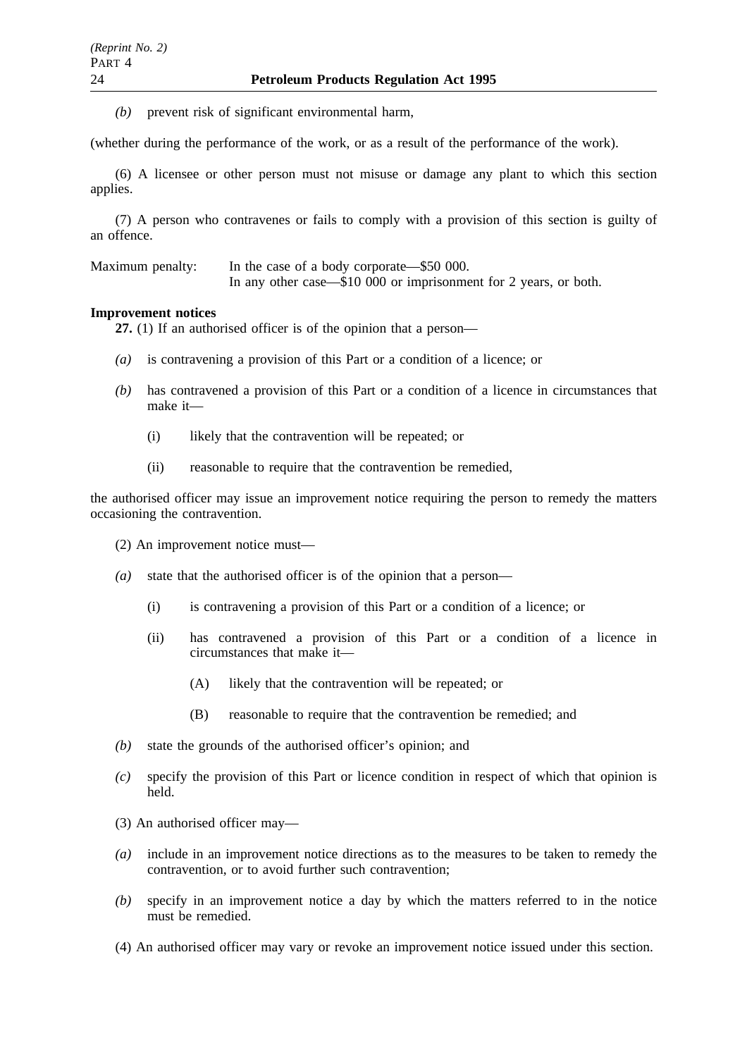*(b)* prevent risk of significant environmental harm,

(whether during the performance of the work, or as a result of the performance of the work).

(6) A licensee or other person must not misuse or damage any plant to which this section applies.

(7) A person who contravenes or fails to comply with a provision of this section is guilty of an offence.

Maximum penalty: In the case of a body corporate—$50 000.
In any other case—$10 000 or imprisonment for 2 years, or both.

**Improvement notices**

**27.** (1) If an authorised officer is of the opinion that a person—

- *(a)* is contravening a provision of this Part or a condition of a licence; or
- *(b)* has contravened a provision of this Part or a condition of a licence in circumstances that make it—
  - (i) likely that the contravention will be repeated; or
  - (ii) reasonable to require that the contravention be remedied,

the authorised officer may issue an improvement notice requiring the person to remedy the matters occasioning the contravention.

(2) An improvement notice must—

- *(a)* state that the authorised officer is of the opinion that a person—
  - (i) is contravening a provision of this Part or a condition of a licence; or
  - (ii) has contravened a provision of this Part or a condition of a licence in circumstances that make it—
    - (A) likely that the contravention will be repeated; or
    - (B) reasonable to require that the contravention be remedied; and
- *(b)* state the grounds of the authorised officer's opinion; and
- *(c)* specify the provision of this Part or licence condition in respect of which that opinion is held.

(3) An authorised officer may—

- *(a)* include in an improvement notice directions as to the measures to be taken to remedy the contravention, or to avoid further such contravention;
- *(b)* specify in an improvement notice a day by which the matters referred to in the notice must be remedied.

(4) An authorised officer may vary or revoke an improvement notice issued under this section.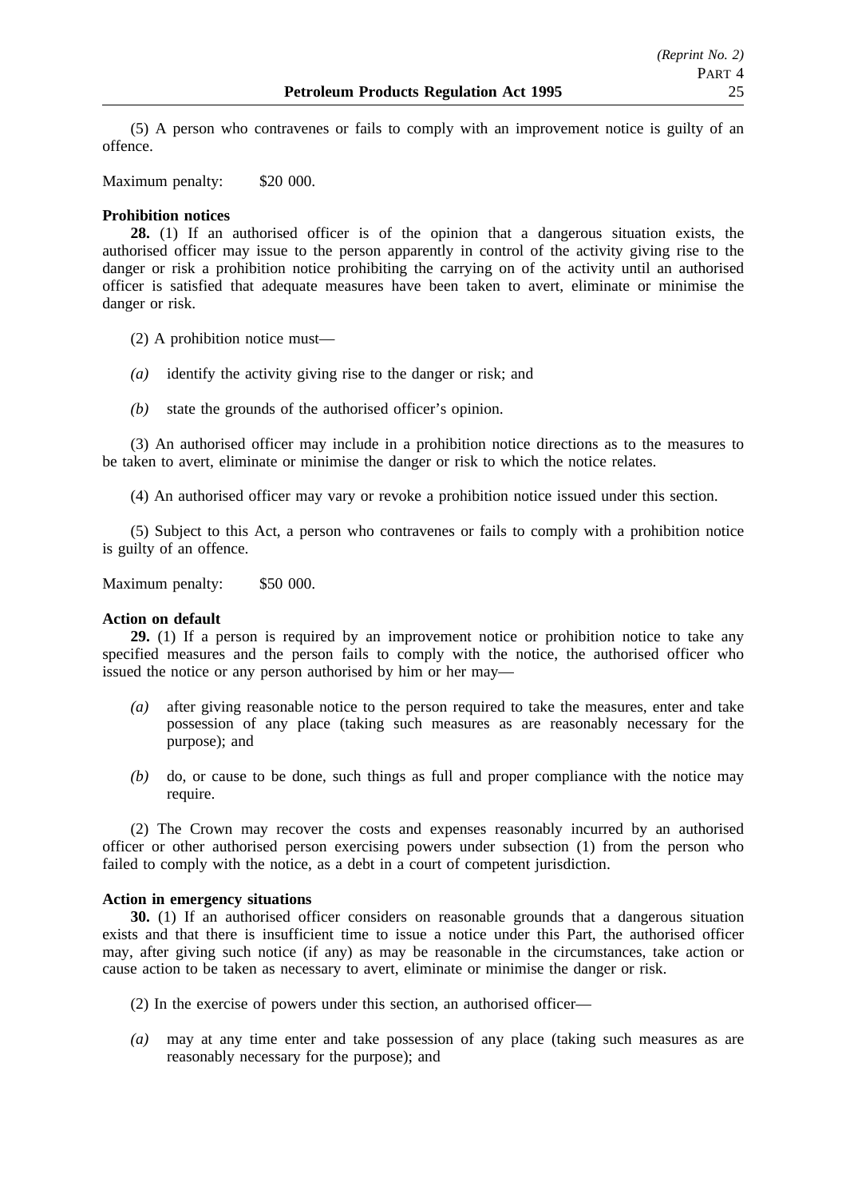(5) A person who contravenes or fails to comply with an improvement notice is guilty of an offence.

Maximum penalty: $20 000.

**Prohibition notices**

**28.** (1) If an authorised officer is of the opinion that a dangerous situation exists, the authorised officer may issue to the person apparently in control of the activity giving rise to the danger or risk a prohibition notice prohibiting the carrying on of the activity until an authorised officer is satisfied that adequate measures have been taken to avert, eliminate or minimise the danger or risk.

(2) A prohibition notice must—

*(a)* identify the activity giving rise to the danger or risk; and

*(b)* state the grounds of the authorised officer's opinion.

(3) An authorised officer may include in a prohibition notice directions as to the measures to be taken to avert, eliminate or minimise the danger or risk to which the notice relates.

(4) An authorised officer may vary or revoke a prohibition notice issued under this section.

(5) Subject to this Act, a person who contravenes or fails to comply with a prohibition notice is guilty of an offence.

Maximum penalty: $50 000.

**Action on default**

**29.** (1) If a person is required by an improvement notice or prohibition notice to take any specified measures and the person fails to comply with the notice, the authorised officer who issued the notice or any person authorised by him or her may—

*(a)* after giving reasonable notice to the person required to take the measures, enter and take possession of any place (taking such measures as are reasonably necessary for the purpose); and

*(b)* do, or cause to be done, such things as full and proper compliance with the notice may require.

(2) The Crown may recover the costs and expenses reasonably incurred by an authorised officer or other authorised person exercising powers under subsection (1) from the person who failed to comply with the notice, as a debt in a court of competent jurisdiction.

**Action in emergency situations**

**30.** (1) If an authorised officer considers on reasonable grounds that a dangerous situation exists and that there is insufficient time to issue a notice under this Part, the authorised officer may, after giving such notice (if any) as may be reasonable in the circumstances, take action or cause action to be taken as necessary to avert, eliminate or minimise the danger or risk.

(2) In the exercise of powers under this section, an authorised officer—

*(a)* may at any time enter and take possession of any place (taking such measures as are reasonably necessary for the purpose); and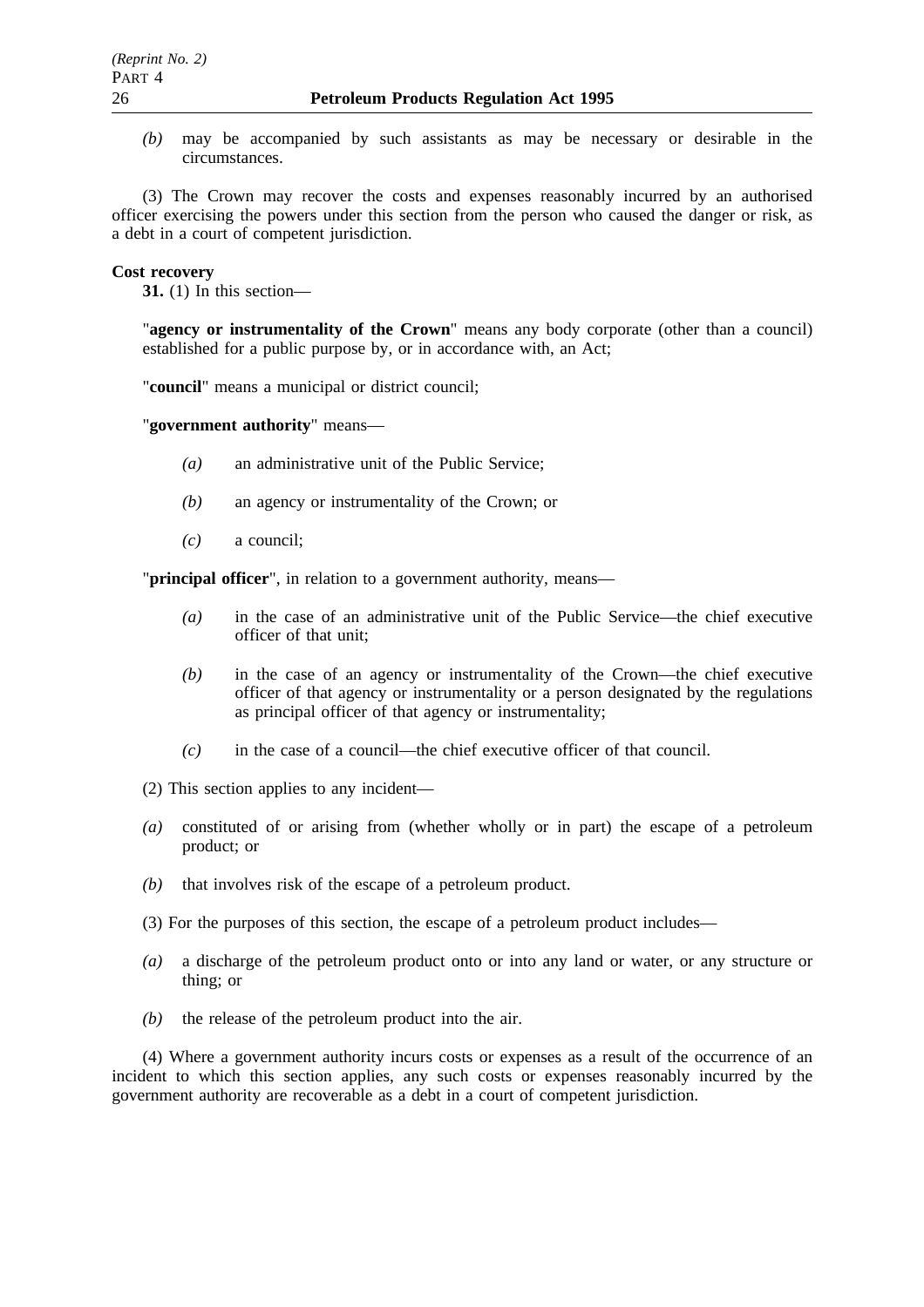*(b)* may be accompanied by such assistants as may be necessary or desirable in the circumstances.

(3) The Crown may recover the costs and expenses reasonably incurred by an authorised officer exercising the powers under this section from the person who caused the danger or risk, as a debt in a court of competent jurisdiction.

**Cost recovery**

**31.** (1) In this section—

"**agency or instrumentality of the Crown**" means any body corporate (other than a council) established for a public purpose by, or in accordance with, an Act;

"**council**" means a municipal or district council;

"**government authority**" means—

*(a)* an administrative unit of the Public Service;

*(b)* an agency or instrumentality of the Crown; or

*(c)* a council;

"**principal officer**", in relation to a government authority, means—

*(a)* in the case of an administrative unit of the Public Service—the chief executive officer of that unit;

*(b)* in the case of an agency or instrumentality of the Crown—the chief executive officer of that agency or instrumentality or a person designated by the regulations as principal officer of that agency or instrumentality;

*(c)* in the case of a council—the chief executive officer of that council.

(2) This section applies to any incident—

*(a)* constituted of or arising from (whether wholly or in part) the escape of a petroleum product; or

*(b)* that involves risk of the escape of a petroleum product.

(3) For the purposes of this section, the escape of a petroleum product includes—

*(a)* a discharge of the petroleum product onto or into any land or water, or any structure or thing; or

*(b)* the release of the petroleum product into the air.

(4) Where a government authority incurs costs or expenses as a result of the occurrence of an incident to which this section applies, any such costs or expenses reasonably incurred by the government authority are recoverable as a debt in a court of competent jurisdiction.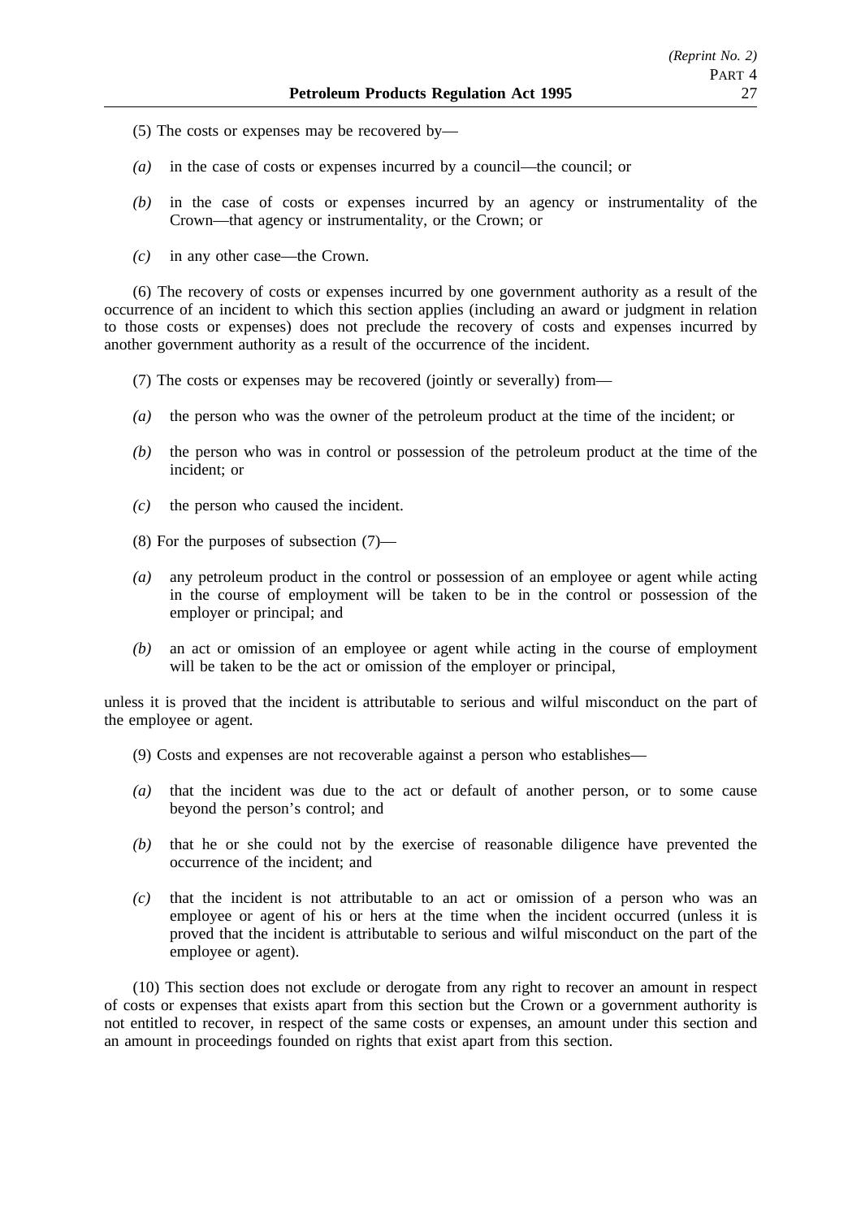(5) The costs or expenses may be recovered by—

*(a)* in the case of costs or expenses incurred by a council—the council; or

*(b)* in the case of costs or expenses incurred by an agency or instrumentality of the Crown—that agency or instrumentality, or the Crown; or

*(c)* in any other case—the Crown.

(6) The recovery of costs or expenses incurred by one government authority as a result of the occurrence of an incident to which this section applies (including an award or judgment in relation to those costs or expenses) does not preclude the recovery of costs and expenses incurred by another government authority as a result of the occurrence of the incident.

(7) The costs or expenses may be recovered (jointly or severally) from—

*(a)* the person who was the owner of the petroleum product at the time of the incident; or

*(b)* the person who was in control or possession of the petroleum product at the time of the incident; or

*(c)* the person who caused the incident.

(8) For the purposes of subsection (7)—

*(a)* any petroleum product in the control or possession of an employee or agent while acting in the course of employment will be taken to be in the control or possession of the employer or principal; and

*(b)* an act or omission of an employee or agent while acting in the course of employment will be taken to be the act or omission of the employer or principal,

unless it is proved that the incident is attributable to serious and wilful misconduct on the part of the employee or agent.

(9) Costs and expenses are not recoverable against a person who establishes—

*(a)* that the incident was due to the act or default of another person, or to some cause beyond the person's control; and

*(b)* that he or she could not by the exercise of reasonable diligence have prevented the occurrence of the incident; and

*(c)* that the incident is not attributable to an act or omission of a person who was an employee or agent of his or hers at the time when the incident occurred (unless it is proved that the incident is attributable to serious and wilful misconduct on the part of the employee or agent).

(10) This section does not exclude or derogate from any right to recover an amount in respect of costs or expenses that exists apart from this section but the Crown or a government authority is not entitled to recover, in respect of the same costs or expenses, an amount under this section and an amount in proceedings founded on rights that exist apart from this section.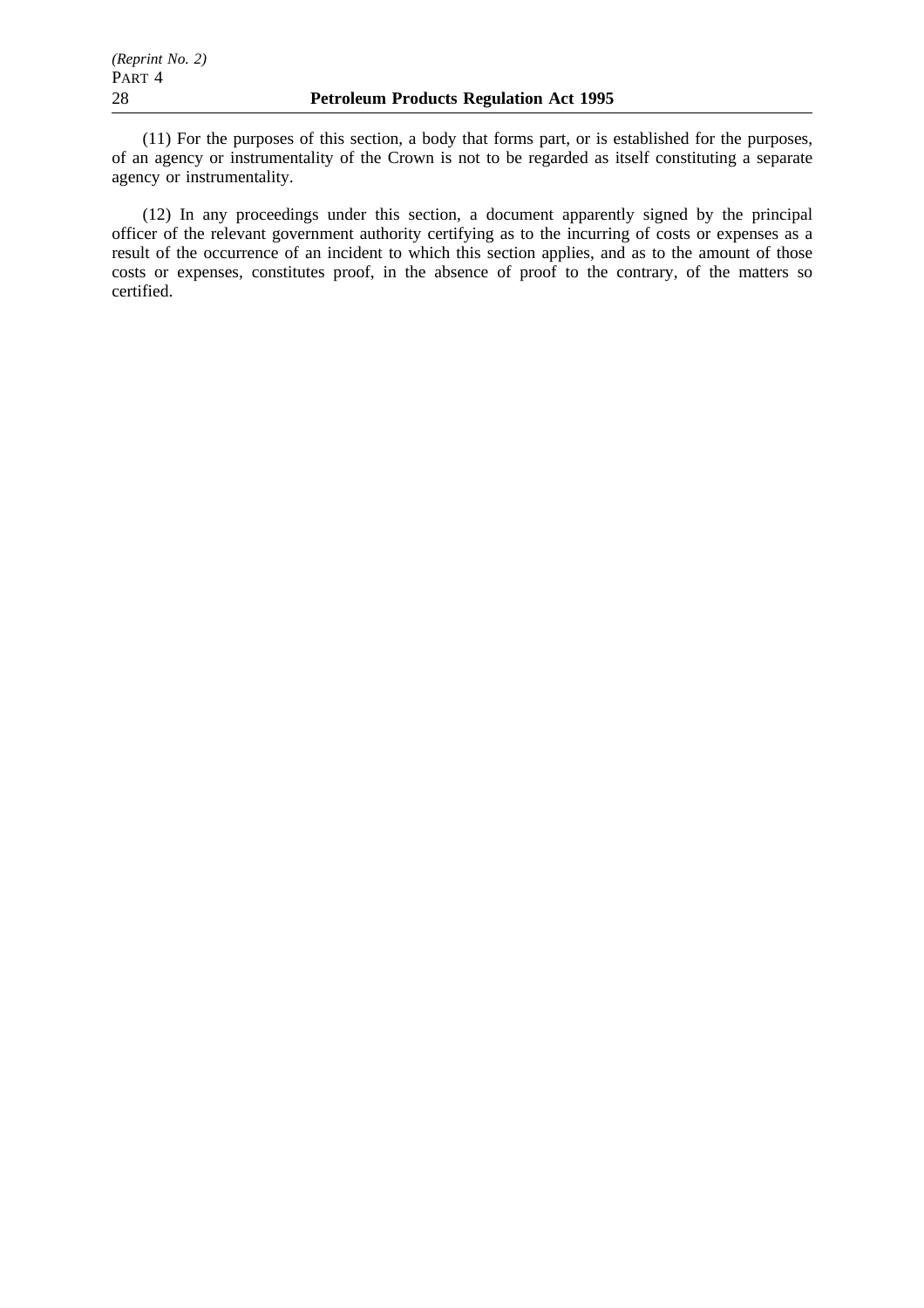(11) For the purposes of this section, a body that forms part, or is established for the purposes, of an agency or instrumentality of the Crown is not to be regarded as itself constituting a separate agency or instrumentality.

(12) In any proceedings under this section, a document apparently signed by the principal officer of the relevant government authority certifying as to the incurring of costs or expenses as a result of the occurrence of an incident to which this section applies, and as to the amount of those costs or expenses, constitutes proof, in the absence of proof to the contrary, of the matters so certified.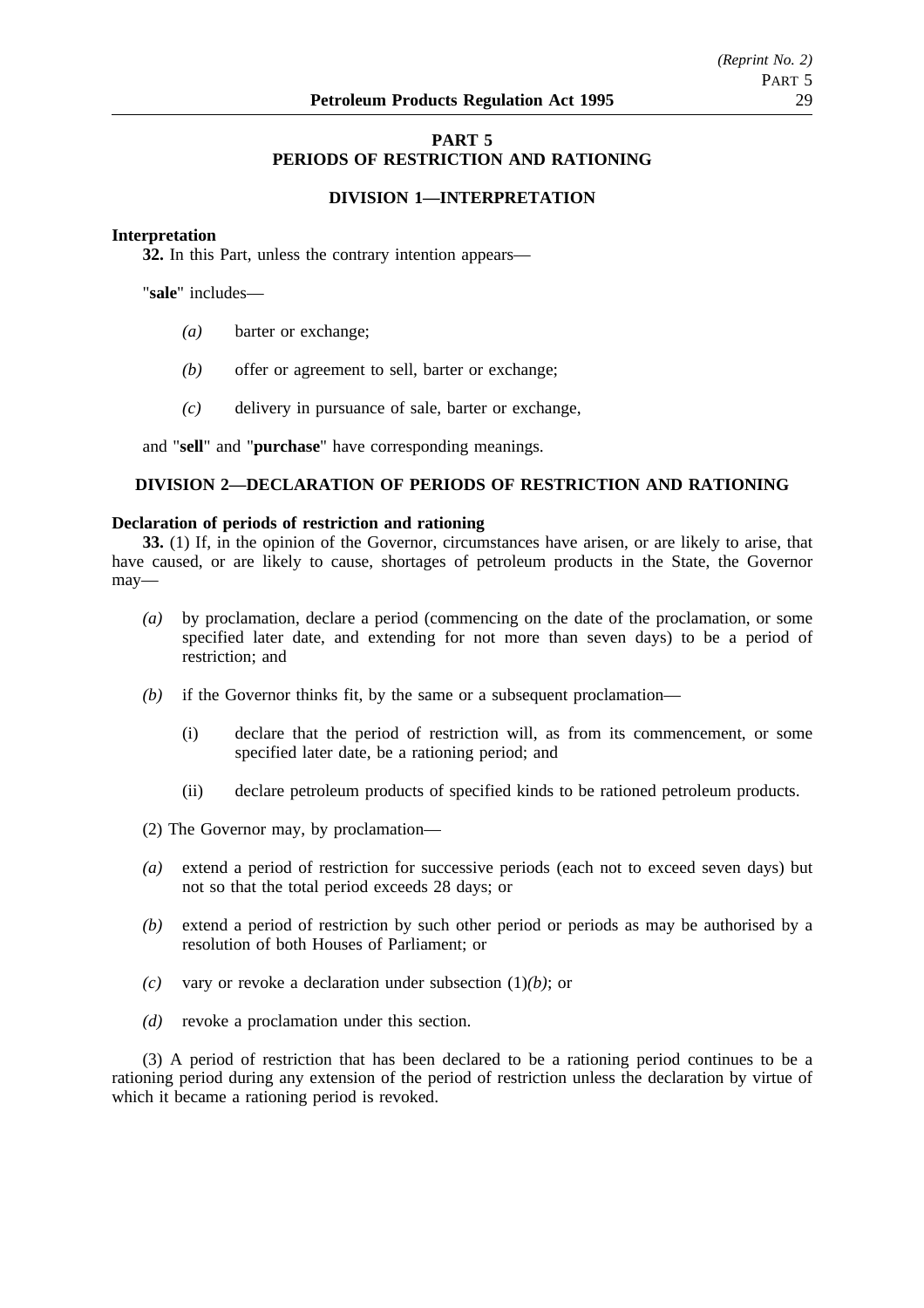# PART 5
# PERIODS OF RESTRICTION AND RATIONING

## DIVISION 1—INTERPRETATION

**Interpretation**

**32.** In this Part, unless the contrary intention appears—

"**sale**" includes—

*(a)* barter or exchange;

*(b)* offer or agreement to sell, barter or exchange;

*(c)* delivery in pursuance of sale, barter or exchange,

and "**sell**" and "**purchase**" have corresponding meanings.

## DIVISION 2—DECLARATION OF PERIODS OF RESTRICTION AND RATIONING

**Declaration of periods of restriction and rationing**

**33.** (1) If, in the opinion of the Governor, circumstances have arisen, or are likely to arise, that have caused, or are likely to cause, shortages of petroleum products in the State, the Governor may—

*(a)* by proclamation, declare a period (commencing on the date of the proclamation, or some specified later date, and extending for not more than seven days) to be a period of restriction; and

*(b)* if the Governor thinks fit, by the same or a subsequent proclamation—

(i) declare that the period of restriction will, as from its commencement, or some specified later date, be a rationing period; and

(ii) declare petroleum products of specified kinds to be rationed petroleum products.

(2) The Governor may, by proclamation—

*(a)* extend a period of restriction for successive periods (each not to exceed seven days) but not so that the total period exceeds 28 days; or

*(b)* extend a period of restriction by such other period or periods as may be authorised by a resolution of both Houses of Parliament; or

*(c)* vary or revoke a declaration under subsection (1)*(b)*; or

*(d)* revoke a proclamation under this section.

(3) A period of restriction that has been declared to be a rationing period continues to be a rationing period during any extension of the period of restriction unless the declaration by virtue of which it became a rationing period is revoked.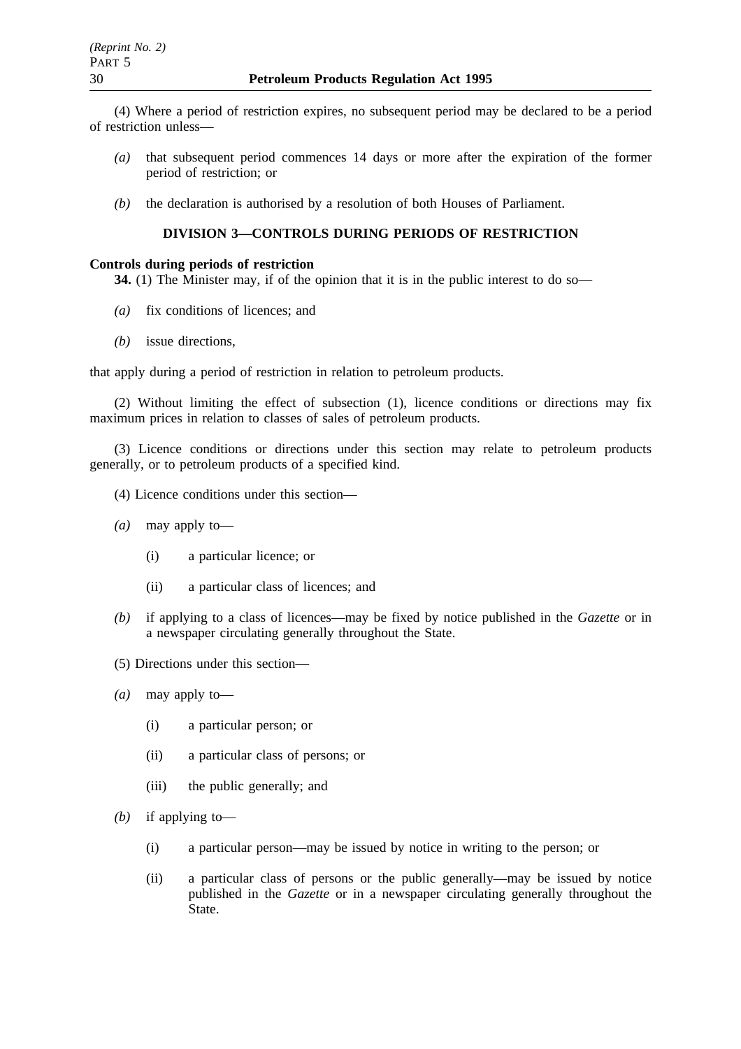(4) Where a period of restriction expires, no subsequent period may be declared to be a period of restriction unless—

*(a)* that subsequent period commences 14 days or more after the expiration of the former period of restriction; or

*(b)* the declaration is authorised by a resolution of both Houses of Parliament.

## DIVISION 3—CONTROLS DURING PERIODS OF RESTRICTION

**Controls during periods of restriction**

**34.** (1) The Minister may, if of the opinion that it is in the public interest to do so—

*(a)* fix conditions of licences; and

*(b)* issue directions,

that apply during a period of restriction in relation to petroleum products.

(2) Without limiting the effect of subsection (1), licence conditions or directions may fix maximum prices in relation to classes of sales of petroleum products.

(3) Licence conditions or directions under this section may relate to petroleum products generally, or to petroleum products of a specified kind.

(4) Licence conditions under this section—

*(a)* may apply to—

(i) a particular licence; or

(ii) a particular class of licences; and

*(b)* if applying to a class of licences—may be fixed by notice published in the *Gazette* or in a newspaper circulating generally throughout the State.

(5) Directions under this section—

*(a)* may apply to—

(i) a particular person; or

(ii) a particular class of persons; or

(iii) the public generally; and

*(b)* if applying to—

(i) a particular person—may be issued by notice in writing to the person; or

(ii) a particular class of persons or the public generally—may be issued by notice published in the *Gazette* or in a newspaper circulating generally throughout the State.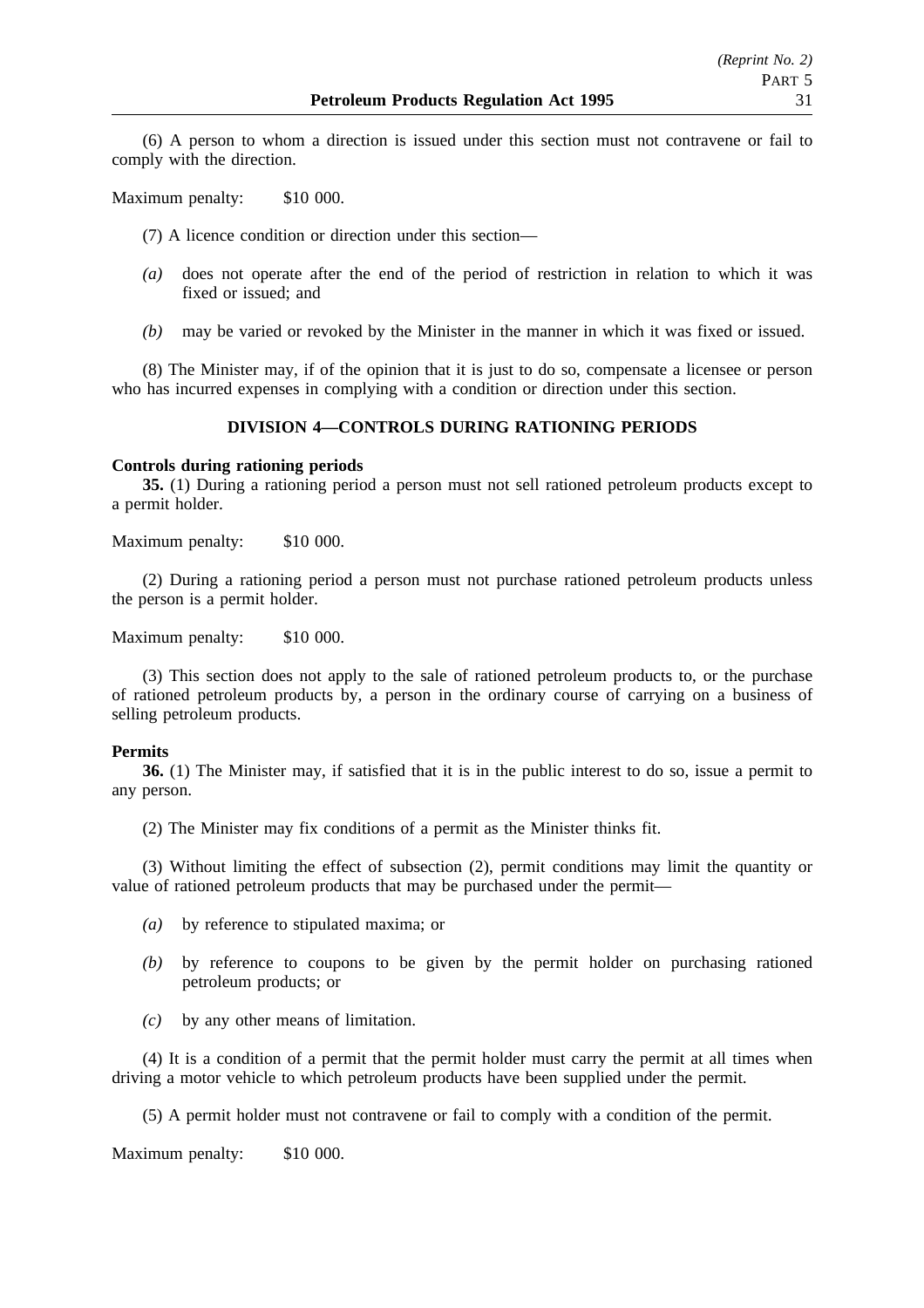(6) A person to whom a direction is issued under this section must not contravene or fail to comply with the direction.

Maximum penalty: $10 000.

(7) A licence condition or direction under this section—

*(a)* does not operate after the end of the period of restriction in relation to which it was fixed or issued; and

*(b)* may be varied or revoked by the Minister in the manner in which it was fixed or issued.

(8) The Minister may, if of the opinion that it is just to do so, compensate a licensee or person who has incurred expenses in complying with a condition or direction under this section.

## DIVISION 4—CONTROLS DURING RATIONING PERIODS

**Controls during rationing periods**

**35.** (1) During a rationing period a person must not sell rationed petroleum products except to a permit holder.

Maximum penalty: $10 000.

(2) During a rationing period a person must not purchase rationed petroleum products unless the person is a permit holder.

Maximum penalty: $10 000.

(3) This section does not apply to the sale of rationed petroleum products to, or the purchase of rationed petroleum products by, a person in the ordinary course of carrying on a business of selling petroleum products.

**Permits**

**36.** (1) The Minister may, if satisfied that it is in the public interest to do so, issue a permit to any person.

(2) The Minister may fix conditions of a permit as the Minister thinks fit.

(3) Without limiting the effect of subsection (2), permit conditions may limit the quantity or value of rationed petroleum products that may be purchased under the permit—

*(a)* by reference to stipulated maxima; or

*(b)* by reference to coupons to be given by the permit holder on purchasing rationed petroleum products; or

*(c)* by any other means of limitation.

(4) It is a condition of a permit that the permit holder must carry the permit at all times when driving a motor vehicle to which petroleum products have been supplied under the permit.

(5) A permit holder must not contravene or fail to comply with a condition of the permit.

Maximum penalty: $10 000.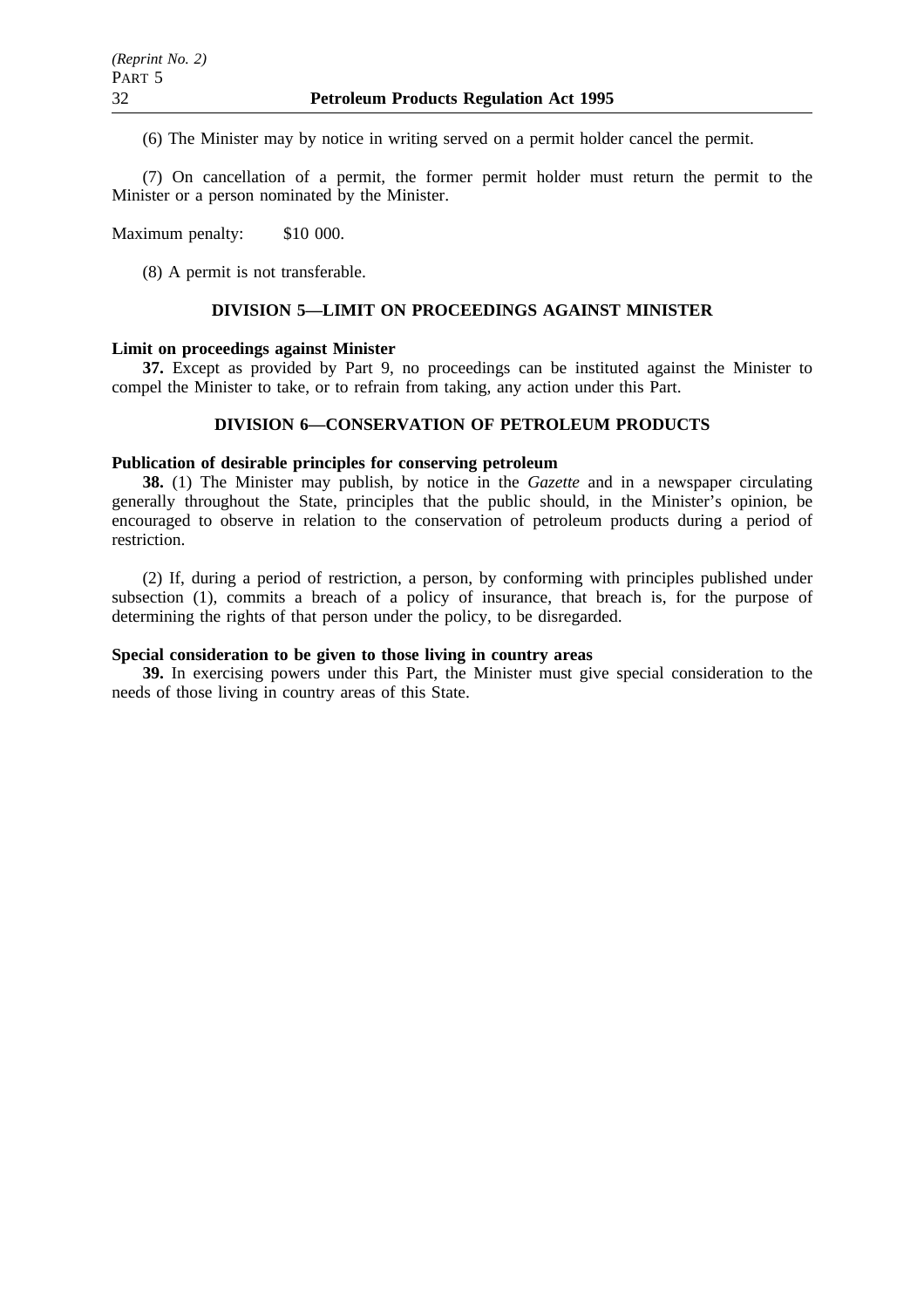(6) The Minister may by notice in writing served on a permit holder cancel the permit.

(7) On cancellation of a permit, the former permit holder must return the permit to the Minister or a person nominated by the Minister.

Maximum penalty: $10 000.

(8) A permit is not transferable.

## DIVISION 5—LIMIT ON PROCEEDINGS AGAINST MINISTER

**Limit on proceedings against Minister**

**37.** Except as provided by Part 9, no proceedings can be instituted against the Minister to compel the Minister to take, or to refrain from taking, any action under this Part.

## DIVISION 6—CONSERVATION OF PETROLEUM PRODUCTS

**Publication of desirable principles for conserving petroleum**

**38.** (1) The Minister may publish, by notice in the *Gazette* and in a newspaper circulating generally throughout the State, principles that the public should, in the Minister's opinion, be encouraged to observe in relation to the conservation of petroleum products during a period of restriction.

(2) If, during a period of restriction, a person, by conforming with principles published under subsection (1), commits a breach of a policy of insurance, that breach is, for the purpose of determining the rights of that person under the policy, to be disregarded.

**Special consideration to be given to those living in country areas**

**39.** In exercising powers under this Part, the Minister must give special consideration to the needs of those living in country areas of this State.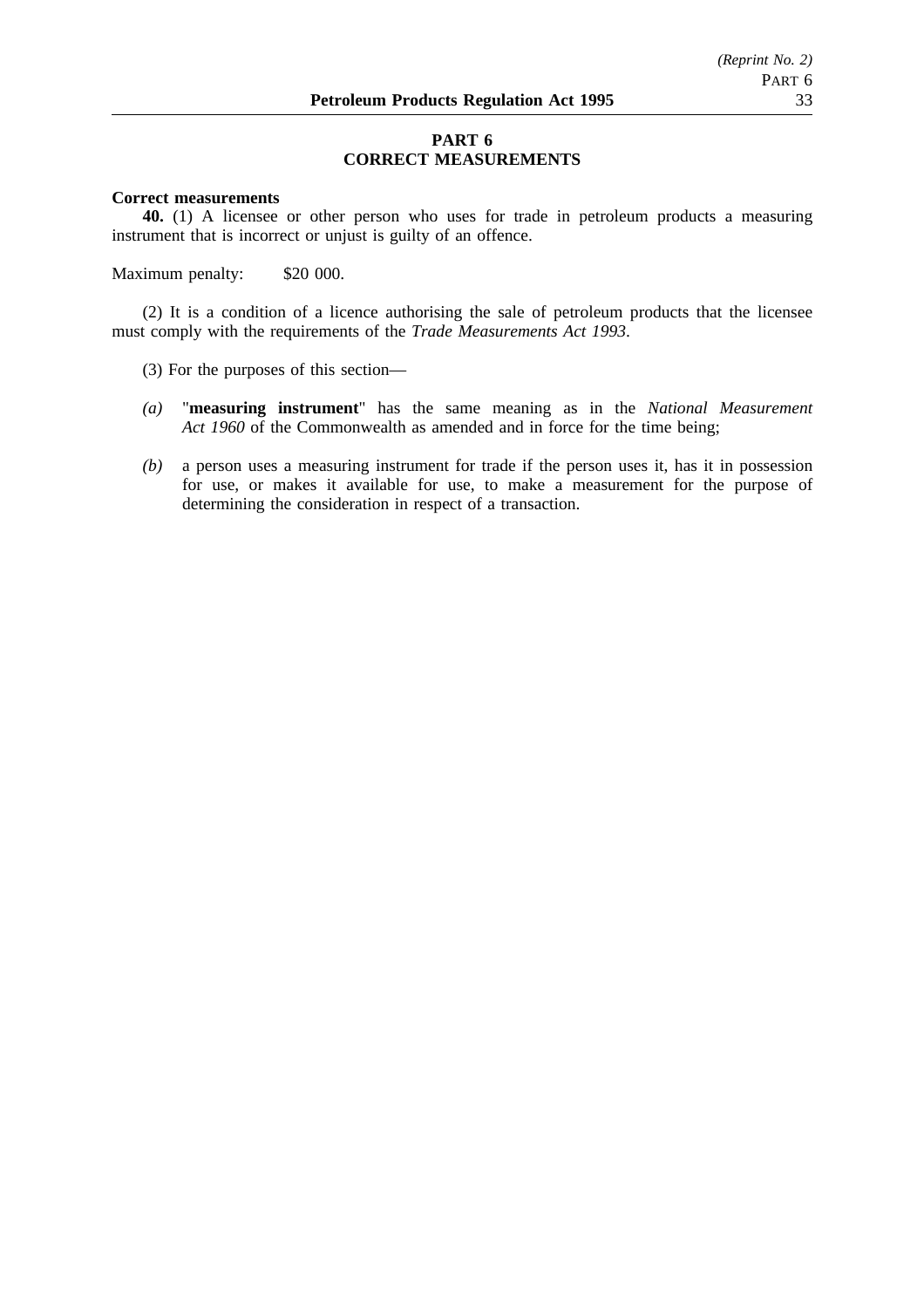## PART 6
## CORRECT MEASUREMENTS

**Correct measurements**

**40.** (1) A licensee or other person who uses for trade in petroleum products a measuring instrument that is incorrect or unjust is guilty of an offence.

Maximum penalty: $20 000.

(2) It is a condition of a licence authorising the sale of petroleum products that the licensee must comply with the requirements of the *Trade Measurements Act 1993*.

(3) For the purposes of this section—

- *(a)* "**measuring instrument**" has the same meaning as in the *National Measurement Act 1960* of the Commonwealth as amended and in force for the time being;
- *(b)* a person uses a measuring instrument for trade if the person uses it, has it in possession for use, or makes it available for use, to make a measurement for the purpose of determining the consideration in respect of a transaction.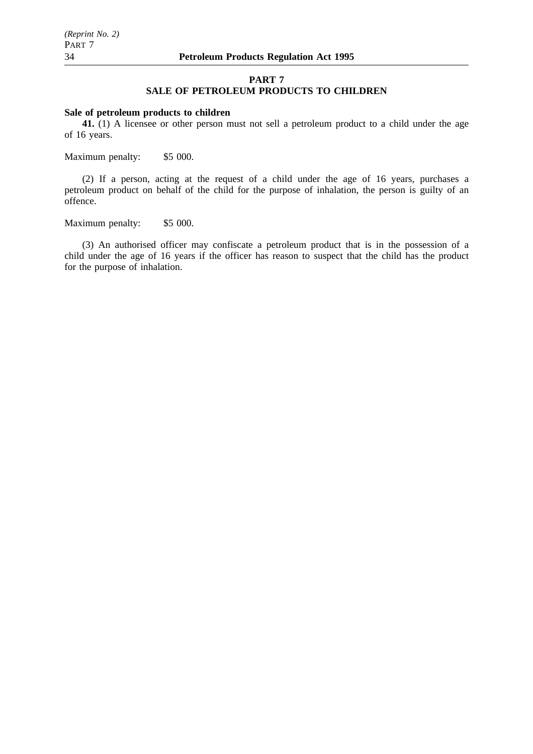# PART 7
## SALE OF PETROLEUM PRODUCTS TO CHILDREN

**Sale of petroleum products to children**

**41.** (1) A licensee or other person must not sell a petroleum product to a child under the age of 16 years.

Maximum penalty: $5 000.

(2) If a person, acting at the request of a child under the age of 16 years, purchases a petroleum product on behalf of the child for the purpose of inhalation, the person is guilty of an offence.

Maximum penalty: $5 000.

(3) An authorised officer may confiscate a petroleum product that is in the possession of a child under the age of 16 years if the officer has reason to suspect that the child has the product for the purpose of inhalation.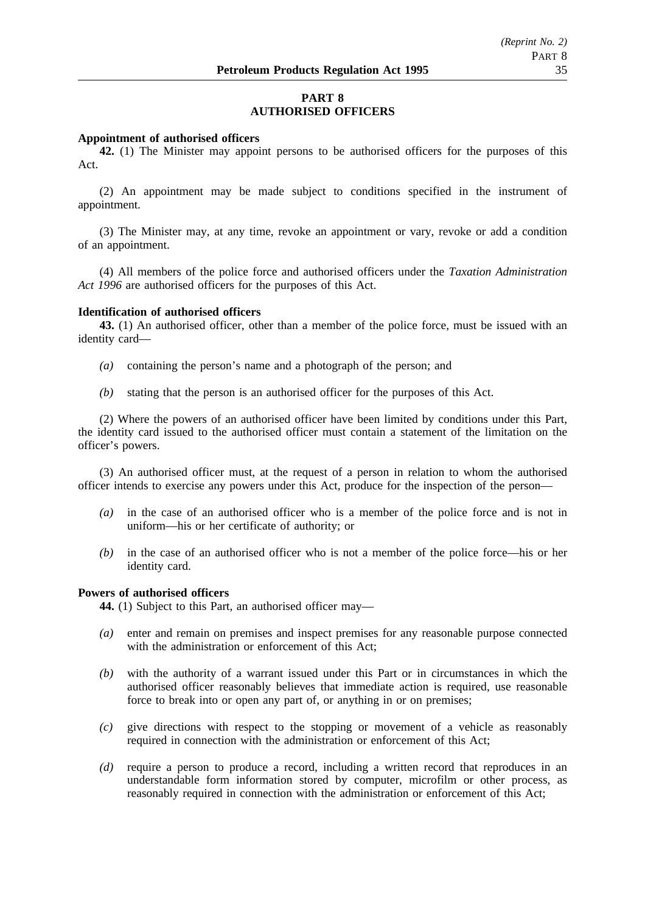## PART 8
## AUTHORISED OFFICERS

**Appointment of authorised officers**

**42.** (1) The Minister may appoint persons to be authorised officers for the purposes of this Act.

(2) An appointment may be made subject to conditions specified in the instrument of appointment.

(3) The Minister may, at any time, revoke an appointment or vary, revoke or add a condition of an appointment.

(4) All members of the police force and authorised officers under the *Taxation Administration Act 1996* are authorised officers for the purposes of this Act.

**Identification of authorised officers**

**43.** (1) An authorised officer, other than a member of the police force, must be issued with an identity card—

*(a)* containing the person's name and a photograph of the person; and

*(b)* stating that the person is an authorised officer for the purposes of this Act.

(2) Where the powers of an authorised officer have been limited by conditions under this Part, the identity card issued to the authorised officer must contain a statement of the limitation on the officer's powers.

(3) An authorised officer must, at the request of a person in relation to whom the authorised officer intends to exercise any powers under this Act, produce for the inspection of the person—

*(a)* in the case of an authorised officer who is a member of the police force and is not in uniform—his or her certificate of authority; or

*(b)* in the case of an authorised officer who is not a member of the police force—his or her identity card.

**Powers of authorised officers**

**44.** (1) Subject to this Part, an authorised officer may—

*(a)* enter and remain on premises and inspect premises for any reasonable purpose connected with the administration or enforcement of this Act;

*(b)* with the authority of a warrant issued under this Part or in circumstances in which the authorised officer reasonably believes that immediate action is required, use reasonable force to break into or open any part of, or anything in or on premises;

*(c)* give directions with respect to the stopping or movement of a vehicle as reasonably required in connection with the administration or enforcement of this Act;

*(d)* require a person to produce a record, including a written record that reproduces in an understandable form information stored by computer, microfilm or other process, as reasonably required in connection with the administration or enforcement of this Act;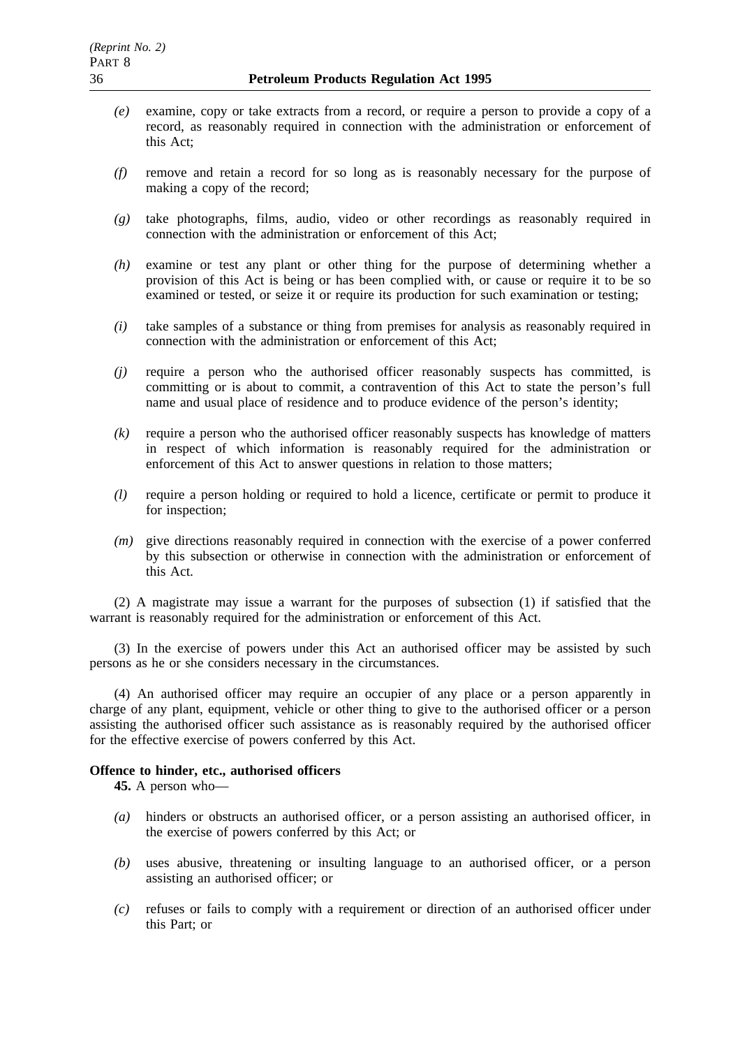*(e)* examine, copy or take extracts from a record, or require a person to provide a copy of a record, as reasonably required in connection with the administration or enforcement of this Act;

*(f)* remove and retain a record for so long as is reasonably necessary for the purpose of making a copy of the record;

*(g)* take photographs, films, audio, video or other recordings as reasonably required in connection with the administration or enforcement of this Act;

*(h)* examine or test any plant or other thing for the purpose of determining whether a provision of this Act is being or has been complied with, or cause or require it to be so examined or tested, or seize it or require its production for such examination or testing;

*(i)* take samples of a substance or thing from premises for analysis as reasonably required in connection with the administration or enforcement of this Act;

*(j)* require a person who the authorised officer reasonably suspects has committed, is committing or is about to commit, a contravention of this Act to state the person's full name and usual place of residence and to produce evidence of the person's identity;

*(k)* require a person who the authorised officer reasonably suspects has knowledge of matters in respect of which information is reasonably required for the administration or enforcement of this Act to answer questions in relation to those matters;

*(l)* require a person holding or required to hold a licence, certificate or permit to produce it for inspection;

*(m)* give directions reasonably required in connection with the exercise of a power conferred by this subsection or otherwise in connection with the administration or enforcement of this Act.

(2) A magistrate may issue a warrant for the purposes of subsection (1) if satisfied that the warrant is reasonably required for the administration or enforcement of this Act.

(3) In the exercise of powers under this Act an authorised officer may be assisted by such persons as he or she considers necessary in the circumstances.

(4) An authorised officer may require an occupier of any place or a person apparently in charge of any plant, equipment, vehicle or other thing to give to the authorised officer or a person assisting the authorised officer such assistance as is reasonably required by the authorised officer for the effective exercise of powers conferred by this Act.

**Offence to hinder, etc., authorised officers**

**45.** A person who—

*(a)* hinders or obstructs an authorised officer, or a person assisting an authorised officer, in the exercise of powers conferred by this Act; or

*(b)* uses abusive, threatening or insulting language to an authorised officer, or a person assisting an authorised officer; or

*(c)* refuses or fails to comply with a requirement or direction of an authorised officer under this Part; or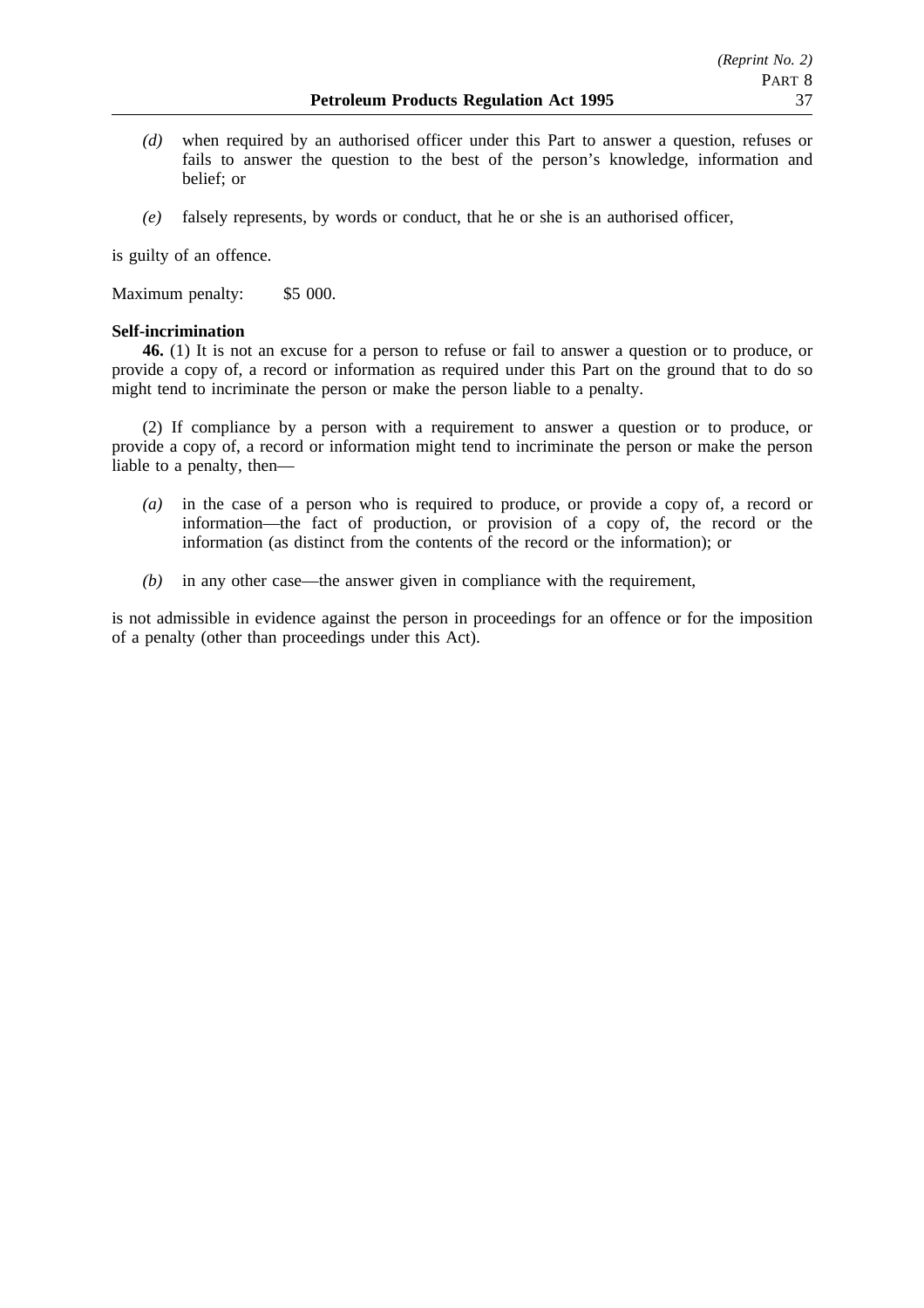*(d)* when required by an authorised officer under this Part to answer a question, refuses or fails to answer the question to the best of the person's knowledge, information and belief; or

*(e)* falsely represents, by words or conduct, that he or she is an authorised officer,

is guilty of an offence.

Maximum penalty: $5 000.

**Self-incrimination**

**46.** (1) It is not an excuse for a person to refuse or fail to answer a question or to produce, or provide a copy of, a record or information as required under this Part on the ground that to do so might tend to incriminate the person or make the person liable to a penalty.

(2) If compliance by a person with a requirement to answer a question or to produce, or provide a copy of, a record or information might tend to incriminate the person or make the person liable to a penalty, then—

*(a)* in the case of a person who is required to produce, or provide a copy of, a record or information—the fact of production, or provision of a copy of, the record or the information (as distinct from the contents of the record or the information); or

*(b)* in any other case—the answer given in compliance with the requirement,

is not admissible in evidence against the person in proceedings for an offence or for the imposition of a penalty (other than proceedings under this Act).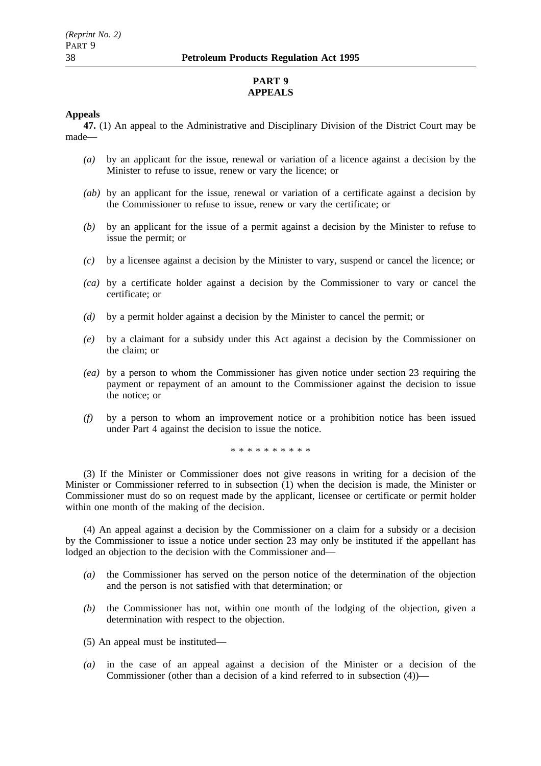## PART 9
## APPEALS

**Appeals**

**47.** (1) An appeal to the Administrative and Disciplinary Division of the District Court may be made—

*(a)* by an applicant for the issue, renewal or variation of a licence against a decision by the Minister to refuse to issue, renew or vary the licence; or

*(ab)* by an applicant for the issue, renewal or variation of a certificate against a decision by the Commissioner to refuse to issue, renew or vary the certificate; or

*(b)* by an applicant for the issue of a permit against a decision by the Minister to refuse to issue the permit; or

*(c)* by a licensee against a decision by the Minister to vary, suspend or cancel the licence; or

*(ca)* by a certificate holder against a decision by the Commissioner to vary or cancel the certificate; or

*(d)* by a permit holder against a decision by the Minister to cancel the permit; or

*(e)* by a claimant for a subsidy under this Act against a decision by the Commissioner on the claim; or

*(ea)* by a person to whom the Commissioner has given notice under section 23 requiring the payment or repayment of an amount to the Commissioner against the decision to issue the notice; or

*(f)* by a person to whom an improvement notice or a prohibition notice has been issued under Part 4 against the decision to issue the notice.

\* \* \* \* \* \* \* \* \* \*

(3) If the Minister or Commissioner does not give reasons in writing for a decision of the Minister or Commissioner referred to in subsection (1) when the decision is made, the Minister or Commissioner must do so on request made by the applicant, licensee or certificate or permit holder within one month of the making of the decision.

(4) An appeal against a decision by the Commissioner on a claim for a subsidy or a decision by the Commissioner to issue a notice under section 23 may only be instituted if the appellant has lodged an objection to the decision with the Commissioner and—

*(a)* the Commissioner has served on the person notice of the determination of the objection and the person is not satisfied with that determination; or

*(b)* the Commissioner has not, within one month of the lodging of the objection, given a determination with respect to the objection.

(5) An appeal must be instituted—

*(a)* in the case of an appeal against a decision of the Minister or a decision of the Commissioner (other than a decision of a kind referred to in subsection (4))—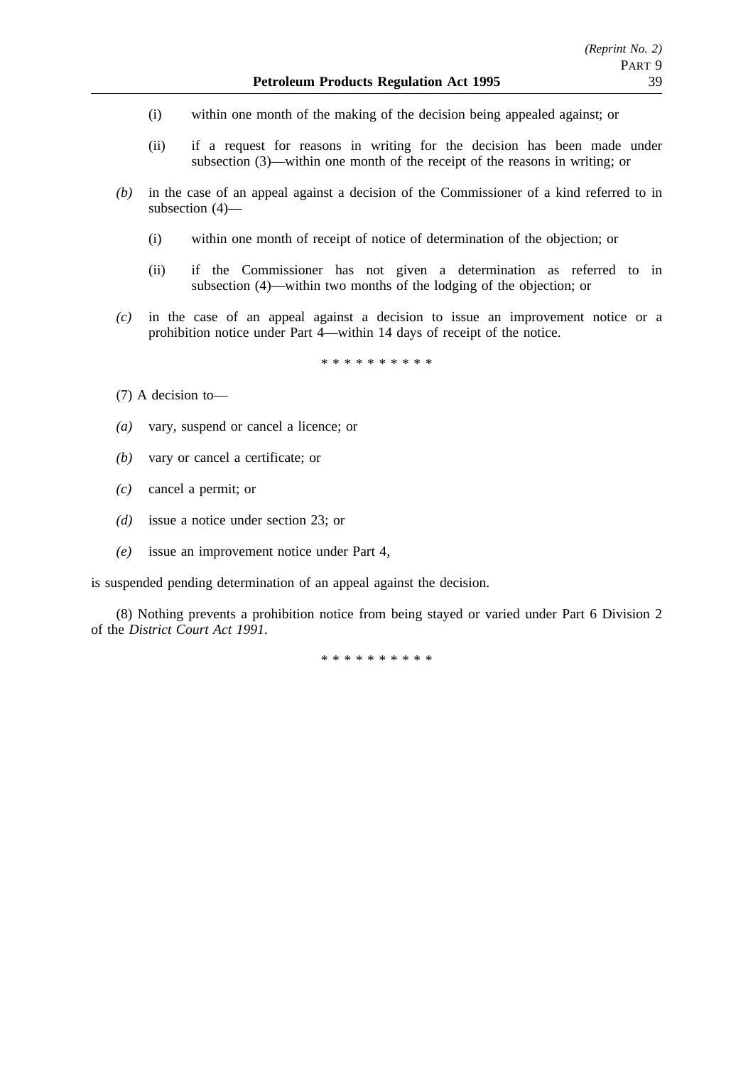(i) within one month of the making of the decision being appealed against; or

(ii) if a request for reasons in writing for the decision has been made under subsection (3)—within one month of the receipt of the reasons in writing; or

*(b)* in the case of an appeal against a decision of the Commissioner of a kind referred to in subsection (4)—

(i) within one month of receipt of notice of determination of the objection; or

(ii) if the Commissioner has not given a determination as referred to in subsection (4)—within two months of the lodging of the objection; or

*(c)* in the case of an appeal against a decision to issue an improvement notice or a prohibition notice under Part 4—within 14 days of receipt of the notice.

\* \* \* \* \* \* \* \* \* \*

(7) A decision to—

*(a)* vary, suspend or cancel a licence; or

*(b)* vary or cancel a certificate; or

*(c)* cancel a permit; or

*(d)* issue a notice under section 23; or

*(e)* issue an improvement notice under Part 4,

is suspended pending determination of an appeal against the decision.

(8) Nothing prevents a prohibition notice from being stayed or varied under Part 6 Division 2 of the *District Court Act 1991*.

\* \* \* \* \* \* \* \* \* \*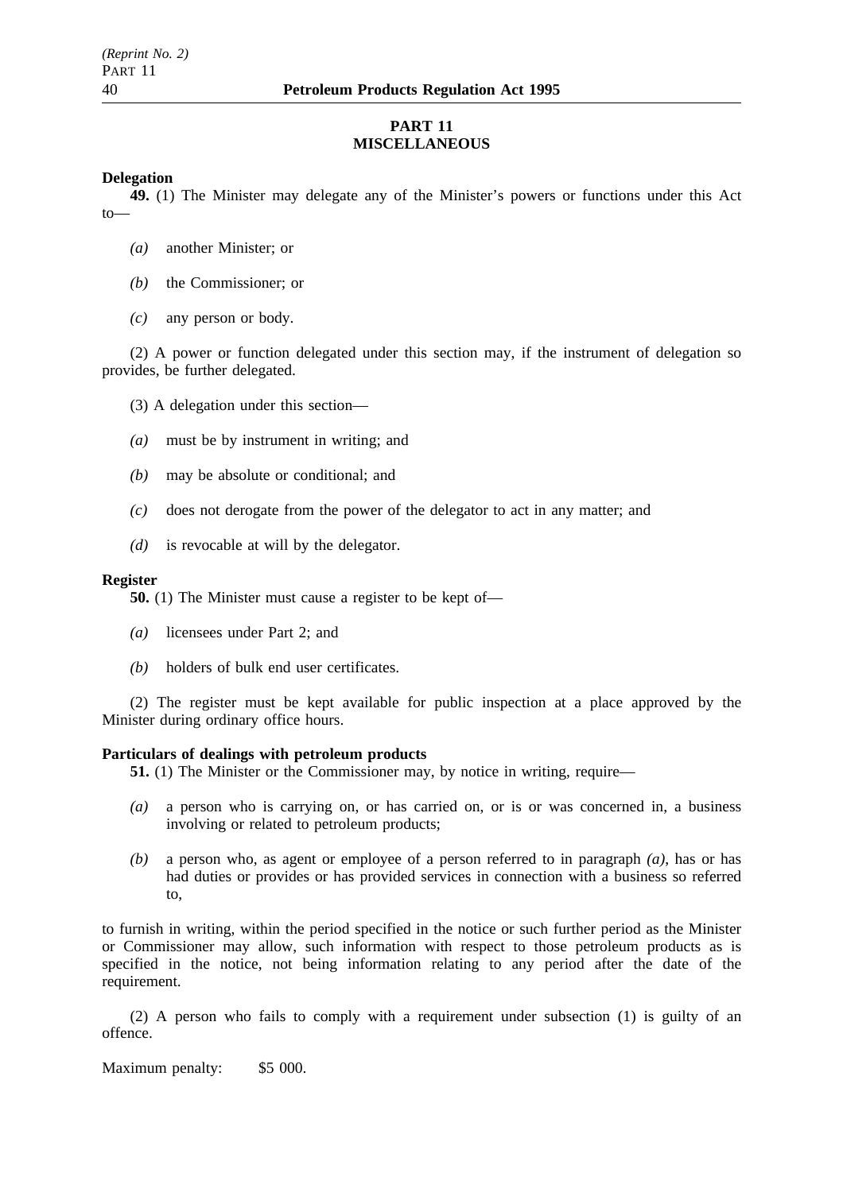## PART 11
## MISCELLANEOUS

**Delegation**

**49.** (1) The Minister may delegate any of the Minister's powers or functions under this Act to—

*(a)* another Minister; or

*(b)* the Commissioner; or

*(c)* any person or body.

(2) A power or function delegated under this section may, if the instrument of delegation so provides, be further delegated.

(3) A delegation under this section—

*(a)* must be by instrument in writing; and

*(b)* may be absolute or conditional; and

*(c)* does not derogate from the power of the delegator to act in any matter; and

*(d)* is revocable at will by the delegator.

**Register**

**50.** (1) The Minister must cause a register to be kept of—

*(a)* licensees under Part 2; and

*(b)* holders of bulk end user certificates.

(2) The register must be kept available for public inspection at a place approved by the Minister during ordinary office hours.

**Particulars of dealings with petroleum products**

**51.** (1) The Minister or the Commissioner may, by notice in writing, require—

*(a)* a person who is carrying on, or has carried on, or is or was concerned in, a business involving or related to petroleum products;

*(b)* a person who, as agent or employee of a person referred to in paragraph *(a)*, has or has had duties or provides or has provided services in connection with a business so referred to,

to furnish in writing, within the period specified in the notice or such further period as the Minister or Commissioner may allow, such information with respect to those petroleum products as is specified in the notice, not being information relating to any period after the date of the requirement.

(2) A person who fails to comply with a requirement under subsection (1) is guilty of an offence.

Maximum penalty: $5 000.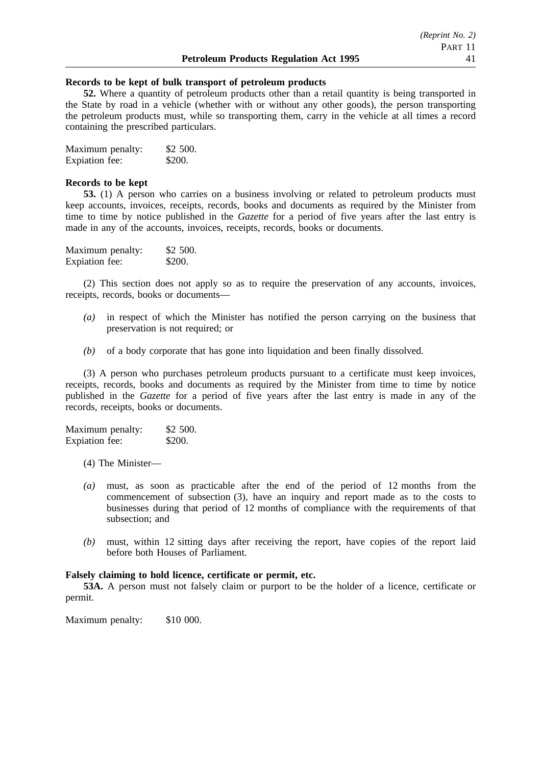**Records to be kept of bulk transport of petroleum products**

**52.** Where a quantity of petroleum products other than a retail quantity is being transported in the State by road in a vehicle (whether with or without any other goods), the person transporting the petroleum products must, while so transporting them, carry in the vehicle at all times a record containing the prescribed particulars.

Maximum penalty: $2 500.
Expiation fee: $200.

**Records to be kept**

**53.** (1) A person who carries on a business involving or related to petroleum products must keep accounts, invoices, receipts, records, books and documents as required by the Minister from time to time by notice published in the *Gazette* for a period of five years after the last entry is made in any of the accounts, invoices, receipts, records, books or documents.

Maximum penalty: $2 500.
Expiation fee: $200.

(2) This section does not apply so as to require the preservation of any accounts, invoices, receipts, records, books or documents—

*(a)* in respect of which the Minister has notified the person carrying on the business that preservation is not required; or

*(b)* of a body corporate that has gone into liquidation and been finally dissolved.

(3) A person who purchases petroleum products pursuant to a certificate must keep invoices, receipts, records, books and documents as required by the Minister from time to time by notice published in the *Gazette* for a period of five years after the last entry is made in any of the records, receipts, books or documents.

Maximum penalty: $2 500.
Expiation fee: $200.

(4) The Minister—

*(a)* must, as soon as practicable after the end of the period of 12 months from the commencement of subsection (3), have an inquiry and report made as to the costs to businesses during that period of 12 months of compliance with the requirements of that subsection; and

*(b)* must, within 12 sitting days after receiving the report, have copies of the report laid before both Houses of Parliament.

**Falsely claiming to hold licence, certificate or permit, etc.**

**53A.** A person must not falsely claim or purport to be the holder of a licence, certificate or permit.

Maximum penalty: $10 000.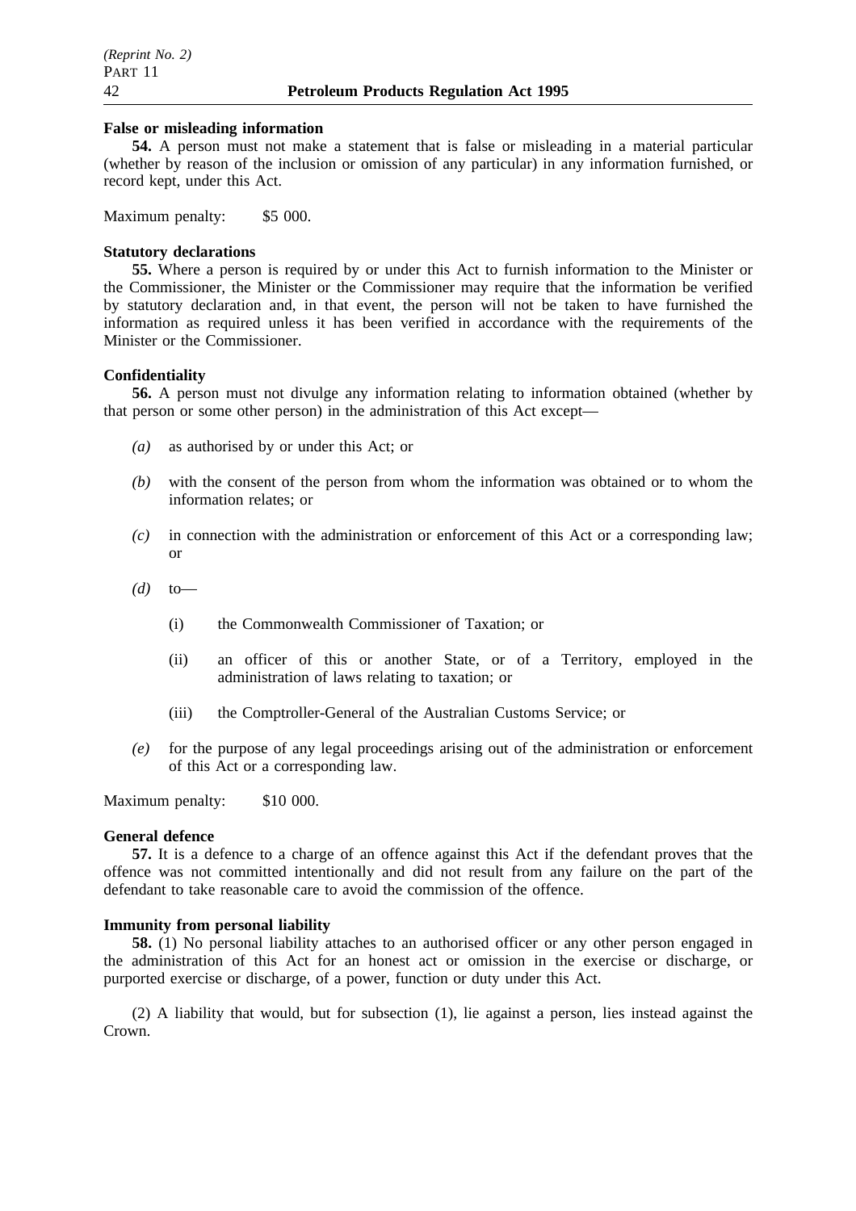**False or misleading information**

**54.** A person must not make a statement that is false or misleading in a material particular (whether by reason of the inclusion or omission of any particular) in any information furnished, or record kept, under this Act.

Maximum penalty: $5 000.

**Statutory declarations**

**55.** Where a person is required by or under this Act to furnish information to the Minister or the Commissioner, the Minister or the Commissioner may require that the information be verified by statutory declaration and, in that event, the person will not be taken to have furnished the information as required unless it has been verified in accordance with the requirements of the Minister or the Commissioner.

**Confidentiality**

**56.** A person must not divulge any information relating to information obtained (whether by that person or some other person) in the administration of this Act except—

*(a)* as authorised by or under this Act; or

*(b)* with the consent of the person from whom the information was obtained or to whom the information relates; or

*(c)* in connection with the administration or enforcement of this Act or a corresponding law; or

*(d)* to—

(i) the Commonwealth Commissioner of Taxation; or

(ii) an officer of this or another State, or of a Territory, employed in the administration of laws relating to taxation; or

(iii) the Comptroller-General of the Australian Customs Service; or

*(e)* for the purpose of any legal proceedings arising out of the administration or enforcement of this Act or a corresponding law.

Maximum penalty: $10 000.

**General defence**

**57.** It is a defence to a charge of an offence against this Act if the defendant proves that the offence was not committed intentionally and did not result from any failure on the part of the defendant to take reasonable care to avoid the commission of the offence.

**Immunity from personal liability**

**58.** (1) No personal liability attaches to an authorised officer or any other person engaged in the administration of this Act for an honest act or omission in the exercise or discharge, or purported exercise or discharge, of a power, function or duty under this Act.

(2) A liability that would, but for subsection (1), lie against a person, lies instead against the Crown.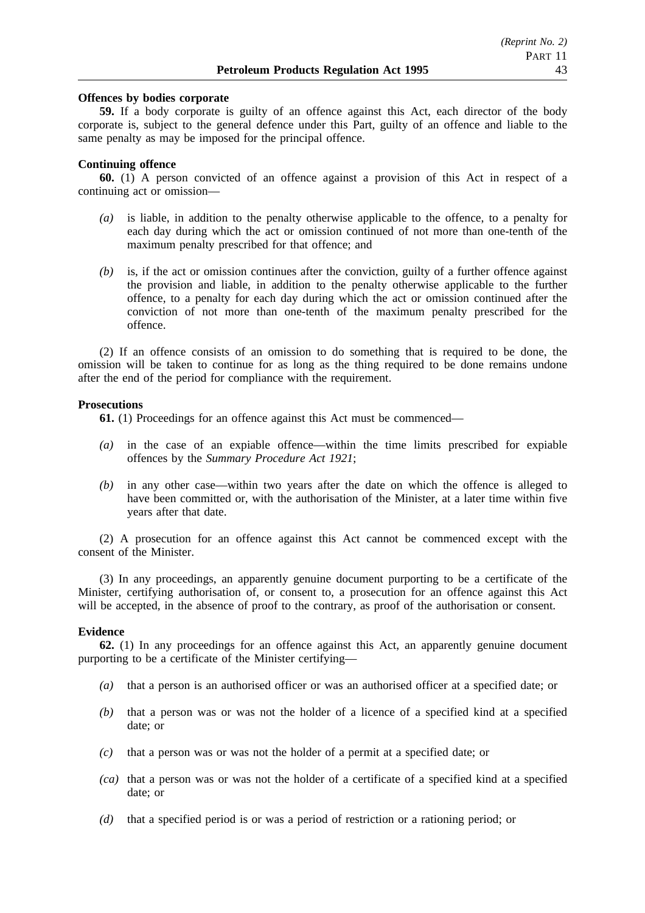**Offences by bodies corporate**

**59.** If a body corporate is guilty of an offence against this Act, each director of the body corporate is, subject to the general defence under this Part, guilty of an offence and liable to the same penalty as may be imposed for the principal offence.

**Continuing offence**

**60.** (1) A person convicted of an offence against a provision of this Act in respect of a continuing act or omission—

*(a)* is liable, in addition to the penalty otherwise applicable to the offence, to a penalty for each day during which the act or omission continued of not more than one-tenth of the maximum penalty prescribed for that offence; and

*(b)* is, if the act or omission continues after the conviction, guilty of a further offence against the provision and liable, in addition to the penalty otherwise applicable to the further offence, to a penalty for each day during which the act or omission continued after the conviction of not more than one-tenth of the maximum penalty prescribed for the offence.

(2) If an offence consists of an omission to do something that is required to be done, the omission will be taken to continue for as long as the thing required to be done remains undone after the end of the period for compliance with the requirement.

**Prosecutions**

**61.** (1) Proceedings for an offence against this Act must be commenced—

*(a)* in the case of an expiable offence—within the time limits prescribed for expiable offences by the *Summary Procedure Act 1921*;

*(b)* in any other case—within two years after the date on which the offence is alleged to have been committed or, with the authorisation of the Minister, at a later time within five years after that date.

(2) A prosecution for an offence against this Act cannot be commenced except with the consent of the Minister.

(3) In any proceedings, an apparently genuine document purporting to be a certificate of the Minister, certifying authorisation of, or consent to, a prosecution for an offence against this Act will be accepted, in the absence of proof to the contrary, as proof of the authorisation or consent.

**Evidence**

**62.** (1) In any proceedings for an offence against this Act, an apparently genuine document purporting to be a certificate of the Minister certifying—

*(a)* that a person is an authorised officer or was an authorised officer at a specified date; or

*(b)* that a person was or was not the holder of a licence of a specified kind at a specified date; or

*(c)* that a person was or was not the holder of a permit at a specified date; or

*(ca)* that a person was or was not the holder of a certificate of a specified kind at a specified date; or

*(d)* that a specified period is or was a period of restriction or a rationing period; or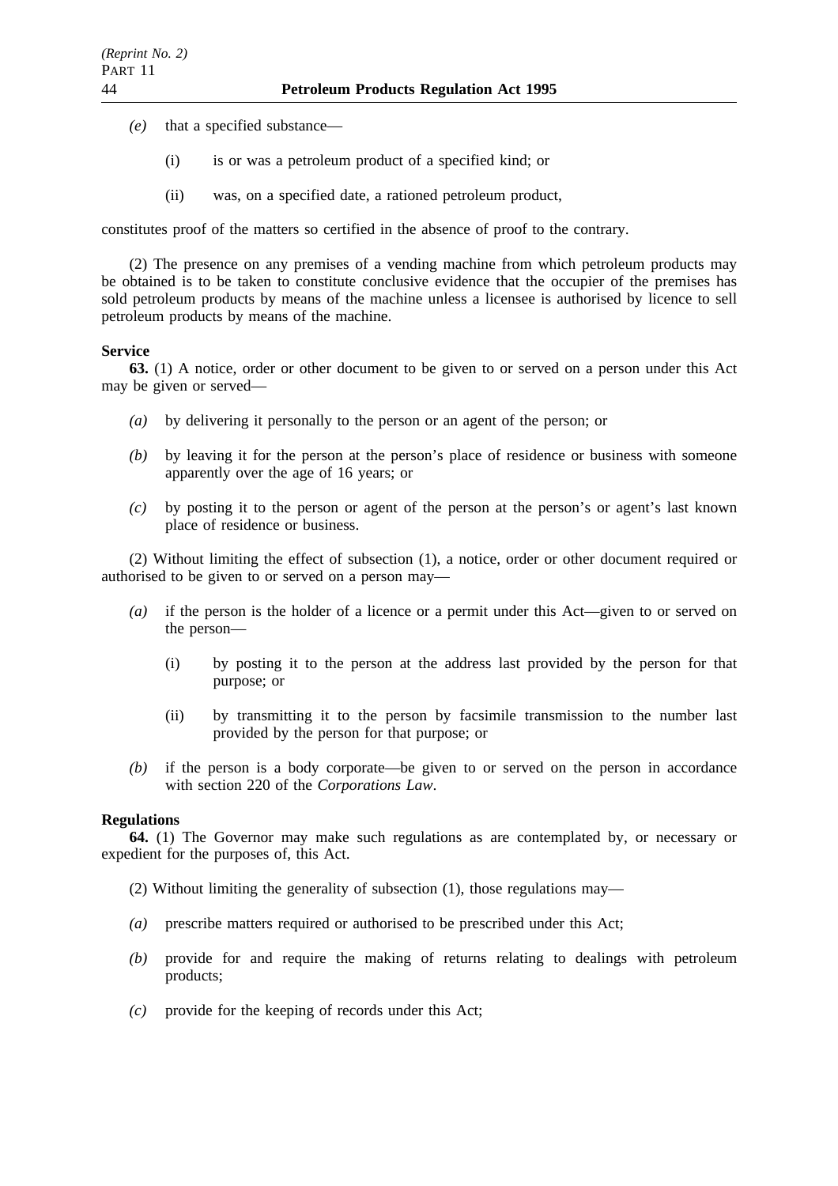*(e)* that a specified substance—

(i) is or was a petroleum product of a specified kind; or

(ii) was, on a specified date, a rationed petroleum product,

constitutes proof of the matters so certified in the absence of proof to the contrary.

(2) The presence on any premises of a vending machine from which petroleum products may be obtained is to be taken to constitute conclusive evidence that the occupier of the premises has sold petroleum products by means of the machine unless a licensee is authorised by licence to sell petroleum products by means of the machine.

**Service**

**63.** (1) A notice, order or other document to be given to or served on a person under this Act may be given or served—

*(a)* by delivering it personally to the person or an agent of the person; or

*(b)* by leaving it for the person at the person's place of residence or business with someone apparently over the age of 16 years; or

*(c)* by posting it to the person or agent of the person at the person's or agent's last known place of residence or business.

(2) Without limiting the effect of subsection (1), a notice, order or other document required or authorised to be given to or served on a person may—

*(a)* if the person is the holder of a licence or a permit under this Act—given to or served on the person—

(i) by posting it to the person at the address last provided by the person for that purpose; or

(ii) by transmitting it to the person by facsimile transmission to the number last provided by the person for that purpose; or

*(b)* if the person is a body corporate—be given to or served on the person in accordance with section 220 of the *Corporations Law*.

**Regulations**

**64.** (1) The Governor may make such regulations as are contemplated by, or necessary or expedient for the purposes of, this Act.

(2) Without limiting the generality of subsection (1), those regulations may—

*(a)* prescribe matters required or authorised to be prescribed under this Act;

*(b)* provide for and require the making of returns relating to dealings with petroleum products;

*(c)* provide for the keeping of records under this Act;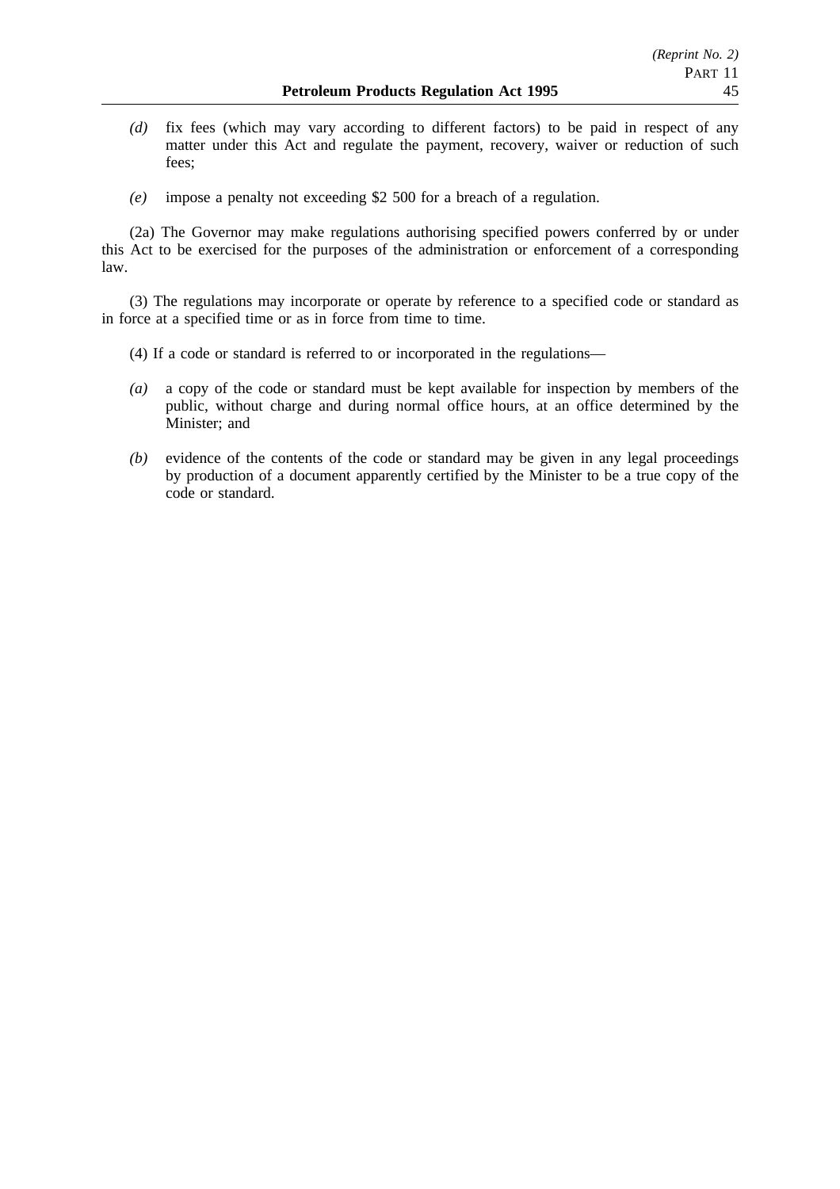*(d)* fix fees (which may vary according to different factors) to be paid in respect of any matter under this Act and regulate the payment, recovery, waiver or reduction of such fees;

*(e)* impose a penalty not exceeding $2 500 for a breach of a regulation.

(2a) The Governor may make regulations authorising specified powers conferred by or under this Act to be exercised for the purposes of the administration or enforcement of a corresponding law.

(3) The regulations may incorporate or operate by reference to a specified code or standard as in force at a specified time or as in force from time to time.

(4) If a code or standard is referred to or incorporated in the regulations—

*(a)* a copy of the code or standard must be kept available for inspection by members of the public, without charge and during normal office hours, at an office determined by the Minister; and

*(b)* evidence of the contents of the code or standard may be given in any legal proceedings by production of a document apparently certified by the Minister to be a true copy of the code or standard.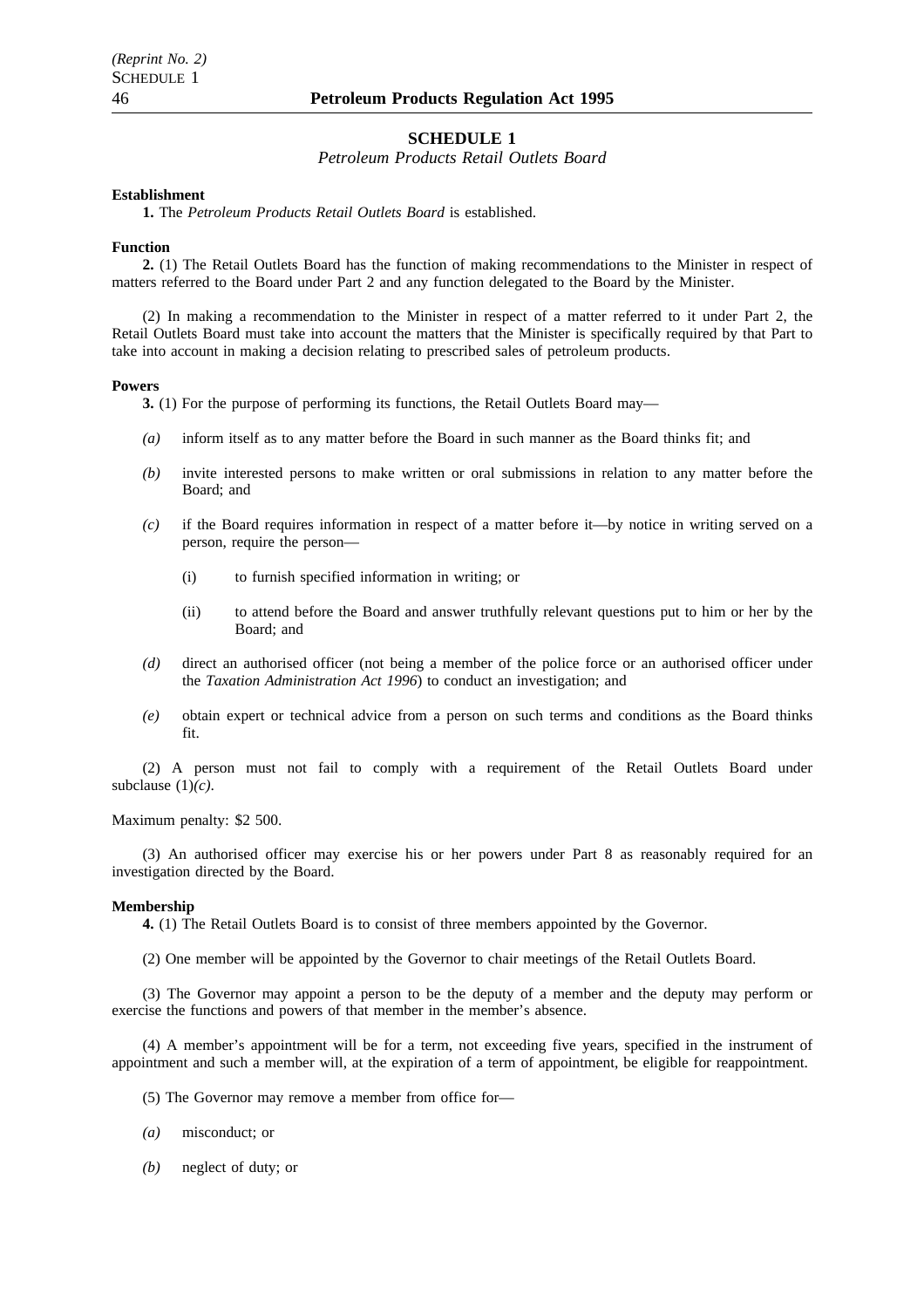## SCHEDULE 1

*Petroleum Products Retail Outlets Board*

**Establishment**

**1.** The *Petroleum Products Retail Outlets Board* is established.

**Function**

**2.** (1) The Retail Outlets Board has the function of making recommendations to the Minister in respect of matters referred to the Board under Part 2 and any function delegated to the Board by the Minister.

(2) In making a recommendation to the Minister in respect of a matter referred to it under Part 2, the Retail Outlets Board must take into account the matters that the Minister is specifically required by that Part to take into account in making a decision relating to prescribed sales of petroleum products.

**Powers**

**3.** (1) For the purpose of performing its functions, the Retail Outlets Board may—

*(a)* inform itself as to any matter before the Board in such manner as the Board thinks fit; and

*(b)* invite interested persons to make written or oral submissions in relation to any matter before the Board; and

*(c)* if the Board requires information in respect of a matter before it—by notice in writing served on a person, require the person—

(i) to furnish specified information in writing; or

(ii) to attend before the Board and answer truthfully relevant questions put to him or her by the Board; and

*(d)* direct an authorised officer (not being a member of the police force or an authorised officer under the *Taxation Administration Act 1996*) to conduct an investigation; and

*(e)* obtain expert or technical advice from a person on such terms and conditions as the Board thinks fit.

(2) A person must not fail to comply with a requirement of the Retail Outlets Board under subclause (1)*(c)*.

Maximum penalty: $2 500.

(3) An authorised officer may exercise his or her powers under Part 8 as reasonably required for an investigation directed by the Board.

**Membership**

**4.** (1) The Retail Outlets Board is to consist of three members appointed by the Governor.

(2) One member will be appointed by the Governor to chair meetings of the Retail Outlets Board.

(3) The Governor may appoint a person to be the deputy of a member and the deputy may perform or exercise the functions and powers of that member in the member's absence.

(4) A member's appointment will be for a term, not exceeding five years, specified in the instrument of appointment and such a member will, at the expiration of a term of appointment, be eligible for reappointment.

(5) The Governor may remove a member from office for—

*(a)* misconduct; or

*(b)* neglect of duty; or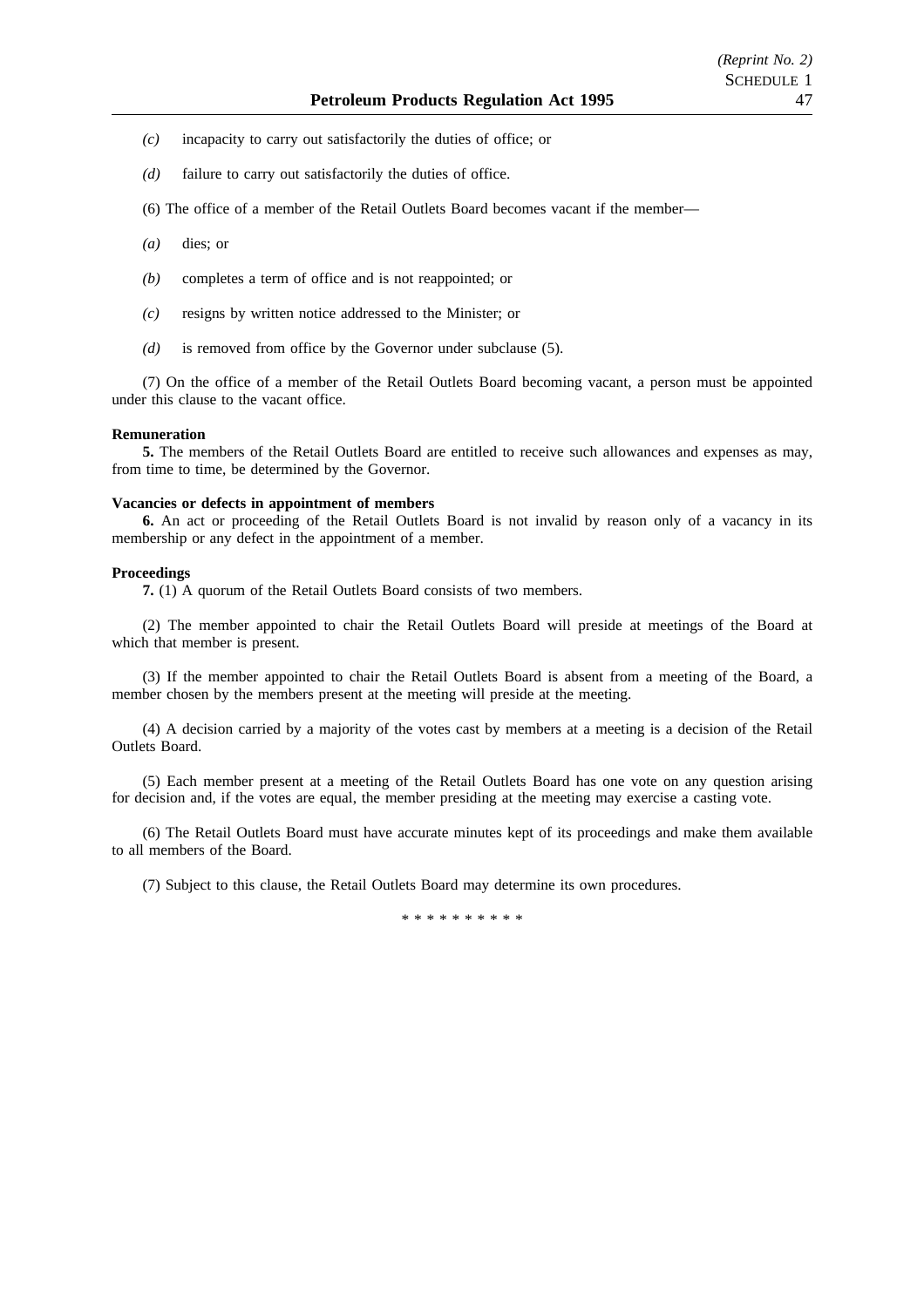*(c)* incapacity to carry out satisfactorily the duties of office; or

*(d)* failure to carry out satisfactorily the duties of office.

(6) The office of a member of the Retail Outlets Board becomes vacant if the member—

*(a)* dies; or

*(b)* completes a term of office and is not reappointed; or

*(c)* resigns by written notice addressed to the Minister; or

*(d)* is removed from office by the Governor under subclause (5).

(7) On the office of a member of the Retail Outlets Board becoming vacant, a person must be appointed under this clause to the vacant office.

**Remuneration**

**5.** The members of the Retail Outlets Board are entitled to receive such allowances and expenses as may, from time to time, be determined by the Governor.

**Vacancies or defects in appointment of members**

**6.** An act or proceeding of the Retail Outlets Board is not invalid by reason only of a vacancy in its membership or any defect in the appointment of a member.

**Proceedings**

**7.** (1) A quorum of the Retail Outlets Board consists of two members.

(2) The member appointed to chair the Retail Outlets Board will preside at meetings of the Board at which that member is present.

(3) If the member appointed to chair the Retail Outlets Board is absent from a meeting of the Board, a member chosen by the members present at the meeting will preside at the meeting.

(4) A decision carried by a majority of the votes cast by members at a meeting is a decision of the Retail Outlets Board.

(5) Each member present at a meeting of the Retail Outlets Board has one vote on any question arising for decision and, if the votes are equal, the member presiding at the meeting may exercise a casting vote.

(6) The Retail Outlets Board must have accurate minutes kept of its proceedings and make them available to all members of the Board.

(7) Subject to this clause, the Retail Outlets Board may determine its own procedures.

* * * * * * * * * *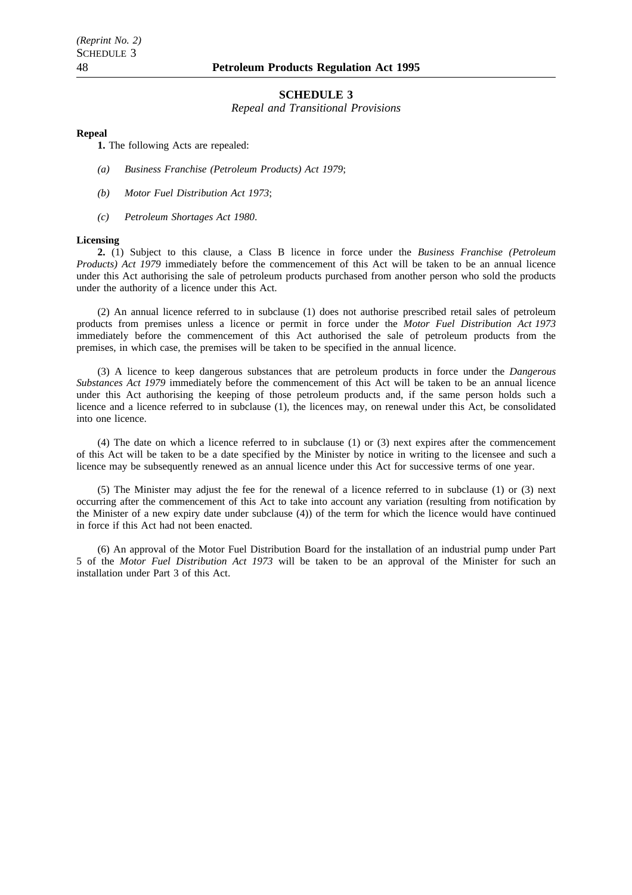## SCHEDULE 3

*Repeal and Transitional Provisions*

**Repeal**

**1.** The following Acts are repealed:

*(a)* *Business Franchise (Petroleum Products) Act 1979*;

*(b)* *Motor Fuel Distribution Act 1973*;

*(c)* *Petroleum Shortages Act 1980*.

**Licensing**

**2.** (1) Subject to this clause, a Class B licence in force under the *Business Franchise (Petroleum Products) Act 1979* immediately before the commencement of this Act will be taken to be an annual licence under this Act authorising the sale of petroleum products purchased from another person who sold the products under the authority of a licence under this Act.

(2) An annual licence referred to in subclause (1) does not authorise prescribed retail sales of petroleum products from premises unless a licence or permit in force under the *Motor Fuel Distribution Act 1973* immediately before the commencement of this Act authorised the sale of petroleum products from the premises, in which case, the premises will be taken to be specified in the annual licence.

(3) A licence to keep dangerous substances that are petroleum products in force under the *Dangerous Substances Act 1979* immediately before the commencement of this Act will be taken to be an annual licence under this Act authorising the keeping of those petroleum products and, if the same person holds such a licence and a licence referred to in subclause (1), the licences may, on renewal under this Act, be consolidated into one licence.

(4) The date on which a licence referred to in subclause (1) or (3) next expires after the commencement of this Act will be taken to be a date specified by the Minister by notice in writing to the licensee and such a licence may be subsequently renewed as an annual licence under this Act for successive terms of one year.

(5) The Minister may adjust the fee for the renewal of a licence referred to in subclause (1) or (3) next occurring after the commencement of this Act to take into account any variation (resulting from notification by the Minister of a new expiry date under subclause (4)) of the term for which the licence would have continued in force if this Act had not been enacted.

(6) An approval of the Motor Fuel Distribution Board for the installation of an industrial pump under Part 5 of the *Motor Fuel Distribution Act 1973* will be taken to be an approval of the Minister for such an installation under Part 3 of this Act.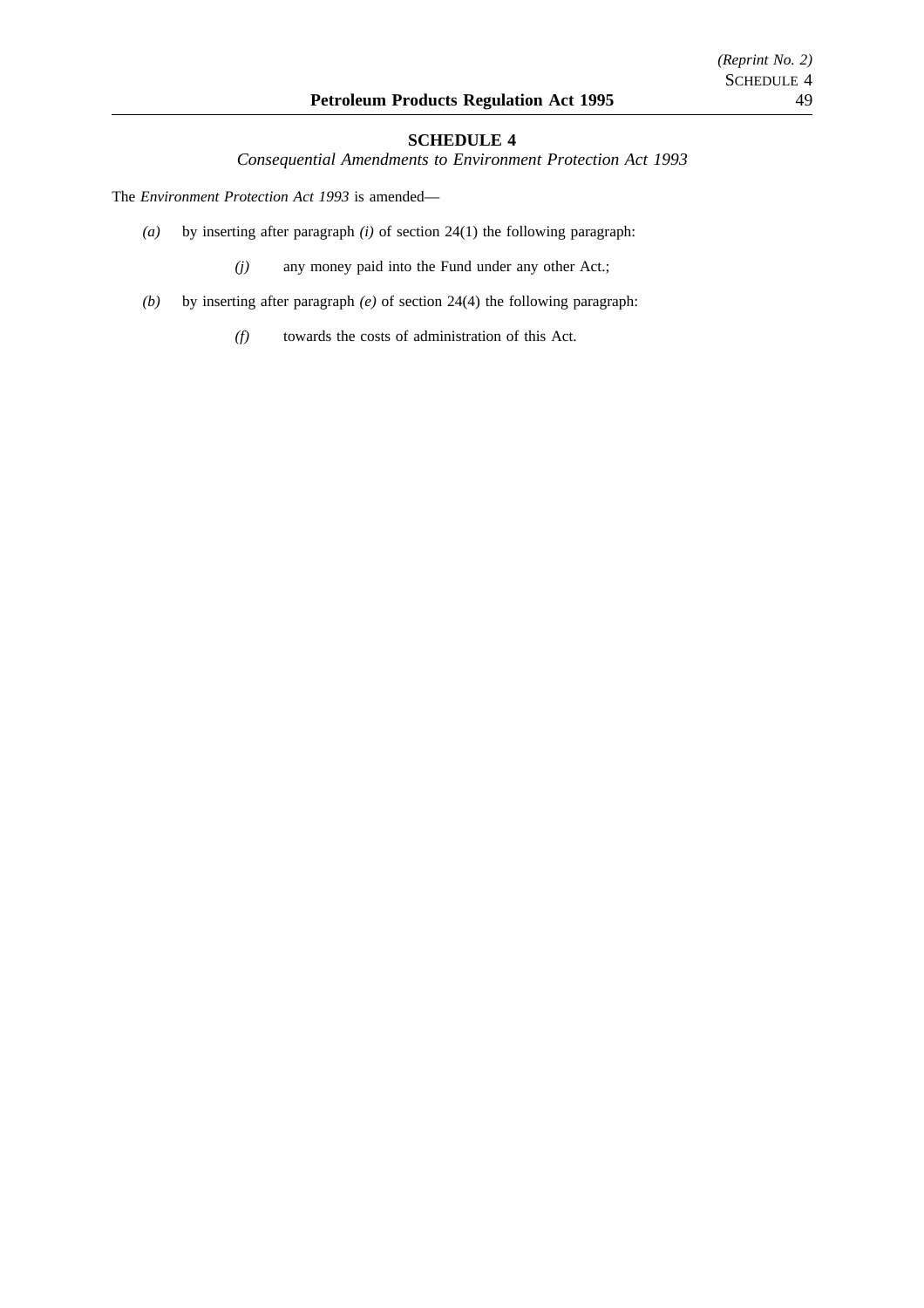## SCHEDULE 4

*Consequential Amendments to Environment Protection Act 1993*

The *Environment Protection Act 1993* is amended—

*(a)* by inserting after paragraph *(i)* of section 24(1) the following paragraph:

> *(j)* any money paid into the Fund under any other Act.;

*(b)* by inserting after paragraph *(e)* of section 24(4) the following paragraph:

> *(f)* towards the costs of administration of this Act.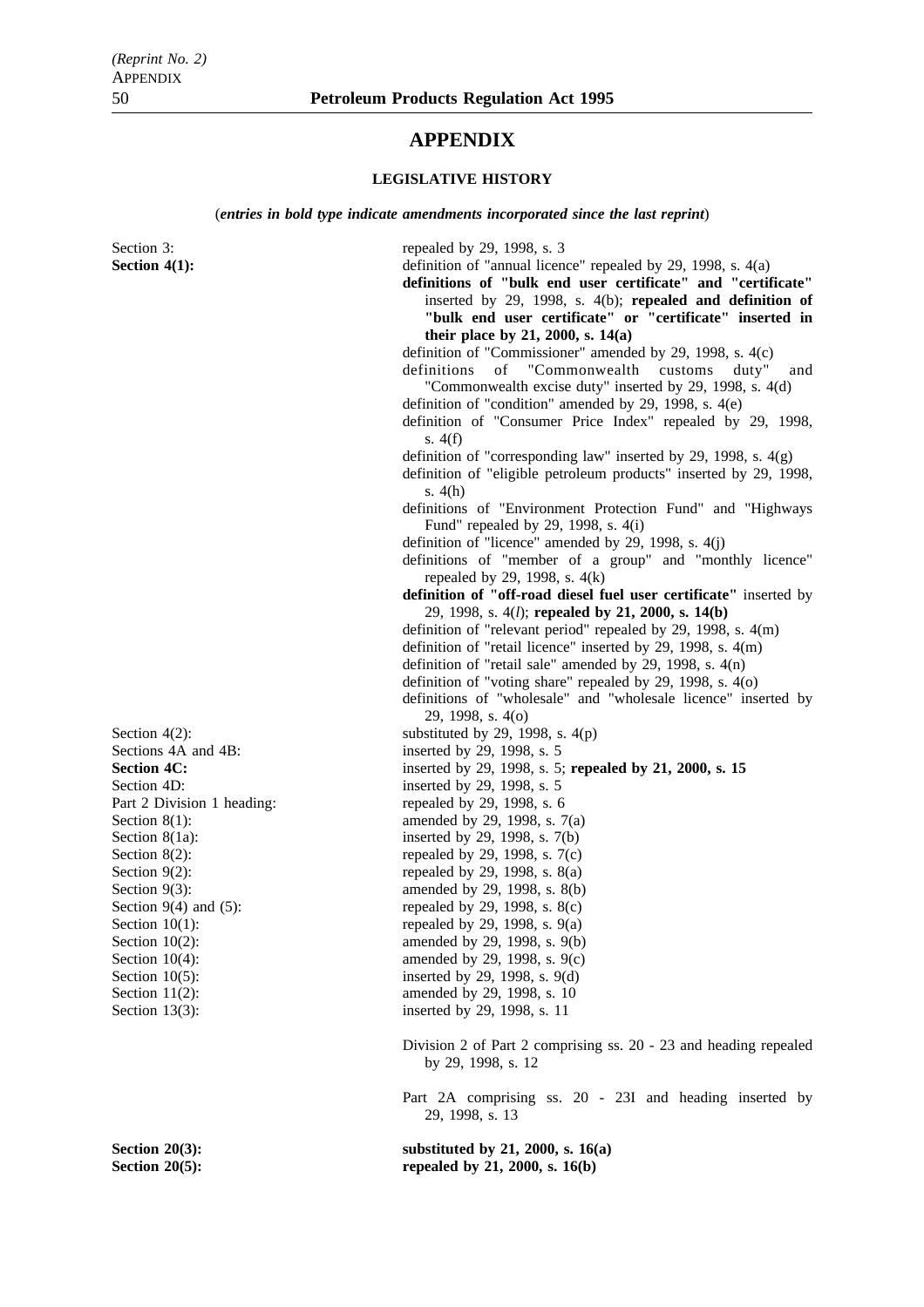# APPENDIX

## LEGISLATIVE HISTORY

(*entries in bold type indicate amendments incorporated since the last reprint*)

| | |
|---|---|
| Section 3: | repealed by 29, 1998, s. 3 |
| **Section 4(1):** | definition of "annual licence" repealed by 29, 1998, s. 4(a)<br>**definitions of "bulk end user certificate" and "certificate"** inserted by 29, 1998, s. 4(b); **repealed and definition of "bulk end user certificate" or "certificate" inserted in their place by 21, 2000, s. 14(a)**<br>definition of "Commissioner" amended by 29, 1998, s. 4(c)<br>definitions of "Commonwealth customs duty" and "Commonwealth excise duty" inserted by 29, 1998, s. 4(d)<br>definition of "condition" amended by 29, 1998, s. 4(e)<br>definition of "Consumer Price Index" repealed by 29, 1998, s. 4(f)<br>definition of "corresponding law" inserted by 29, 1998, s. 4(g)<br>definition of "eligible petroleum products" inserted by 29, 1998, s. 4(h)<br>definitions of "Environment Protection Fund" and "Highways Fund" repealed by 29, 1998, s. 4(i)<br>definition of "licence" amended by 29, 1998, s. 4(j)<br>definitions of "member of a group" and "monthly licence" repealed by 29, 1998, s. 4(k)<br>**definition of "off-road diesel fuel user certificate"** inserted by 29, 1998, s. 4(*l*); **repealed by 21, 2000, s. 14(b)**<br>definition of "relevant period" repealed by 29, 1998, s. 4(m)<br>definition of "retail licence" inserted by 29, 1998, s. 4(m)<br>definition of "retail sale" amended by 29, 1998, s. 4(n)<br>definition of "voting share" repealed by 29, 1998, s. 4(o)<br>definitions of "wholesale" and "wholesale licence" inserted by 29, 1998, s. 4(o) |
| Section 4(2): | substituted by 29, 1998, s. 4(p) |
| Sections 4A and 4B: | inserted by 29, 1998, s. 5 |
| **Section 4C:** | inserted by 29, 1998, s. 5; **repealed by 21, 2000, s. 15** |
| Section 4D: | inserted by 29, 1998, s. 5 |
| Part 2 Division 1 heading: | repealed by 29, 1998, s. 6 |
| Section 8(1): | amended by 29, 1998, s. 7(a) |
| Section 8(1a): | inserted by 29, 1998, s. 7(b) |
| Section 8(2): | repealed by 29, 1998, s. 7(c) |
| Section 9(2): | repealed by 29, 1998, s. 8(a) |
| Section 9(3): | amended by 29, 1998, s. 8(b) |
| Section 9(4) and (5): | repealed by 29, 1998, s. 8(c) |
| Section 10(1): | repealed by 29, 1998, s. 9(a) |
| Section 10(2): | amended by 29, 1998, s. 9(b) |
| Section 10(4): | amended by 29, 1998, s. 9(c) |
| Section 10(5): | inserted by 29, 1998, s. 9(d) |
| Section 11(2): | amended by 29, 1998, s. 10 |
| Section 13(3): | inserted by 29, 1998, s. 11 |
| | Division 2 of Part 2 comprising ss. 20 - 23 and heading repealed by 29, 1998, s. 12 |
| | Part 2A comprising ss. 20 - 23I and heading inserted by 29, 1998, s. 13 |
| **Section 20(3):** | **substituted by 21, 2000, s. 16(a)** |
| **Section 20(5):** | **repealed by 21, 2000, s. 16(b)** |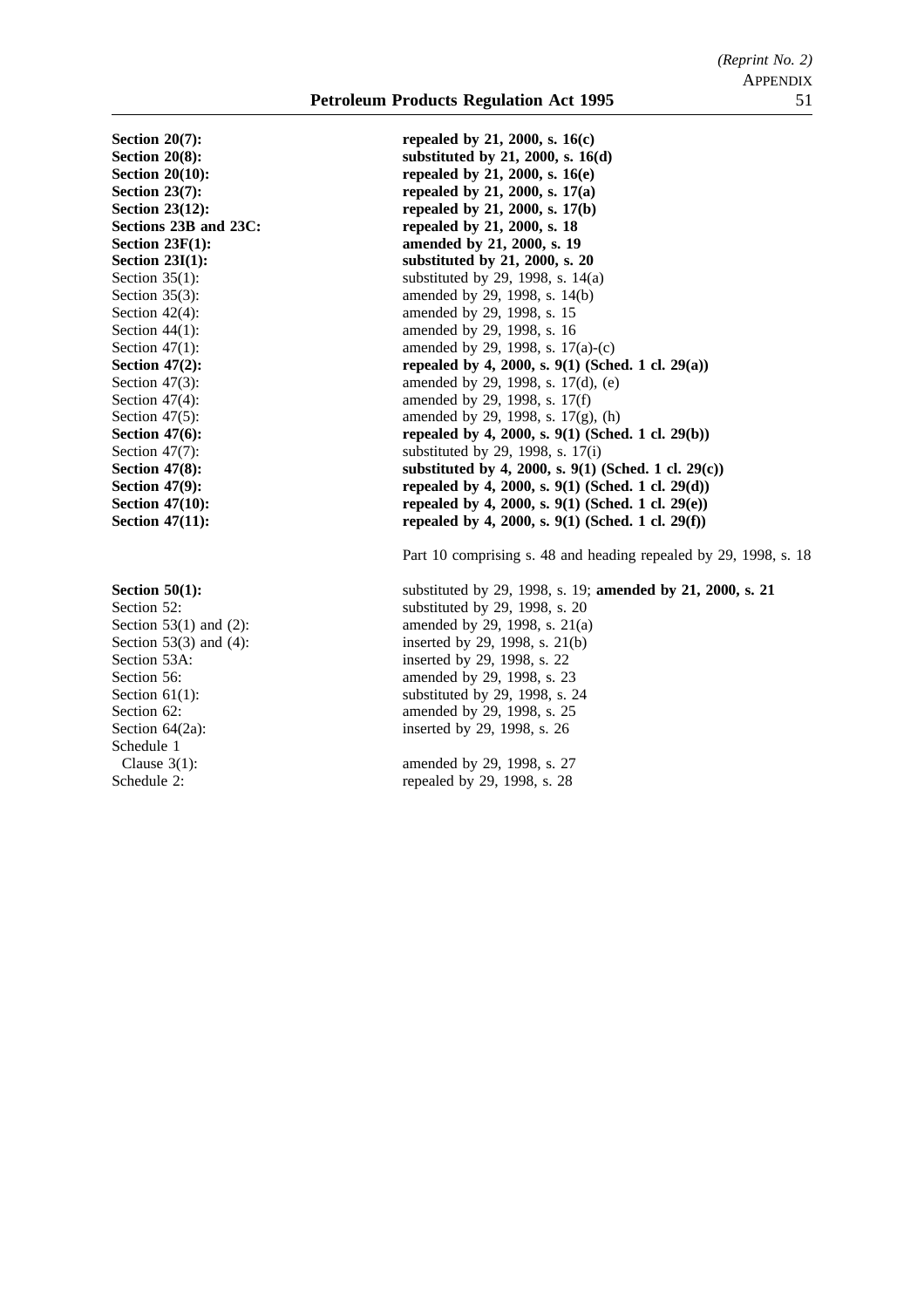| | |
|---|---|
| **Section 20(7):** | **repealed by 21, 2000, s. 16(c)** |
| **Section 20(8):** | **substituted by 21, 2000, s. 16(d)** |
| **Section 20(10):** | **repealed by 21, 2000, s. 16(e)** |
| **Section 23(7):** | **repealed by 21, 2000, s. 17(a)** |
| **Section 23(12):** | **repealed by 21, 2000, s. 17(b)** |
| **Sections 23B and 23C:** | **repealed by 21, 2000, s. 18** |
| **Section 23F(1):** | **amended by 21, 2000, s. 19** |
| **Section 23I(1):** | **substituted by 21, 2000, s. 20** |
| Section 35(1): | substituted by 29, 1998, s. 14(a) |
| Section 35(3): | amended by 29, 1998, s. 14(b) |
| Section 42(4): | amended by 29, 1998, s. 15 |
| Section 44(1): | amended by 29, 1998, s. 16 |
| Section 47(1): | amended by 29, 1998, s. 17(a)-(c) |
| **Section 47(2):** | **repealed by 4, 2000, s. 9(1) (Sched. 1 cl. 29(a))** |
| Section 47(3): | amended by 29, 1998, s. 17(d), (e) |
| Section 47(4): | amended by 29, 1998, s. 17(f) |
| Section 47(5): | amended by 29, 1998, s. 17(g), (h) |
| **Section 47(6):** | **repealed by 4, 2000, s. 9(1) (Sched. 1 cl. 29(b))** |
| Section 47(7): | substituted by 29, 1998, s. 17(i) |
| **Section 47(8):** | **substituted by 4, 2000, s. 9(1) (Sched. 1 cl. 29(c))** |
| **Section 47(9):** | **repealed by 4, 2000, s. 9(1) (Sched. 1 cl. 29(d))** |
| **Section 47(10):** | **repealed by 4, 2000, s. 9(1) (Sched. 1 cl. 29(e))** |
| **Section 47(11):** | **repealed by 4, 2000, s. 9(1) (Sched. 1 cl. 29(f))** |
| | Part 10 comprising s. 48 and heading repealed by 29, 1998, s. 18 |
| **Section 50(1):** | substituted by 29, 1998, s. 19; **amended by 21, 2000, s. 21** |
| Section 52: | substituted by 29, 1998, s. 20 |
| Section 53(1) and (2): | amended by 29, 1998, s. 21(a) |
| Section 53(3) and (4): | inserted by 29, 1998, s. 21(b) |
| Section 53A: | inserted by 29, 1998, s. 22 |
| Section 56: | amended by 29, 1998, s. 23 |
| Section 61(1): | substituted by 29, 1998, s. 24 |
| Section 62: | amended by 29, 1998, s. 25 |
| Section 64(2a): | inserted by 29, 1998, s. 26 |
| Schedule 1 | |
| Clause 3(1): | amended by 29, 1998, s. 27 |
| Schedule 2: | repealed by 29, 1998, s. 28 |